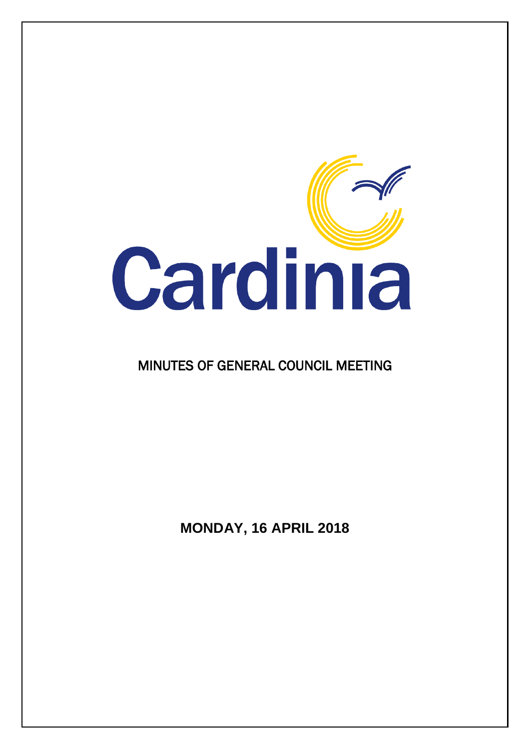Cardinia

# MINUTES OF GENERAL COUNCIL MEETING

**MONDAY, 16 APRIL 2018**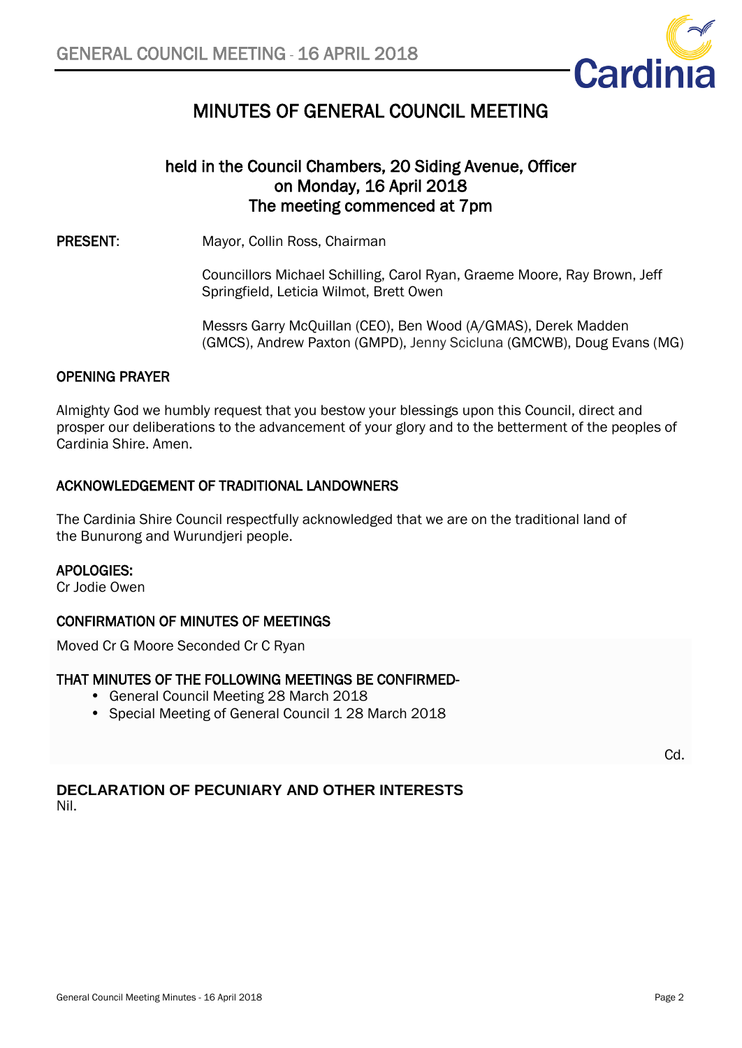# MINUTES OF GENERAL COUNCIL MEETING

**held in the Council Chambers, 20 Siding Avenue, Officer**
**on Monday, 16 April 2018**
**The meeting commenced at 7pm**

**PRESENT:** Mayor, Collin Ross, Chairman

Councillors Michael Schilling, Carol Ryan, Graeme Moore, Ray Brown, Jeff Springfield, Leticia Wilmot, Brett Owen

Messrs Garry McQuillan (CEO), Ben Wood (A/GMAS), Derek Madden (GMCS), Andrew Paxton (GMPD), Jenny Scicluna (GMCWB), Doug Evans (MG)

## OPENING PRAYER

Almighty God we humbly request that you bestow your blessings upon this Council, direct and prosper our deliberations to the advancement of your glory and to the betterment of the peoples of Cardinia Shire. Amen.

## ACKNOWLEDGEMENT OF TRADITIONAL LANDOWNERS

The Cardinia Shire Council respectfully acknowledged that we are on the traditional land of the Bunurong and Wurundjeri people.

## APOLOGIES:

Cr Jodie Owen

## CONFIRMATION OF MINUTES OF MEETINGS

Moved Cr G Moore Seconded Cr C Ryan

**THAT MINUTES OF THE FOLLOWING MEETINGS BE CONFIRMED-**

- General Council Meeting 28 March 2018
- Special Meeting of General Council 1 28 March 2018

Cd.

## DECLARATION OF PECUNIARY AND OTHER INTERESTS

Nil.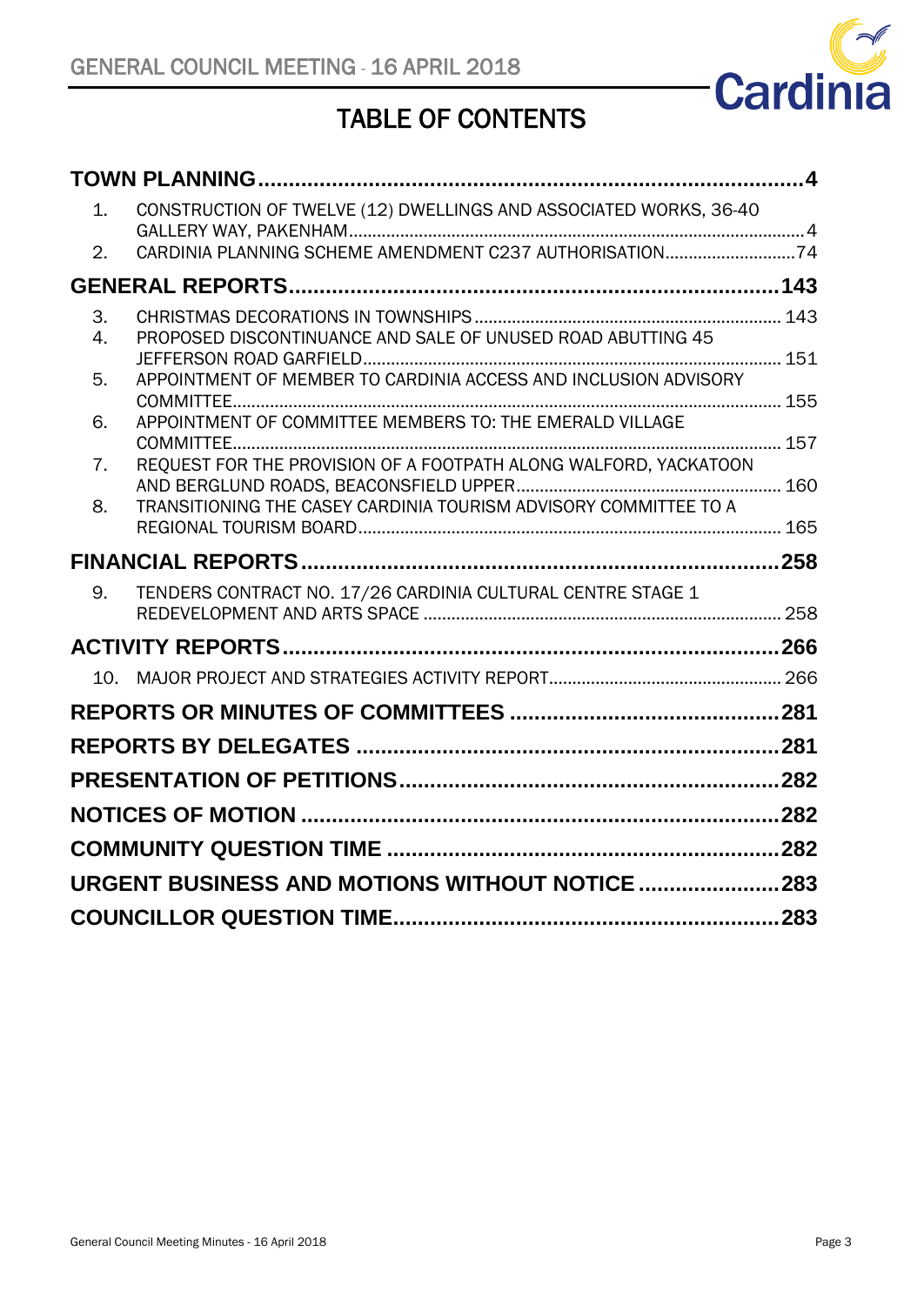# TABLE OF CONTENTS

**TOWN PLANNING** ..... **4**

1. CONSTRUCTION OF TWELVE (12) DWELLINGS AND ASSOCIATED WORKS, 36-40 GALLERY WAY, PAKENHAM ..... 4
2. CARDINIA PLANNING SCHEME AMENDMENT C237 AUTHORISATION ..... 74

**GENERAL REPORTS** ..... **143**

3. CHRISTMAS DECORATIONS IN TOWNSHIPS ..... 143
4. PROPOSED DISCONTINUANCE AND SALE OF UNUSED ROAD ABUTTING 45 JEFFERSON ROAD GARFIELD ..... 151
5. APPOINTMENT OF MEMBER TO CARDINIA ACCESS AND INCLUSION ADVISORY COMMITTEE ..... 155
6. APPOINTMENT OF COMMITTEE MEMBERS TO: THE EMERALD VILLAGE COMMITTEE ..... 157
7. REQUEST FOR THE PROVISION OF A FOOTPATH ALONG WALFORD, YACKATOON AND BERGLUND ROADS, BEACONSFIELD UPPER ..... 160
8. TRANSITIONING THE CASEY CARDINIA TOURISM ADVISORY COMMITTEE TO A REGIONAL TOURISM BOARD ..... 165

**FINANCIAL REPORTS** ..... **258**

9. TENDERS CONTRACT NO. 17/26 CARDINIA CULTURAL CENTRE STAGE 1 REDEVELOPMENT AND ARTS SPACE ..... 258

**ACTIVITY REPORTS** ..... **266**

10. MAJOR PROJECT AND STRATEGIES ACTIVITY REPORT ..... 266

**REPORTS OR MINUTES OF COMMITTEES** ..... **281**

**REPORTS BY DELEGATES** ..... **281**

**PRESENTATION OF PETITIONS** ..... **282**

**NOTICES OF MOTION** ..... **282**

**COMMUNITY QUESTION TIME** ..... **282**

**URGENT BUSINESS AND MOTIONS WITHOUT NOTICE** ..... **283**

**COUNCILLOR QUESTION TIME** ..... **283**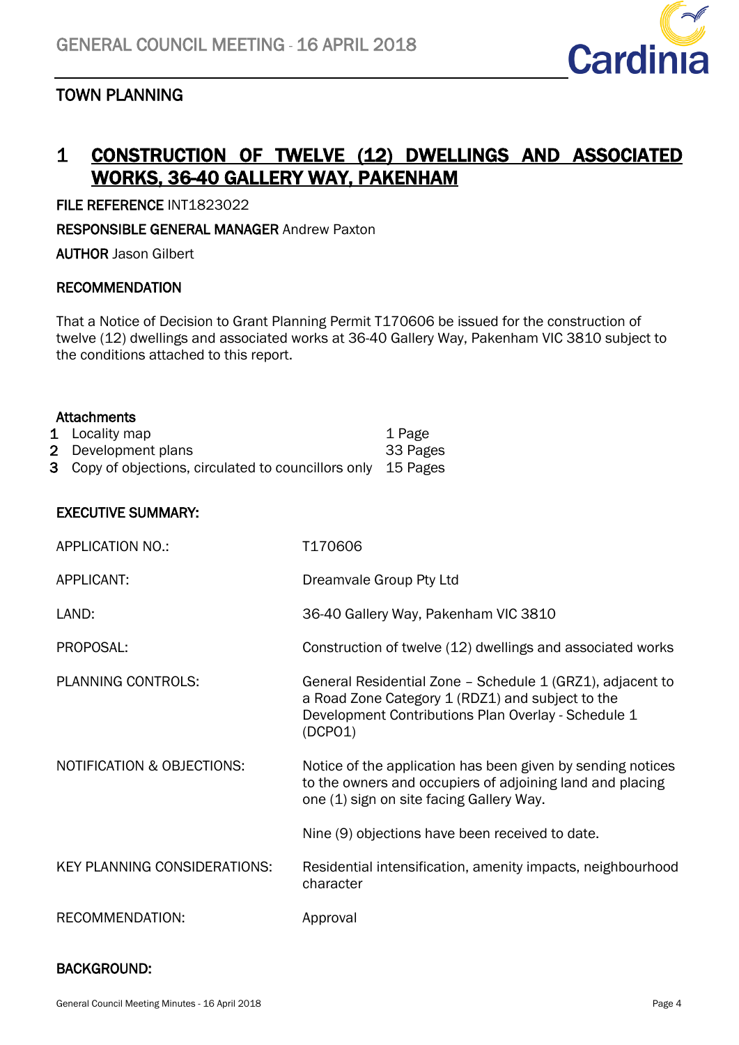## TOWN PLANNING

# 1 CONSTRUCTION OF TWELVE (12) DWELLINGS AND ASSOCIATED WORKS, 36-40 GALLERY WAY, PAKENHAM

**FILE REFERENCE** INT1823022

**RESPONSIBLE GENERAL MANAGER** Andrew Paxton

**AUTHOR** Jason Gilbert

**RECOMMENDATION**

That a Notice of Decision to Grant Planning Permit T170606 be issued for the construction of twelve (12) dwellings and associated works at 36-40 Gallery Way, Pakenham VIC 3810 subject to the conditions attached to this report.

**Attachments**

| | | |
|---|---|---|
| 1 | Locality map | 1 Page |
| 2 | Development plans | 33 Pages |
| 3 | Copy of objections, circulated to councillors only | 15 Pages |

**EXECUTIVE SUMMARY:**

| | |
|---|---|
| APPLICATION NO.: | T170606 |
| APPLICANT: | Dreamvale Group Pty Ltd |
| LAND: | 36-40 Gallery Way, Pakenham VIC 3810 |
| PROPOSAL: | Construction of twelve (12) dwellings and associated works |
| PLANNING CONTROLS: | General Residential Zone – Schedule 1 (GRZ1), adjacent to a Road Zone Category 1 (RDZ1) and subject to the Development Contributions Plan Overlay - Schedule 1 (DCPO1) |
| NOTIFICATION & OBJECTIONS: | Notice of the application has been given by sending notices to the owners and occupiers of adjoining land and placing one (1) sign on site facing Gallery Way.<br><br>Nine (9) objections have been received to date. |
| KEY PLANNING CONSIDERATIONS: | Residential intensification, amenity impacts, neighbourhood character |
| RECOMMENDATION: | Approval |

**BACKGROUND:**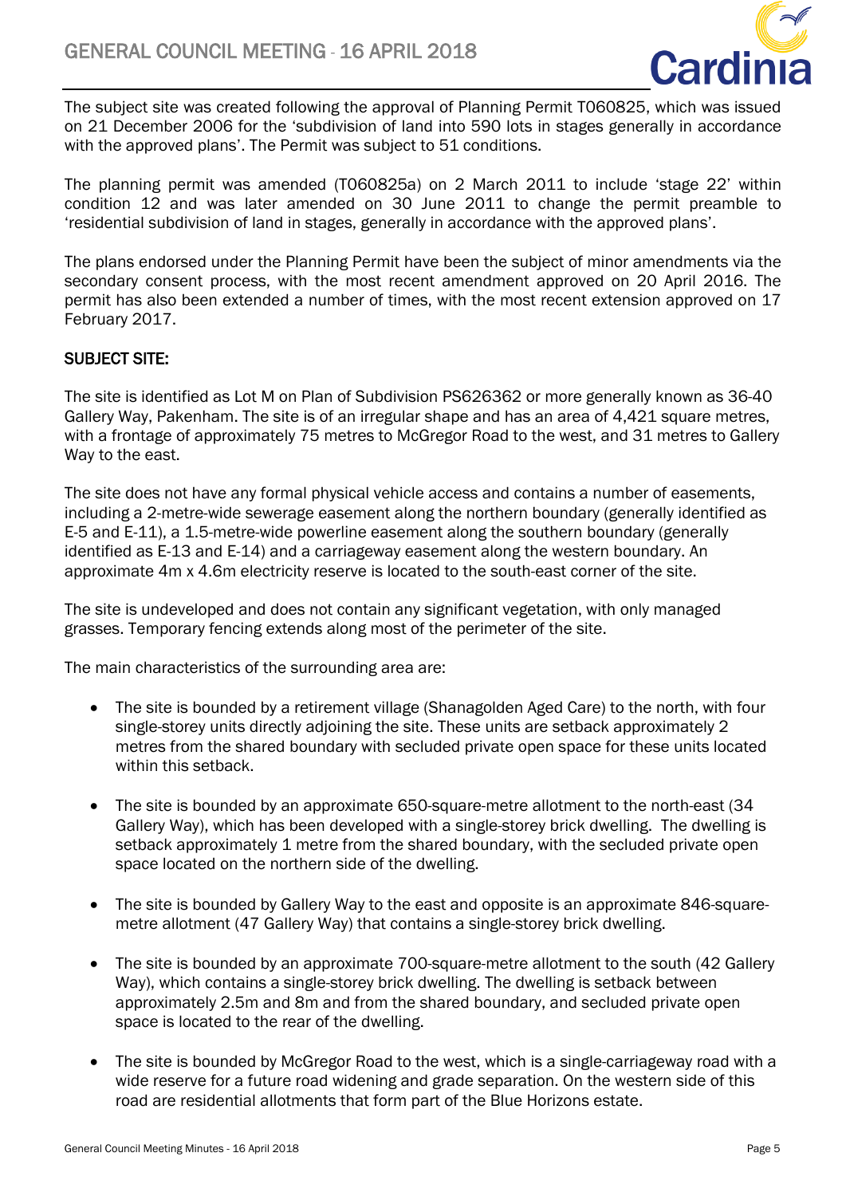The subject site was created following the approval of Planning Permit T060825, which was issued on 21 December 2006 for the 'subdivision of land into 590 lots in stages generally in accordance with the approved plans'. The Permit was subject to 51 conditions.

The planning permit was amended (T060825a) on 2 March 2011 to include 'stage 22' within condition 12 and was later amended on 30 June 2011 to change the permit preamble to 'residential subdivision of land in stages, generally in accordance with the approved plans'.

The plans endorsed under the Planning Permit have been the subject of minor amendments via the secondary consent process, with the most recent amendment approved on 20 April 2016. The permit has also been extended a number of times, with the most recent extension approved on 17 February 2017.

**SUBJECT SITE:**

The site is identified as Lot M on Plan of Subdivision PS626362 or more generally known as 36-40 Gallery Way, Pakenham. The site is of an irregular shape and has an area of 4,421 square metres, with a frontage of approximately 75 metres to McGregor Road to the west, and 31 metres to Gallery Way to the east.

The site does not have any formal physical vehicle access and contains a number of easements, including a 2-metre-wide sewerage easement along the northern boundary (generally identified as E-5 and E-11), a 1.5-metre-wide powerline easement along the southern boundary (generally identified as E-13 and E-14) and a carriageway easement along the western boundary. An approximate 4m x 4.6m electricity reserve is located to the south-east corner of the site.

The site is undeveloped and does not contain any significant vegetation, with only managed grasses. Temporary fencing extends along most of the perimeter of the site.

The main characteristics of the surrounding area are:

- The site is bounded by a retirement village (Shanagolden Aged Care) to the north, with four single-storey units directly adjoining the site. These units are setback approximately 2 metres from the shared boundary with secluded private open space for these units located within this setback.

- The site is bounded by an approximate 650-square-metre allotment to the north-east (34 Gallery Way), which has been developed with a single-storey brick dwelling. The dwelling is setback approximately 1 metre from the shared boundary, with the secluded private open space located on the northern side of the dwelling.

- The site is bounded by Gallery Way to the east and opposite is an approximate 846-square-metre allotment (47 Gallery Way) that contains a single-storey brick dwelling.

- The site is bounded by an approximate 700-square-metre allotment to the south (42 Gallery Way), which contains a single-storey brick dwelling. The dwelling is setback between approximately 2.5m and 8m and from the shared boundary, and secluded private open space is located to the rear of the dwelling.

- The site is bounded by McGregor Road to the west, which is a single-carriageway road with a wide reserve for a future road widening and grade separation. On the western side of this road are residential allotments that form part of the Blue Horizons estate.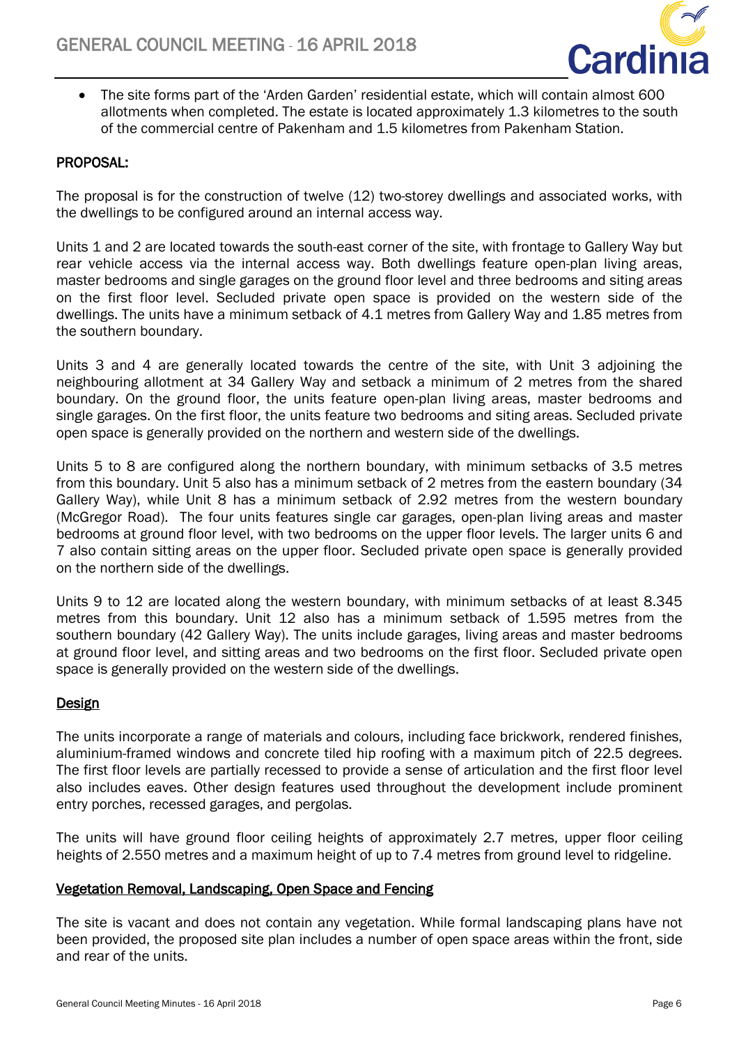- The site forms part of the 'Arden Garden' residential estate, which will contain almost 600 allotments when completed. The estate is located approximately 1.3 kilometres to the south of the commercial centre of Pakenham and 1.5 kilometres from Pakenham Station.

**PROPOSAL:**

The proposal is for the construction of twelve (12) two-storey dwellings and associated works, with the dwellings to be configured around an internal access way.

Units 1 and 2 are located towards the south-east corner of the site, with frontage to Gallery Way but rear vehicle access via the internal access way. Both dwellings feature open-plan living areas, master bedrooms and single garages on the ground floor level and three bedrooms and siting areas on the first floor level. Secluded private open space is provided on the western side of the dwellings. The units have a minimum setback of 4.1 metres from Gallery Way and 1.85 metres from the southern boundary.

Units 3 and 4 are generally located towards the centre of the site, with Unit 3 adjoining the neighbouring allotment at 34 Gallery Way and setback a minimum of 2 metres from the shared boundary. On the ground floor, the units feature open-plan living areas, master bedrooms and single garages. On the first floor, the units feature two bedrooms and siting areas. Secluded private open space is generally provided on the northern and western side of the dwellings.

Units 5 to 8 are configured along the northern boundary, with minimum setbacks of 3.5 metres from this boundary. Unit 5 also has a minimum setback of 2 metres from the eastern boundary (34 Gallery Way), while Unit 8 has a minimum setback of 2.92 metres from the western boundary (McGregor Road). The four units features single car garages, open-plan living areas and master bedrooms at ground floor level, with two bedrooms on the upper floor levels. The larger units 6 and 7 also contain sitting areas on the upper floor. Secluded private open space is generally provided on the northern side of the dwellings.

Units 9 to 12 are located along the western boundary, with minimum setbacks of at least 8.345 metres from this boundary. Unit 12 also has a minimum setback of 1.595 metres from the southern boundary (42 Gallery Way). The units include garages, living areas and master bedrooms at ground floor level, and sitting areas and two bedrooms on the first floor. Secluded private open space is generally provided on the western side of the dwellings.

**Design**

The units incorporate a range of materials and colours, including face brickwork, rendered finishes, aluminium-framed windows and concrete tiled hip roofing with a maximum pitch of 22.5 degrees. The first floor levels are partially recessed to provide a sense of articulation and the first floor level also includes eaves. Other design features used throughout the development include prominent entry porches, recessed garages, and pergolas.

The units will have ground floor ceiling heights of approximately 2.7 metres, upper floor ceiling heights of 2.550 metres and a maximum height of up to 7.4 metres from ground level to ridgeline.

**Vegetation Removal, Landscaping, Open Space and Fencing**

The site is vacant and does not contain any vegetation. While formal landscaping plans have not been provided, the proposed site plan includes a number of open space areas within the front, side and rear of the units.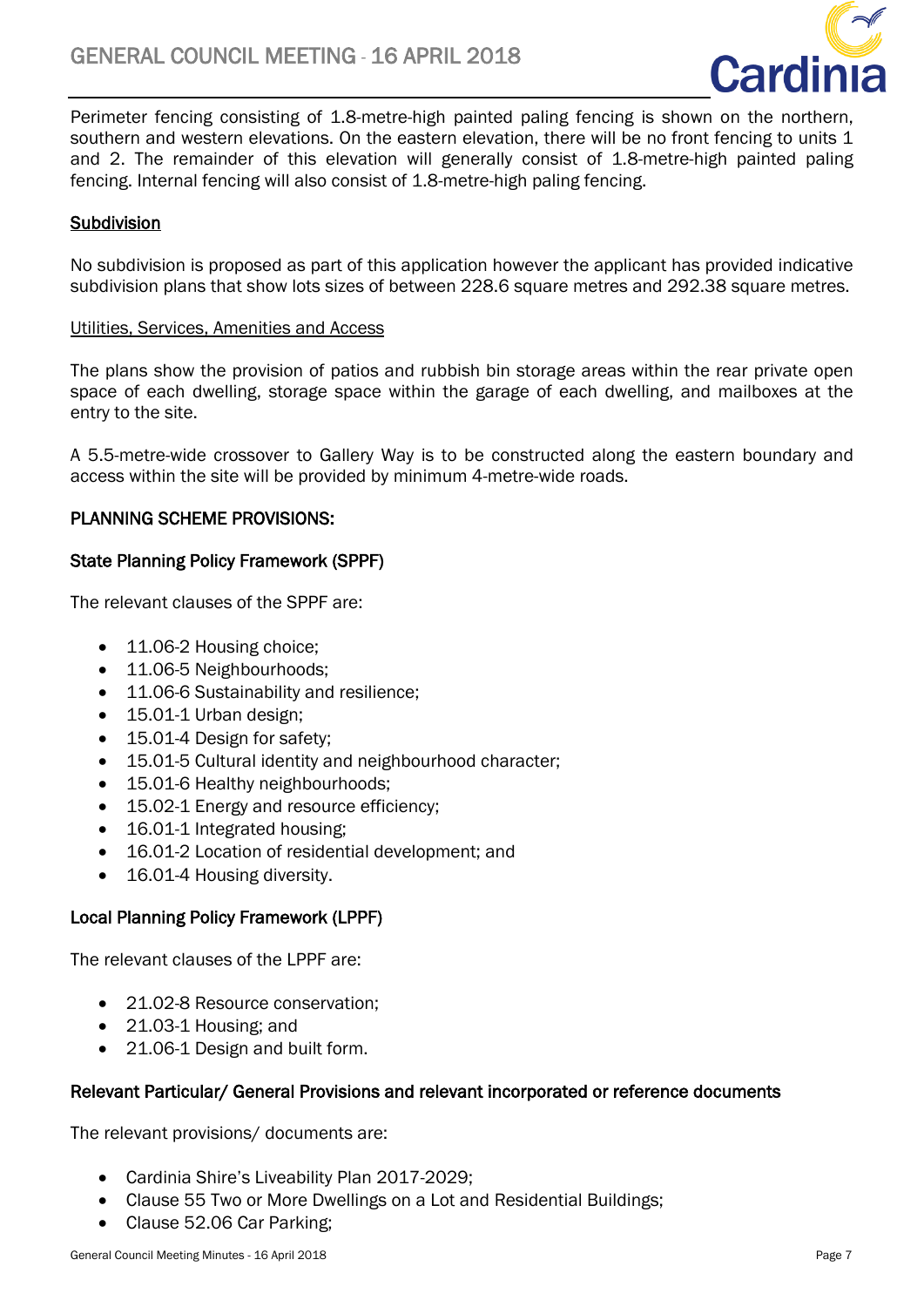Perimeter fencing consisting of 1.8-metre-high painted paling fencing is shown on the northern, southern and western elevations. On the eastern elevation, there will be no front fencing to units 1 and 2. The remainder of this elevation will generally consist of 1.8-metre-high painted paling fencing. Internal fencing will also consist of 1.8-metre-high paling fencing.

**Subdivision**

No subdivision is proposed as part of this application however the applicant has provided indicative subdivision plans that show lots sizes of between 228.6 square metres and 292.38 square metres.

Utilities, Services, Amenities and Access

The plans show the provision of patios and rubbish bin storage areas within the rear private open space of each dwelling, storage space within the garage of each dwelling, and mailboxes at the entry to the site.

A 5.5-metre-wide crossover to Gallery Way is to be constructed along the eastern boundary and access within the site will be provided by minimum 4-metre-wide roads.

## PLANNING SCHEME PROVISIONS:

### State Planning Policy Framework (SPPF)

The relevant clauses of the SPPF are:

- 11.06-2 Housing choice;
- 11.06-5 Neighbourhoods;
- 11.06-6 Sustainability and resilience;
- 15.01-1 Urban design;
- 15.01-4 Design for safety;
- 15.01-5 Cultural identity and neighbourhood character;
- 15.01-6 Healthy neighbourhoods;
- 15.02-1 Energy and resource efficiency;
- 16.01-1 Integrated housing;
- 16.01-2 Location of residential development; and
- 16.01-4 Housing diversity.

### Local Planning Policy Framework (LPPF)

The relevant clauses of the LPPF are:

- 21.02-8 Resource conservation;
- 21.03-1 Housing; and
- 21.06-1 Design and built form.

### Relevant Particular/ General Provisions and relevant incorporated or reference documents

The relevant provisions/ documents are:

- Cardinia Shire's Liveability Plan 2017-2029;
- Clause 55 Two or More Dwellings on a Lot and Residential Buildings;
- Clause 52.06 Car Parking;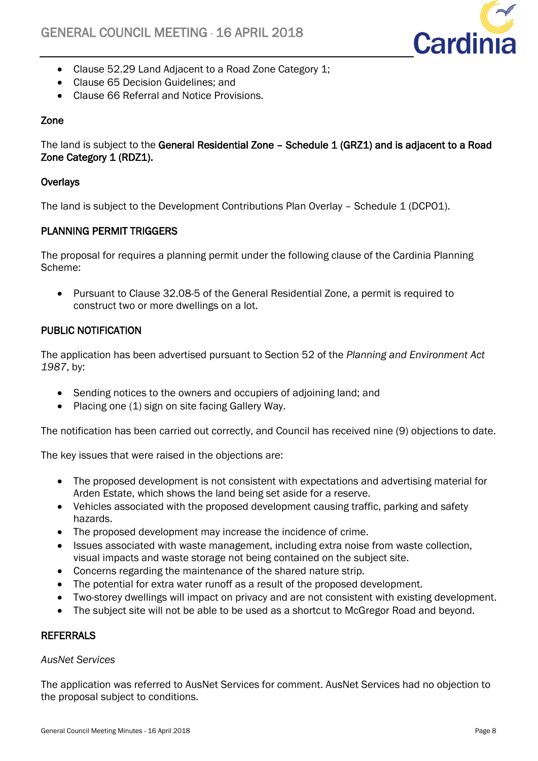- Clause 52.29 Land Adjacent to a Road Zone Category 1;
- Clause 65 Decision Guidelines; and
- Clause 66 Referral and Notice Provisions.

### Zone

The land is subject to the **General Residential Zone – Schedule 1 (GRZ1) and is adjacent to a Road Zone Category 1 (RDZ1).**

### Overlays

The land is subject to the Development Contributions Plan Overlay – Schedule 1 (DCPO1).

## PLANNING PERMIT TRIGGERS

The proposal for requires a planning permit under the following clause of the Cardinia Planning Scheme:

- Pursuant to Clause 32.08-5 of the General Residential Zone, a permit is required to construct two or more dwellings on a lot.

## PUBLIC NOTIFICATION

The application has been advertised pursuant to Section 52 of the *Planning and Environment Act 1987*, by:

- Sending notices to the owners and occupiers of adjoining land; and
- Placing one (1) sign on site facing Gallery Way.

The notification has been carried out correctly, and Council has received nine (9) objections to date.

The key issues that were raised in the objections are:

- The proposed development is not consistent with expectations and advertising material for Arden Estate, which shows the land being set aside for a reserve.
- Vehicles associated with the proposed development causing traffic, parking and safety hazards.
- The proposed development may increase the incidence of crime.
- Issues associated with waste management, including extra noise from waste collection, visual impacts and waste storage not being contained on the subject site.
- Concerns regarding the maintenance of the shared nature strip.
- The potential for extra water runoff as a result of the proposed development.
- Two-storey dwellings will impact on privacy and are not consistent with existing development.
- The subject site will not be able to be used as a shortcut to McGregor Road and beyond.

## REFERRALS

*AusNet Services*

The application was referred to AusNet Services for comment. AusNet Services had no objection to the proposal subject to conditions.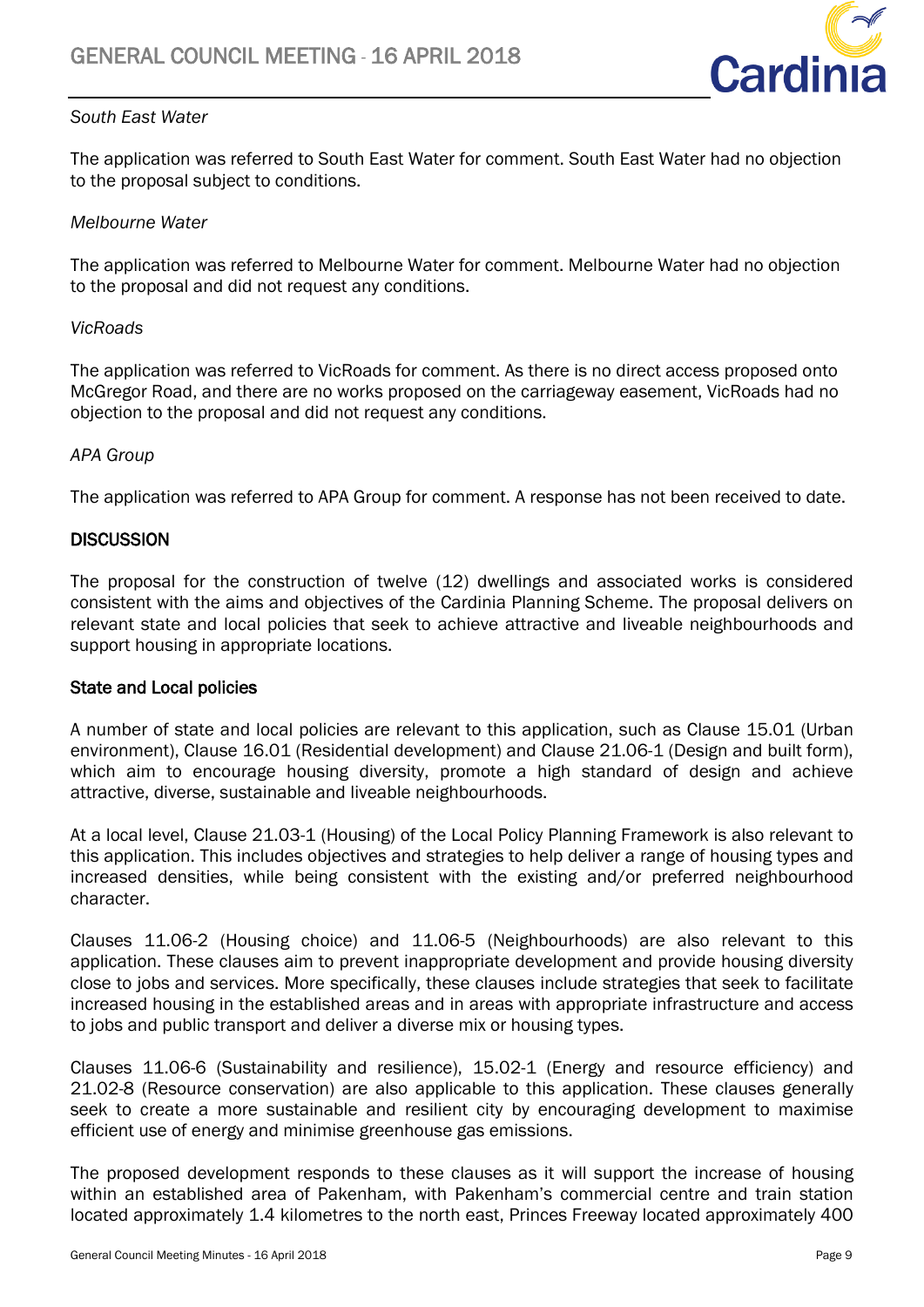*South East Water*

The application was referred to South East Water for comment. South East Water had no objection to the proposal subject to conditions.

*Melbourne Water*

The application was referred to Melbourne Water for comment. Melbourne Water had no objection to the proposal and did not request any conditions.

*VicRoads*

The application was referred to VicRoads for comment. As there is no direct access proposed onto McGregor Road, and there are no works proposed on the carriageway easement, VicRoads had no objection to the proposal and did not request any conditions.

*APA Group*

The application was referred to APA Group for comment. A response has not been received to date.

**DISCUSSION**

The proposal for the construction of twelve (12) dwellings and associated works is considered consistent with the aims and objectives of the Cardinia Planning Scheme. The proposal delivers on relevant state and local policies that seek to achieve attractive and liveable neighbourhoods and support housing in appropriate locations.

**State and Local policies**

A number of state and local policies are relevant to this application, such as Clause 15.01 (Urban environment), Clause 16.01 (Residential development) and Clause 21.06-1 (Design and built form), which aim to encourage housing diversity, promote a high standard of design and achieve attractive, diverse, sustainable and liveable neighbourhoods.

At a local level, Clause 21.03-1 (Housing) of the Local Policy Planning Framework is also relevant to this application. This includes objectives and strategies to help deliver a range of housing types and increased densities, while being consistent with the existing and/or preferred neighbourhood character.

Clauses 11.06-2 (Housing choice) and 11.06-5 (Neighbourhoods) are also relevant to this application. These clauses aim to prevent inappropriate development and provide housing diversity close to jobs and services. More specifically, these clauses include strategies that seek to facilitate increased housing in the established areas and in areas with appropriate infrastructure and access to jobs and public transport and deliver a diverse mix or housing types.

Clauses 11.06-6 (Sustainability and resilience), 15.02-1 (Energy and resource efficiency) and 21.02-8 (Resource conservation) are also applicable to this application. These clauses generally seek to create a more sustainable and resilient city by encouraging development to maximise efficient use of energy and minimise greenhouse gas emissions.

The proposed development responds to these clauses as it will support the increase of housing within an established area of Pakenham, with Pakenham's commercial centre and train station located approximately 1.4 kilometres to the north east, Princes Freeway located approximately 400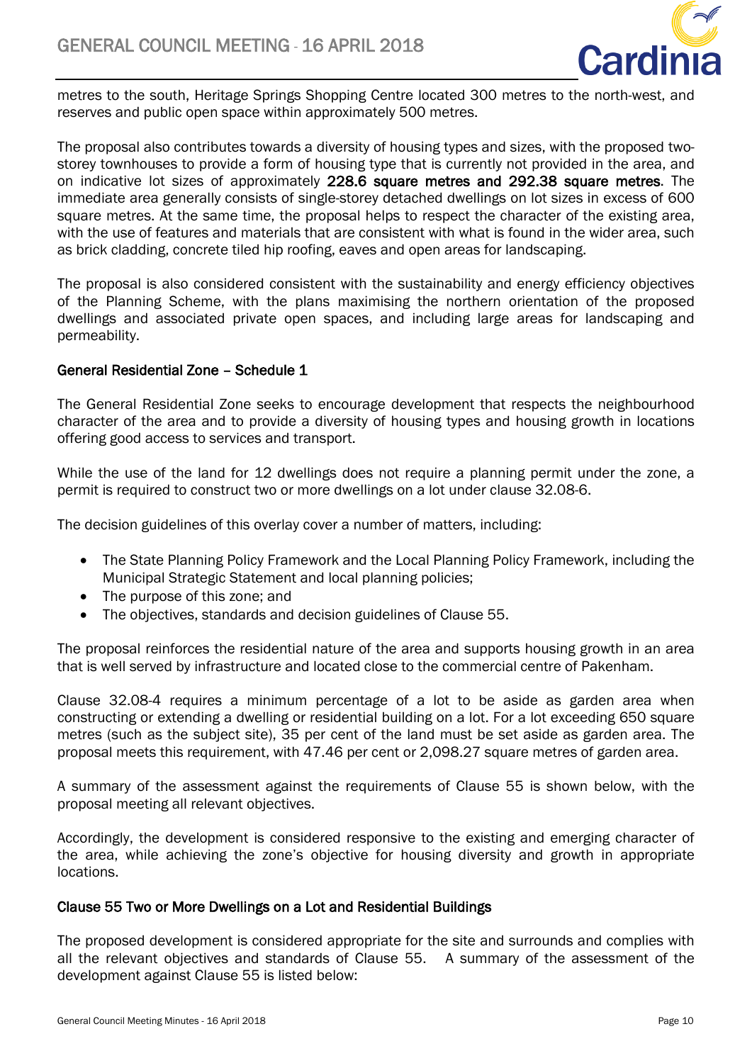metres to the south, Heritage Springs Shopping Centre located 300 metres to the north-west, and reserves and public open space within approximately 500 metres.

The proposal also contributes towards a diversity of housing types and sizes, with the proposed two-storey townhouses to provide a form of housing type that is currently not provided in the area, and on indicative lot sizes of approximately **228.6 square metres and 292.38 square metres**. The immediate area generally consists of single-storey detached dwellings on lot sizes in excess of 600 square metres. At the same time, the proposal helps to respect the character of the existing area, with the use of features and materials that are consistent with what is found in the wider area, such as brick cladding, concrete tiled hip roofing, eaves and open areas for landscaping.

The proposal is also considered consistent with the sustainability and energy efficiency objectives of the Planning Scheme, with the plans maximising the northern orientation of the proposed dwellings and associated private open spaces, and including large areas for landscaping and permeability.

### General Residential Zone – Schedule 1

The General Residential Zone seeks to encourage development that respects the neighbourhood character of the area and to provide a diversity of housing types and housing growth in locations offering good access to services and transport.

While the use of the land for 12 dwellings does not require a planning permit under the zone, a permit is required to construct two or more dwellings on a lot under clause 32.08-6.

The decision guidelines of this overlay cover a number of matters, including:

- The State Planning Policy Framework and the Local Planning Policy Framework, including the Municipal Strategic Statement and local planning policies;
- The purpose of this zone; and
- The objectives, standards and decision guidelines of Clause 55.

The proposal reinforces the residential nature of the area and supports housing growth in an area that is well served by infrastructure and located close to the commercial centre of Pakenham.

Clause 32.08-4 requires a minimum percentage of a lot to be aside as garden area when constructing or extending a dwelling or residential building on a lot. For a lot exceeding 650 square metres (such as the subject site), 35 per cent of the land must be set aside as garden area. The proposal meets this requirement, with 47.46 per cent or 2,098.27 square metres of garden area.

A summary of the assessment against the requirements of Clause 55 is shown below, with the proposal meeting all relevant objectives.

Accordingly, the development is considered responsive to the existing and emerging character of the area, while achieving the zone's objective for housing diversity and growth in appropriate locations.

### Clause 55 Two or More Dwellings on a Lot and Residential Buildings

The proposed development is considered appropriate for the site and surrounds and complies with all the relevant objectives and standards of Clause 55. A summary of the assessment of the development against Clause 55 is listed below: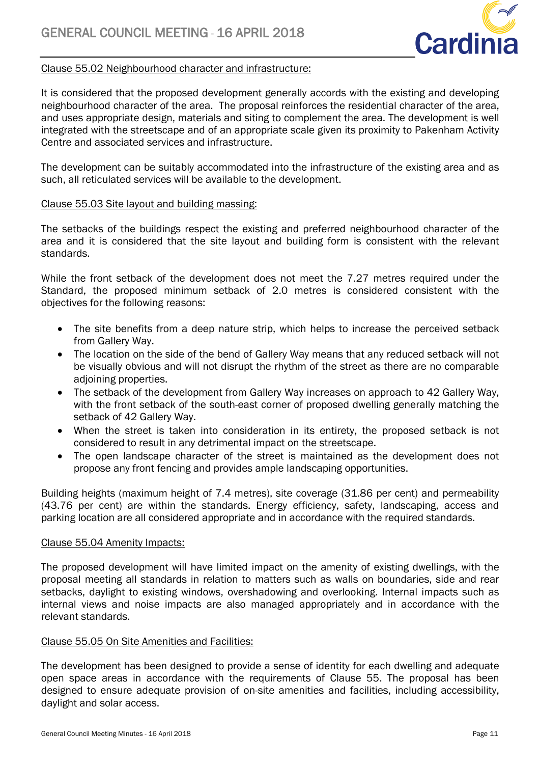Clause 55.02 Neighbourhood character and infrastructure:

It is considered that the proposed development generally accords with the existing and developing neighbourhood character of the area. The proposal reinforces the residential character of the area, and uses appropriate design, materials and siting to complement the area. The development is well integrated with the streetscape and of an appropriate scale given its proximity to Pakenham Activity Centre and associated services and infrastructure.

The development can be suitably accommodated into the infrastructure of the existing area and as such, all reticulated services will be available to the development.

Clause 55.03 Site layout and building massing:

The setbacks of the buildings respect the existing and preferred neighbourhood character of the area and it is considered that the site layout and building form is consistent with the relevant standards.

While the front setback of the development does not meet the 7.27 metres required under the Standard, the proposed minimum setback of 2.0 metres is considered consistent with the objectives for the following reasons:

- The site benefits from a deep nature strip, which helps to increase the perceived setback from Gallery Way.
- The location on the side of the bend of Gallery Way means that any reduced setback will not be visually obvious and will not disrupt the rhythm of the street as there are no comparable adjoining properties.
- The setback of the development from Gallery Way increases on approach to 42 Gallery Way, with the front setback of the south-east corner of proposed dwelling generally matching the setback of 42 Gallery Way.
- When the street is taken into consideration in its entirety, the proposed setback is not considered to result in any detrimental impact on the streetscape.
- The open landscape character of the street is maintained as the development does not propose any front fencing and provides ample landscaping opportunities.

Building heights (maximum height of 7.4 metres), site coverage (31.86 per cent) and permeability (43.76 per cent) are within the standards. Energy efficiency, safety, landscaping, access and parking location are all considered appropriate and in accordance with the required standards.

Clause 55.04 Amenity Impacts:

The proposed development will have limited impact on the amenity of existing dwellings, with the proposal meeting all standards in relation to matters such as walls on boundaries, side and rear setbacks, daylight to existing windows, overshadowing and overlooking. Internal impacts such as internal views and noise impacts are also managed appropriately and in accordance with the relevant standards.

Clause 55.05 On Site Amenities and Facilities:

The development has been designed to provide a sense of identity for each dwelling and adequate open space areas in accordance with the requirements of Clause 55. The proposal has been designed to ensure adequate provision of on-site amenities and facilities, including accessibility, daylight and solar access.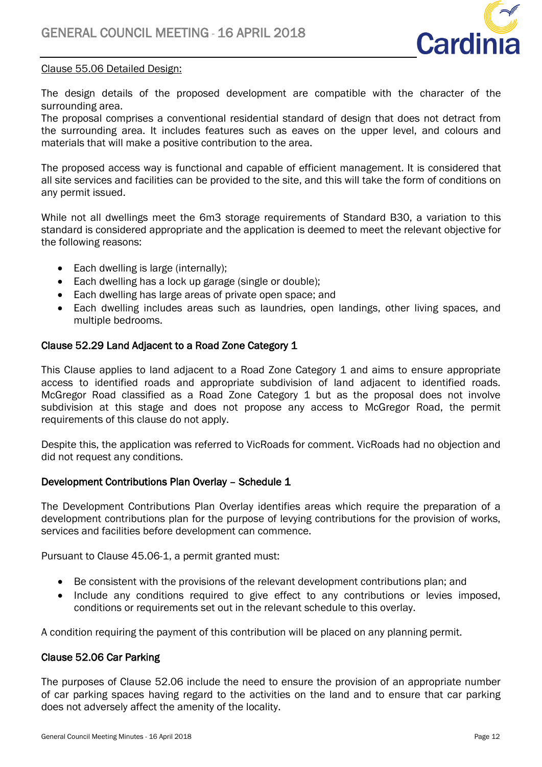Clause 55.06 Detailed Design:

The design details of the proposed development are compatible with the character of the surrounding area.
The proposal comprises a conventional residential standard of design that does not detract from the surrounding area. It includes features such as eaves on the upper level, and colours and materials that will make a positive contribution to the area.

The proposed access way is functional and capable of efficient management. It is considered that all site services and facilities can be provided to the site, and this will take the form of conditions on any permit issued.

While not all dwellings meet the 6m3 storage requirements of Standard B30, a variation to this standard is considered appropriate and the application is deemed to meet the relevant objective for the following reasons:

- Each dwelling is large (internally);
- Each dwelling has a lock up garage (single or double);
- Each dwelling has large areas of private open space; and
- Each dwelling includes areas such as laundries, open landings, other living spaces, and multiple bedrooms.

### Clause 52.29 Land Adjacent to a Road Zone Category 1

This Clause applies to land adjacent to a Road Zone Category 1 and aims to ensure appropriate access to identified roads and appropriate subdivision of land adjacent to identified roads. McGregor Road classified as a Road Zone Category 1 but as the proposal does not involve subdivision at this stage and does not propose any access to McGregor Road, the permit requirements of this clause do not apply.

Despite this, the application was referred to VicRoads for comment. VicRoads had no objection and did not request any conditions.

### Development Contributions Plan Overlay – Schedule 1

The Development Contributions Plan Overlay identifies areas which require the preparation of a development contributions plan for the purpose of levying contributions for the provision of works, services and facilities before development can commence.

Pursuant to Clause 45.06-1, a permit granted must:

- Be consistent with the provisions of the relevant development contributions plan; and
- Include any conditions required to give effect to any contributions or levies imposed, conditions or requirements set out in the relevant schedule to this overlay.

A condition requiring the payment of this contribution will be placed on any planning permit.

### Clause 52.06 Car Parking

The purposes of Clause 52.06 include the need to ensure the provision of an appropriate number of car parking spaces having regard to the activities on the land and to ensure that car parking does not adversely affect the amenity of the locality.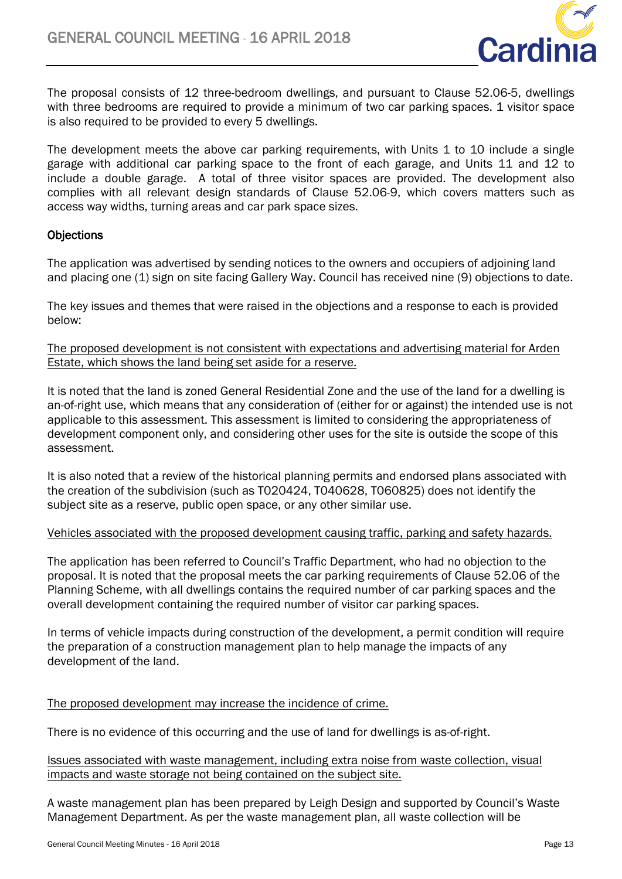The proposal consists of 12 three-bedroom dwellings, and pursuant to Clause 52.06-5, dwellings with three bedrooms are required to provide a minimum of two car parking spaces. 1 visitor space is also required to be provided to every 5 dwellings.

The development meets the above car parking requirements, with Units 1 to 10 include a single garage with additional car parking space to the front of each garage, and Units 11 and 12 to include a double garage. A total of three visitor spaces are provided. The development also complies with all relevant design standards of Clause 52.06-9, which covers matters such as access way widths, turning areas and car park space sizes.

### Objections

The application was advertised by sending notices to the owners and occupiers of adjoining land and placing one (1) sign on site facing Gallery Way. Council has received nine (9) objections to date.

The key issues and themes that were raised in the objections and a response to each is provided below:

<u>The proposed development is not consistent with expectations and advertising material for Arden Estate, which shows the land being set aside for a reserve.</u>

It is noted that the land is zoned General Residential Zone and the use of the land for a dwelling is an-of-right use, which means that any consideration of (either for or against) the intended use is not applicable to this assessment. This assessment is limited to considering the appropriateness of development component only, and considering other uses for the site is outside the scope of this assessment.

It is also noted that a review of the historical planning permits and endorsed plans associated with the creation of the subdivision (such as T020424, T040628, T060825) does not identify the subject site as a reserve, public open space, or any other similar use.

<u>Vehicles associated with the proposed development causing traffic, parking and safety hazards.</u>

The application has been referred to Council's Traffic Department, who had no objection to the proposal. It is noted that the proposal meets the car parking requirements of Clause 52.06 of the Planning Scheme, with all dwellings contains the required number of car parking spaces and the overall development containing the required number of visitor car parking spaces.

In terms of vehicle impacts during construction of the development, a permit condition will require the preparation of a construction management plan to help manage the impacts of any development of the land.

<u>The proposed development may increase the incidence of crime.</u>

There is no evidence of this occurring and the use of land for dwellings is as-of-right.

<u>Issues associated with waste management, including extra noise from waste collection, visual impacts and waste storage not being contained on the subject site.</u>

A waste management plan has been prepared by Leigh Design and supported by Council's Waste Management Department. As per the waste management plan, all waste collection will be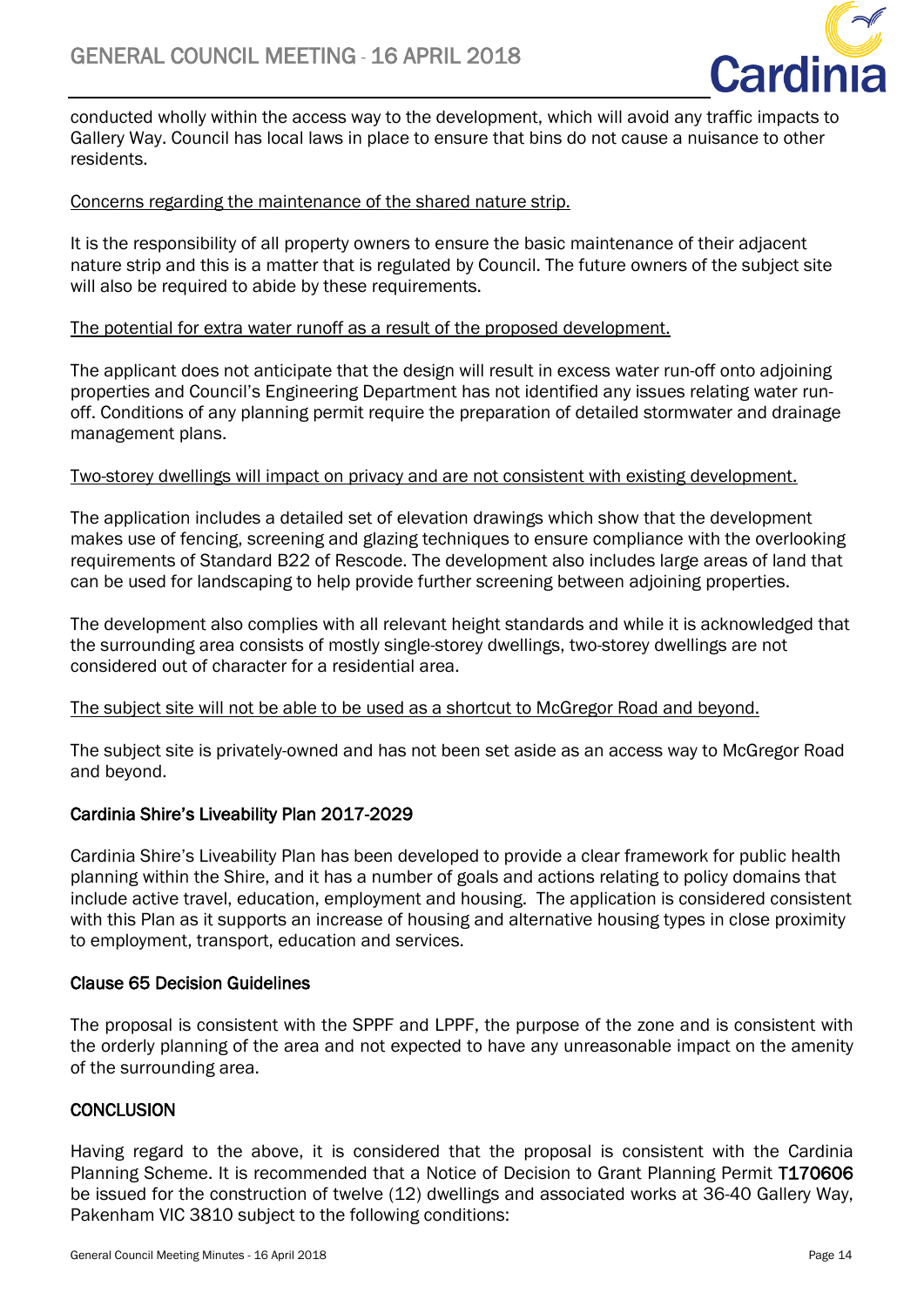conducted wholly within the access way to the development, which will avoid any traffic impacts to Gallery Way. Council has local laws in place to ensure that bins do not cause a nuisance to other residents.

<u>Concerns regarding the maintenance of the shared nature strip.</u>

It is the responsibility of all property owners to ensure the basic maintenance of their adjacent nature strip and this is a matter that is regulated by Council. The future owners of the subject site will also be required to abide by these requirements.

<u>The potential for extra water runoff as a result of the proposed development.</u>

The applicant does not anticipate that the design will result in excess water run-off onto adjoining properties and Council's Engineering Department has not identified any issues relating water run-off. Conditions of any planning permit require the preparation of detailed stormwater and drainage management plans.

<u>Two-storey dwellings will impact on privacy and are not consistent with existing development.</u>

The application includes a detailed set of elevation drawings which show that the development makes use of fencing, screening and glazing techniques to ensure compliance with the overlooking requirements of Standard B22 of Rescode. The development also includes large areas of land that can be used for landscaping to help provide further screening between adjoining properties.

The development also complies with all relevant height standards and while it is acknowledged that the surrounding area consists of mostly single-storey dwellings, two-storey dwellings are not considered out of character for a residential area.

<u>The subject site will not be able to be used as a shortcut to McGregor Road and beyond.</u>

The subject site is privately-owned and has not been set aside as an access way to McGregor Road and beyond.

### Cardinia Shire's Liveability Plan 2017-2029

Cardinia Shire's Liveability Plan has been developed to provide a clear framework for public health planning within the Shire, and it has a number of goals and actions relating to policy domains that include active travel, education, employment and housing. The application is considered consistent with this Plan as it supports an increase of housing and alternative housing types in close proximity to employment, transport, education and services.

### Clause 65 Decision Guidelines

The proposal is consistent with the SPPF and LPPF, the purpose of the zone and is consistent with the orderly planning of the area and not expected to have any unreasonable impact on the amenity of the surrounding area.

## CONCLUSION

Having regard to the above, it is considered that the proposal is consistent with the Cardinia Planning Scheme. It is recommended that a Notice of Decision to Grant Planning Permit **T170606** be issued for the construction of twelve (12) dwellings and associated works at 36-40 Gallery Way, Pakenham VIC 3810 subject to the following conditions: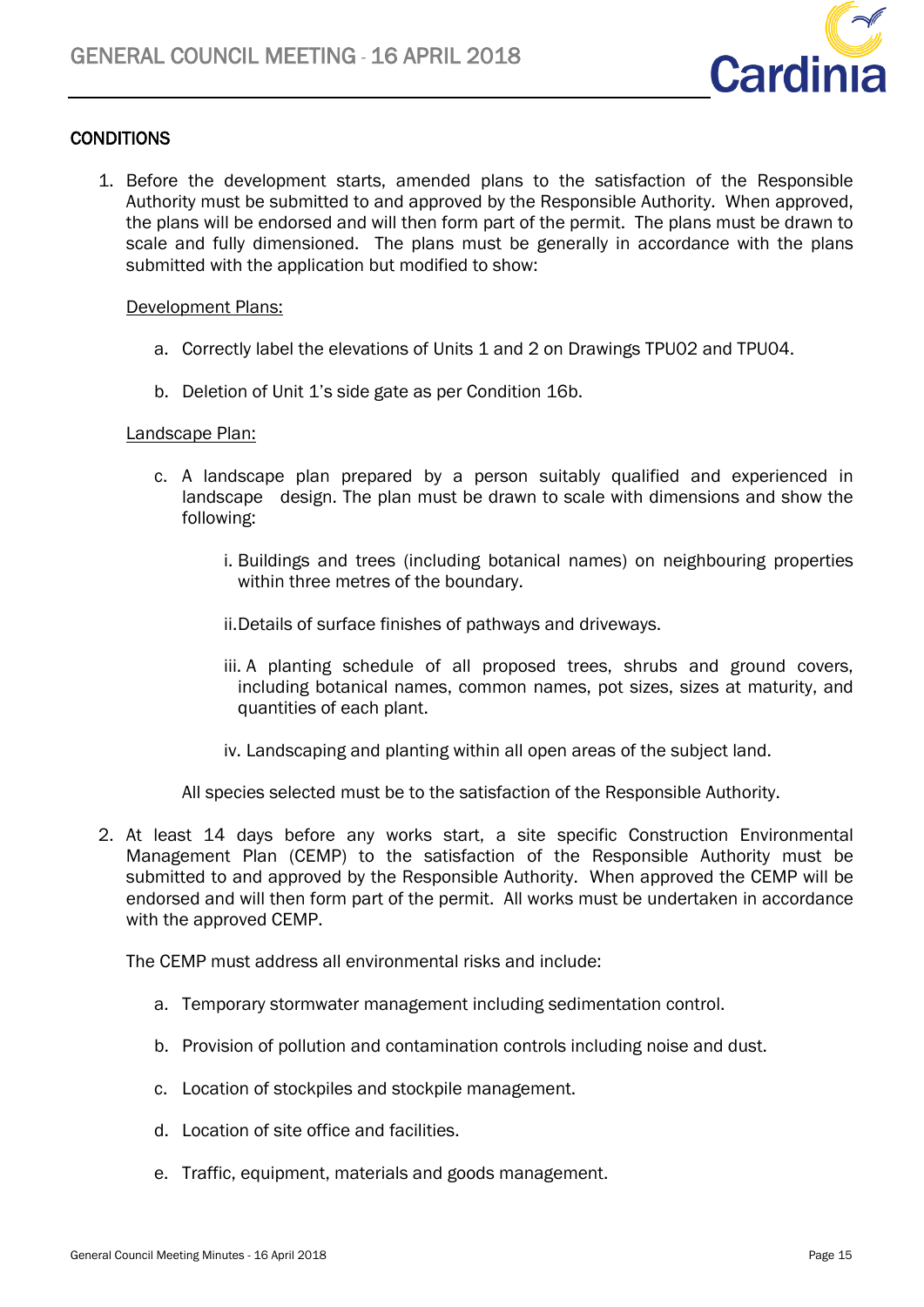## CONDITIONS

1. Before the development starts, amended plans to the satisfaction of the Responsible Authority must be submitted to and approved by the Responsible Authority. When approved, the plans will be endorsed and will then form part of the permit. The plans must be drawn to scale and fully dimensioned. The plans must be generally in accordance with the plans submitted with the application but modified to show:

   <u>Development Plans:</u>

   a. Correctly label the elevations of Units 1 and 2 on Drawings TPU02 and TPU04.

   b. Deletion of Unit 1's side gate as per Condition 16b.

   <u>Landscape Plan:</u>

   c. A landscape plan prepared by a person suitably qualified and experienced in landscape design. The plan must be drawn to scale with dimensions and show the following:

      i. Buildings and trees (including botanical names) on neighbouring properties within three metres of the boundary.

      ii. Details of surface finishes of pathways and driveways.

      iii. A planting schedule of all proposed trees, shrubs and ground covers, including botanical names, common names, pot sizes, sizes at maturity, and quantities of each plant.

      iv. Landscaping and planting within all open areas of the subject land.

   All species selected must be to the satisfaction of the Responsible Authority.

2. At least 14 days before any works start, a site specific Construction Environmental Management Plan (CEMP) to the satisfaction of the Responsible Authority must be submitted to and approved by the Responsible Authority. When approved the CEMP will be endorsed and will then form part of the permit. All works must be undertaken in accordance with the approved CEMP.

   The CEMP must address all environmental risks and include:

   a. Temporary stormwater management including sedimentation control.

   b. Provision of pollution and contamination controls including noise and dust.

   c. Location of stockpiles and stockpile management.

   d. Location of site office and facilities.

   e. Traffic, equipment, materials and goods management.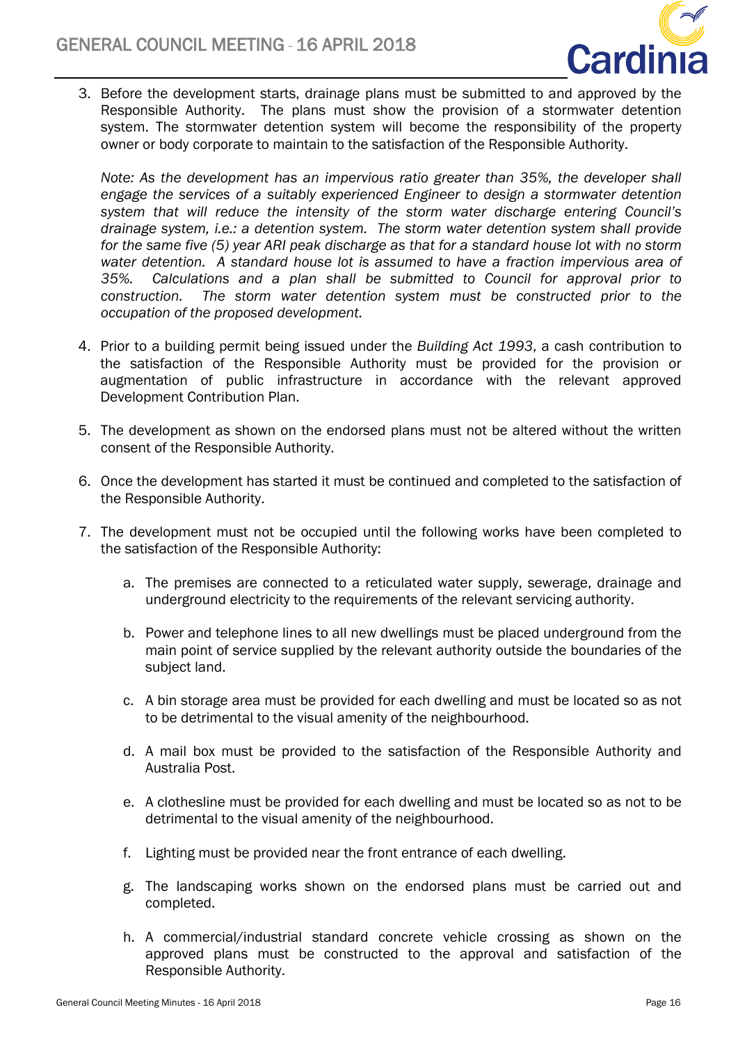3. Before the development starts, drainage plans must be submitted to and approved by the Responsible Authority. The plans must show the provision of a stormwater detention system. The stormwater detention system will become the responsibility of the property owner or body corporate to maintain to the satisfaction of the Responsible Authority.

   *Note: As the development has an impervious ratio greater than 35%, the developer shall engage the services of a suitably experienced Engineer to design a stormwater detention system that will reduce the intensity of the storm water discharge entering Council's drainage system, i.e.: a detention system. The storm water detention system shall provide for the same five (5) year ARI peak discharge as that for a standard house lot with no storm water detention. A standard house lot is assumed to have a fraction impervious area of 35%. Calculations and a plan shall be submitted to Council for approval prior to construction. The storm water detention system must be constructed prior to the occupation of the proposed development.*

4. Prior to a building permit being issued under the *Building Act 1993*, a cash contribution to the satisfaction of the Responsible Authority must be provided for the provision or augmentation of public infrastructure in accordance with the relevant approved Development Contribution Plan.

5. The development as shown on the endorsed plans must not be altered without the written consent of the Responsible Authority.

6. Once the development has started it must be continued and completed to the satisfaction of the Responsible Authority.

7. The development must not be occupied until the following works have been completed to the satisfaction of the Responsible Authority:

   a. The premises are connected to a reticulated water supply, sewerage, drainage and underground electricity to the requirements of the relevant servicing authority.

   b. Power and telephone lines to all new dwellings must be placed underground from the main point of service supplied by the relevant authority outside the boundaries of the subject land.

   c. A bin storage area must be provided for each dwelling and must be located so as not to be detrimental to the visual amenity of the neighbourhood.

   d. A mail box must be provided to the satisfaction of the Responsible Authority and Australia Post.

   e. A clothesline must be provided for each dwelling and must be located so as not to be detrimental to the visual amenity of the neighbourhood.

   f. Lighting must be provided near the front entrance of each dwelling.

   g. The landscaping works shown on the endorsed plans must be carried out and completed.

   h. A commercial/industrial standard concrete vehicle crossing as shown on the approved plans must be constructed to the approval and satisfaction of the Responsible Authority.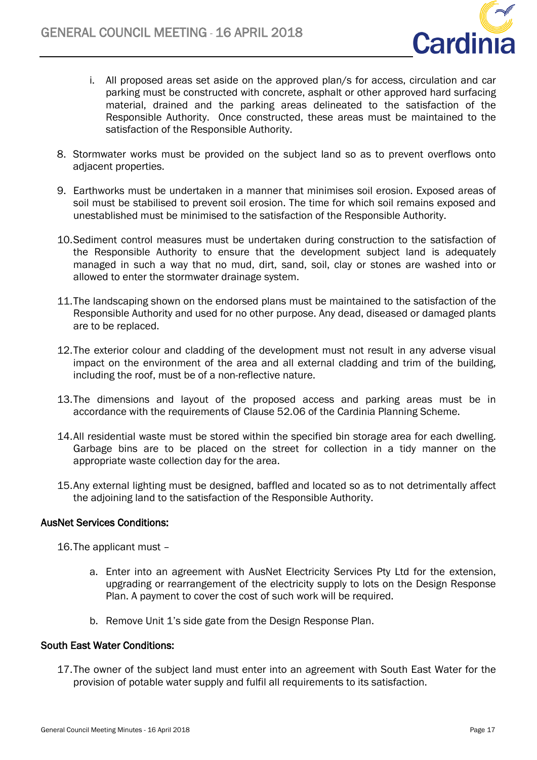i. All proposed areas set aside on the approved plan/s for access, circulation and car parking must be constructed with concrete, asphalt or other approved hard surfacing material, drained and the parking areas delineated to the satisfaction of the Responsible Authority. Once constructed, these areas must be maintained to the satisfaction of the Responsible Authority.

8. Stormwater works must be provided on the subject land so as to prevent overflows onto adjacent properties.

9. Earthworks must be undertaken in a manner that minimises soil erosion. Exposed areas of soil must be stabilised to prevent soil erosion. The time for which soil remains exposed and unestablished must be minimised to the satisfaction of the Responsible Authority.

10. Sediment control measures must be undertaken during construction to the satisfaction of the Responsible Authority to ensure that the development subject land is adequately managed in such a way that no mud, dirt, sand, soil, clay or stones are washed into or allowed to enter the stormwater drainage system.

11. The landscaping shown on the endorsed plans must be maintained to the satisfaction of the Responsible Authority and used for no other purpose. Any dead, diseased or damaged plants are to be replaced.

12. The exterior colour and cladding of the development must not result in any adverse visual impact on the environment of the area and all external cladding and trim of the building, including the roof, must be of a non-reflective nature.

13. The dimensions and layout of the proposed access and parking areas must be in accordance with the requirements of Clause 52.06 of the Cardinia Planning Scheme.

14. All residential waste must be stored within the specified bin storage area for each dwelling. Garbage bins are to be placed on the street for collection in a tidy manner on the appropriate waste collection day for the area.

15. Any external lighting must be designed, baffled and located so as to not detrimentally affect the adjoining land to the satisfaction of the Responsible Authority.

**AusNet Services Conditions:**

16. The applicant must –

    a. Enter into an agreement with AusNet Electricity Services Pty Ltd for the extension, upgrading or rearrangement of the electricity supply to lots on the Design Response Plan. A payment to cover the cost of such work will be required.

    b. Remove Unit 1's side gate from the Design Response Plan.

**South East Water Conditions:**

17. The owner of the subject land must enter into an agreement with South East Water for the provision of potable water supply and fulfil all requirements to its satisfaction.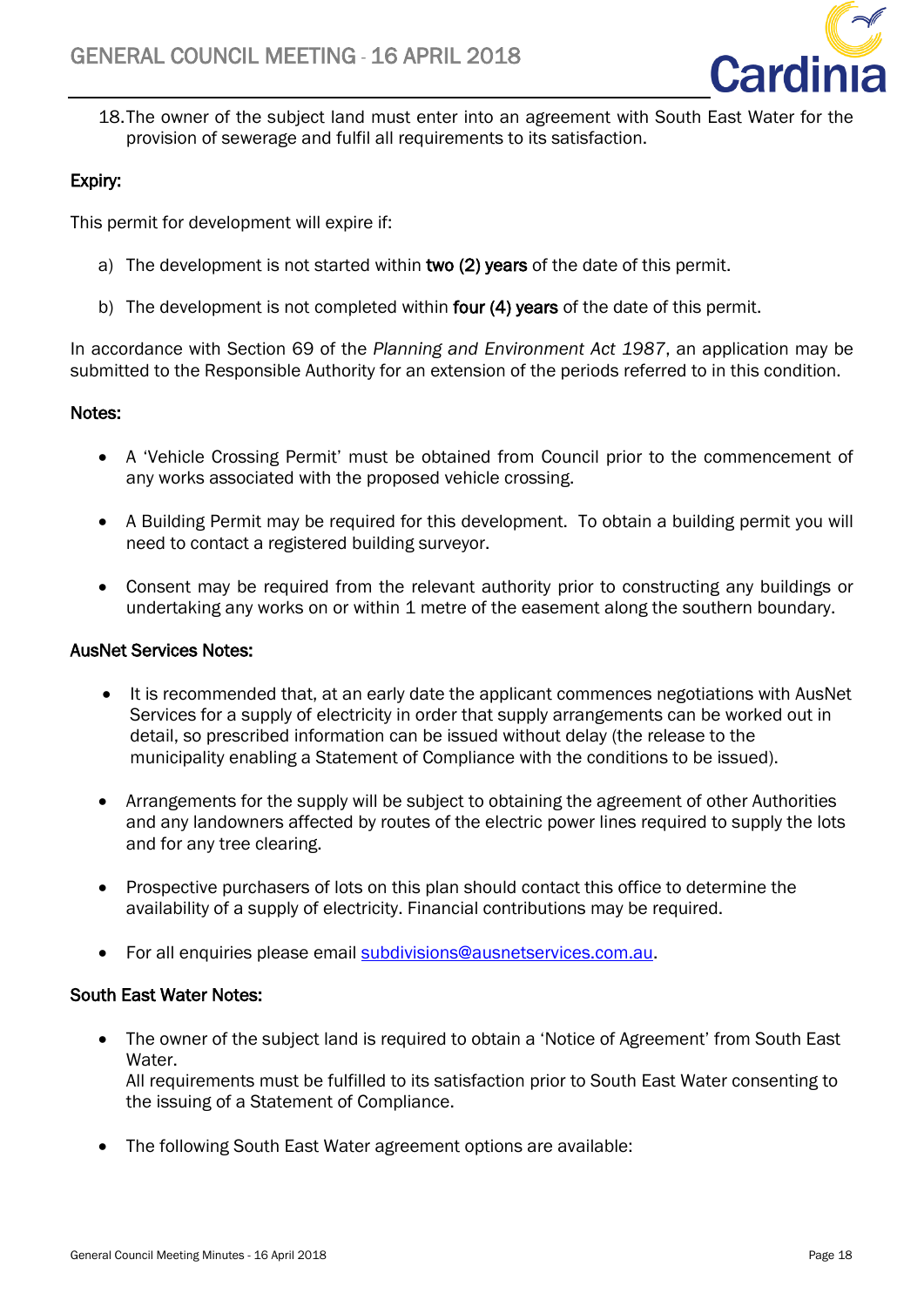18. The owner of the subject land must enter into an agreement with South East Water for the provision of sewerage and fulfil all requirements to its satisfaction.

**Expiry:**

This permit for development will expire if:

a) The development is not started within **two (2) years** of the date of this permit.

b) The development is not completed within **four (4) years** of the date of this permit.

In accordance with Section 69 of the *Planning and Environment Act 1987*, an application may be submitted to the Responsible Authority for an extension of the periods referred to in this condition.

**Notes:**

- A 'Vehicle Crossing Permit' must be obtained from Council prior to the commencement of any works associated with the proposed vehicle crossing.
- A Building Permit may be required for this development. To obtain a building permit you will need to contact a registered building surveyor.
- Consent may be required from the relevant authority prior to constructing any buildings or undertaking any works on or within 1 metre of the easement along the southern boundary.

**AusNet Services Notes:**

- It is recommended that, at an early date the applicant commences negotiations with AusNet Services for a supply of electricity in order that supply arrangements can be worked out in detail, so prescribed information can be issued without delay (the release to the municipality enabling a Statement of Compliance with the conditions to be issued).
- Arrangements for the supply will be subject to obtaining the agreement of other Authorities and any landowners affected by routes of the electric power lines required to supply the lots and for any tree clearing.
- Prospective purchasers of lots on this plan should contact this office to determine the availability of a supply of electricity. Financial contributions may be required.
- For all enquiries please email subdivisions@ausnetservices.com.au.

**South East Water Notes:**

- The owner of the subject land is required to obtain a 'Notice of Agreement' from South East Water.
  All requirements must be fulfilled to its satisfaction prior to South East Water consenting to the issuing of a Statement of Compliance.
- The following South East Water agreement options are available: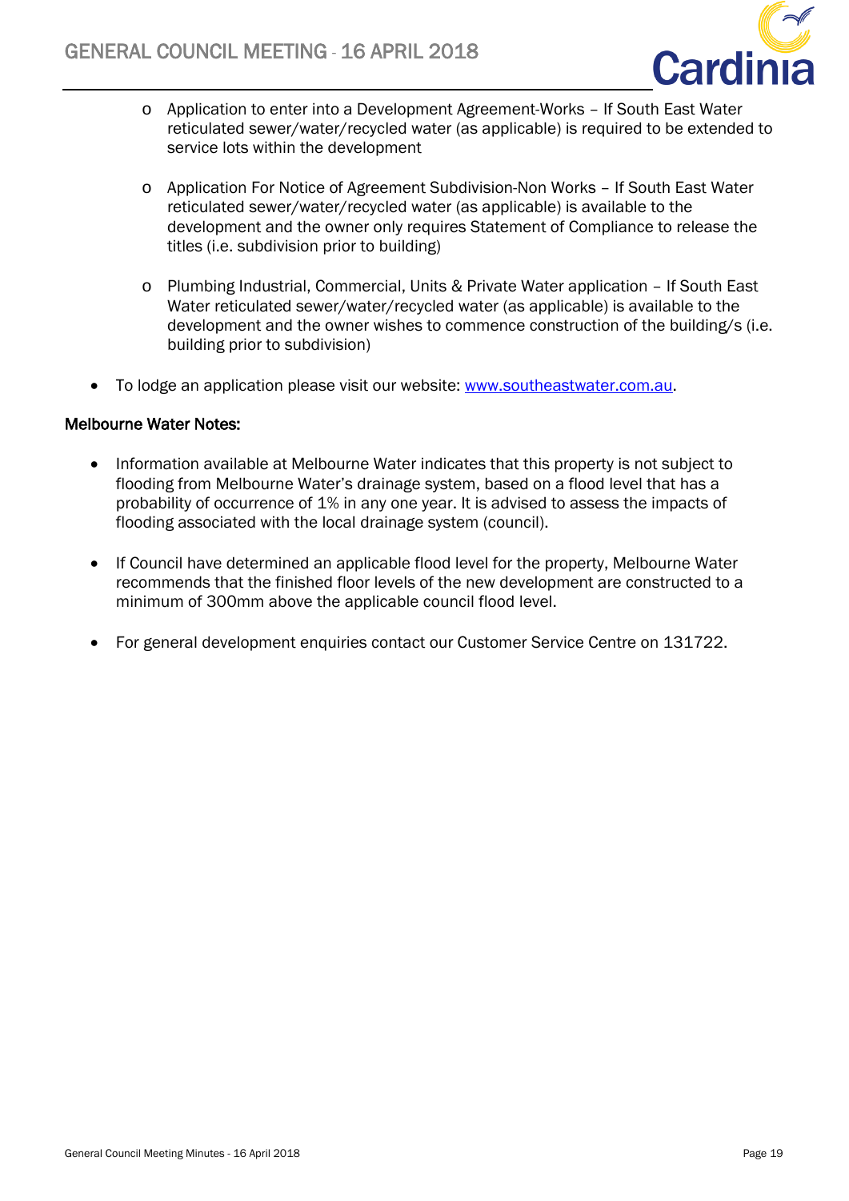- Application to enter into a Development Agreement-Works – If South East Water reticulated sewer/water/recycled water (as applicable) is required to be extended to service lots within the development

    - Application For Notice of Agreement Subdivision-Non Works – If South East Water reticulated sewer/water/recycled water (as applicable) is available to the development and the owner only requires Statement of Compliance to release the titles (i.e. subdivision prior to building)

    - Plumbing Industrial, Commercial, Units & Private Water application – If South East Water reticulated sewer/water/recycled water (as applicable) is available to the development and the owner wishes to commence construction of the building/s (i.e. building prior to subdivision)

- To lodge an application please visit our website: [www.southeastwater.com.au](http://www.southeastwater.com.au).

**Melbourne Water Notes:**

- Information available at Melbourne Water indicates that this property is not subject to flooding from Melbourne Water's drainage system, based on a flood level that has a probability of occurrence of 1% in any one year. It is advised to assess the impacts of flooding associated with the local drainage system (council).

- If Council have determined an applicable flood level for the property, Melbourne Water recommends that the finished floor levels of the new development are constructed to a minimum of 300mm above the applicable council flood level.

- For general development enquiries contact our Customer Service Centre on 131722.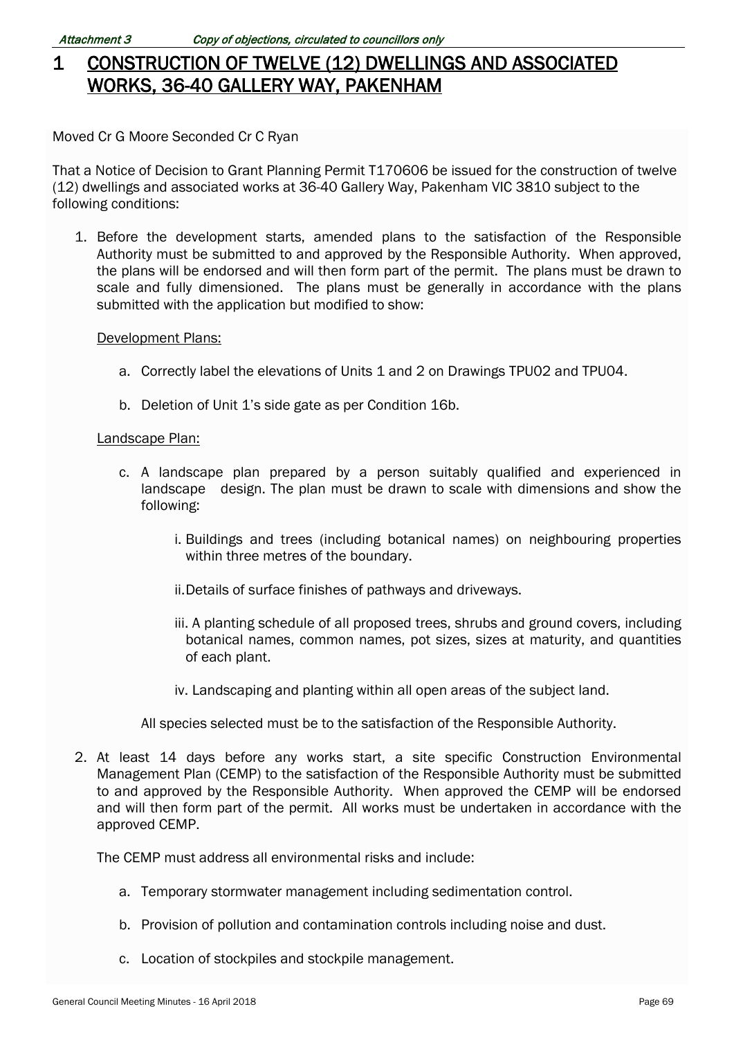# 1 CONSTRUCTION OF TWELVE (12) DWELLINGS AND ASSOCIATED WORKS, 36-40 GALLERY WAY, PAKENHAM

Moved Cr G Moore Seconded Cr C Ryan

That a Notice of Decision to Grant Planning Permit T170606 be issued for the construction of twelve (12) dwellings and associated works at 36-40 Gallery Way, Pakenham VIC 3810 subject to the following conditions:

1. Before the development starts, amended plans to the satisfaction of the Responsible Authority must be submitted to and approved by the Responsible Authority. When approved, the plans will be endorsed and will then form part of the permit. The plans must be drawn to scale and fully dimensioned. The plans must be generally in accordance with the plans submitted with the application but modified to show:

   Development Plans:

   a. Correctly label the elevations of Units 1 and 2 on Drawings TPU02 and TPU04.

   b. Deletion of Unit 1's side gate as per Condition 16b.

   Landscape Plan:

   c. A landscape plan prepared by a person suitably qualified and experienced in landscape design. The plan must be drawn to scale with dimensions and show the following:

      i. Buildings and trees (including botanical names) on neighbouring properties within three metres of the boundary.

      ii. Details of surface finishes of pathways and driveways.

      iii. A planting schedule of all proposed trees, shrubs and ground covers, including botanical names, common names, pot sizes, sizes at maturity, and quantities of each plant.

      iv. Landscaping and planting within all open areas of the subject land.

   All species selected must be to the satisfaction of the Responsible Authority.

2. At least 14 days before any works start, a site specific Construction Environmental Management Plan (CEMP) to the satisfaction of the Responsible Authority must be submitted to and approved by the Responsible Authority. When approved the CEMP will be endorsed and will then form part of the permit. All works must be undertaken in accordance with the approved CEMP.

   The CEMP must address all environmental risks and include:

   a. Temporary stormwater management including sedimentation control.

   b. Provision of pollution and contamination controls including noise and dust.

   c. Location of stockpiles and stockpile management.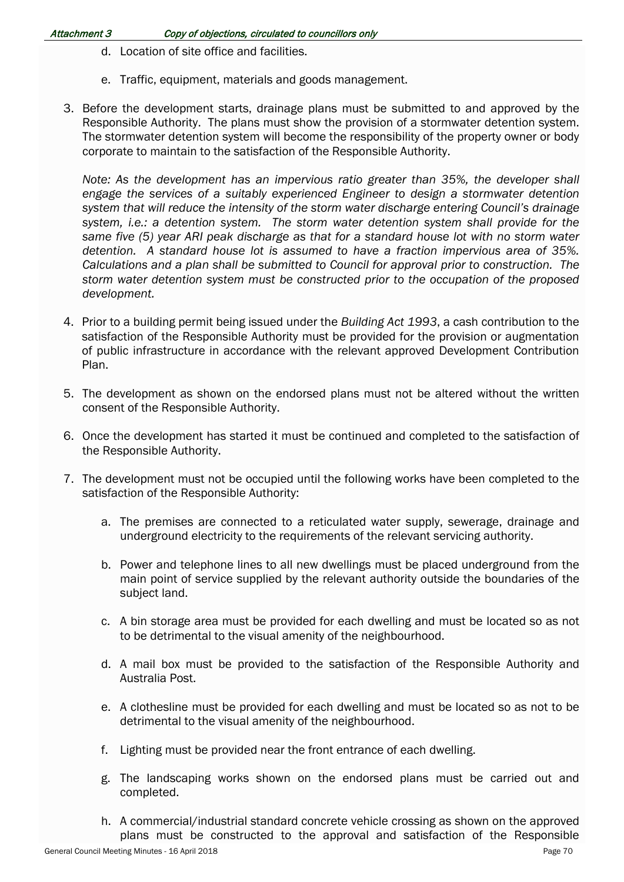d. Location of site office and facilities.

   e. Traffic, equipment, materials and goods management.

3. Before the development starts, drainage plans must be submitted to and approved by the Responsible Authority. The plans must show the provision of a stormwater detention system. The stormwater detention system will become the responsibility of the property owner or body corporate to maintain to the satisfaction of the Responsible Authority.

   *Note: As the development has an impervious ratio greater than 35%, the developer shall engage the services of a suitably experienced Engineer to design a stormwater detention system that will reduce the intensity of the storm water discharge entering Council's drainage system, i.e.: a detention system. The storm water detention system shall provide for the same five (5) year ARI peak discharge as that for a standard house lot with no storm water detention. A standard house lot is assumed to have a fraction impervious area of 35%. Calculations and a plan shall be submitted to Council for approval prior to construction. The storm water detention system must be constructed prior to the occupation of the proposed development.*

4. Prior to a building permit being issued under the *Building Act 1993*, a cash contribution to the satisfaction of the Responsible Authority must be provided for the provision or augmentation of public infrastructure in accordance with the relevant approved Development Contribution Plan.

5. The development as shown on the endorsed plans must not be altered without the written consent of the Responsible Authority.

6. Once the development has started it must be continued and completed to the satisfaction of the Responsible Authority.

7. The development must not be occupied until the following works have been completed to the satisfaction of the Responsible Authority:

   a. The premises are connected to a reticulated water supply, sewerage, drainage and underground electricity to the requirements of the relevant servicing authority.

   b. Power and telephone lines to all new dwellings must be placed underground from the main point of service supplied by the relevant authority outside the boundaries of the subject land.

   c. A bin storage area must be provided for each dwelling and must be located so as not to be detrimental to the visual amenity of the neighbourhood.

   d. A mail box must be provided to the satisfaction of the Responsible Authority and Australia Post.

   e. A clothesline must be provided for each dwelling and must be located so as not to be detrimental to the visual amenity of the neighbourhood.

   f. Lighting must be provided near the front entrance of each dwelling.

   g. The landscaping works shown on the endorsed plans must be carried out and completed.

   h. A commercial/industrial standard concrete vehicle crossing as shown on the approved plans must be constructed to the approval and satisfaction of the Responsible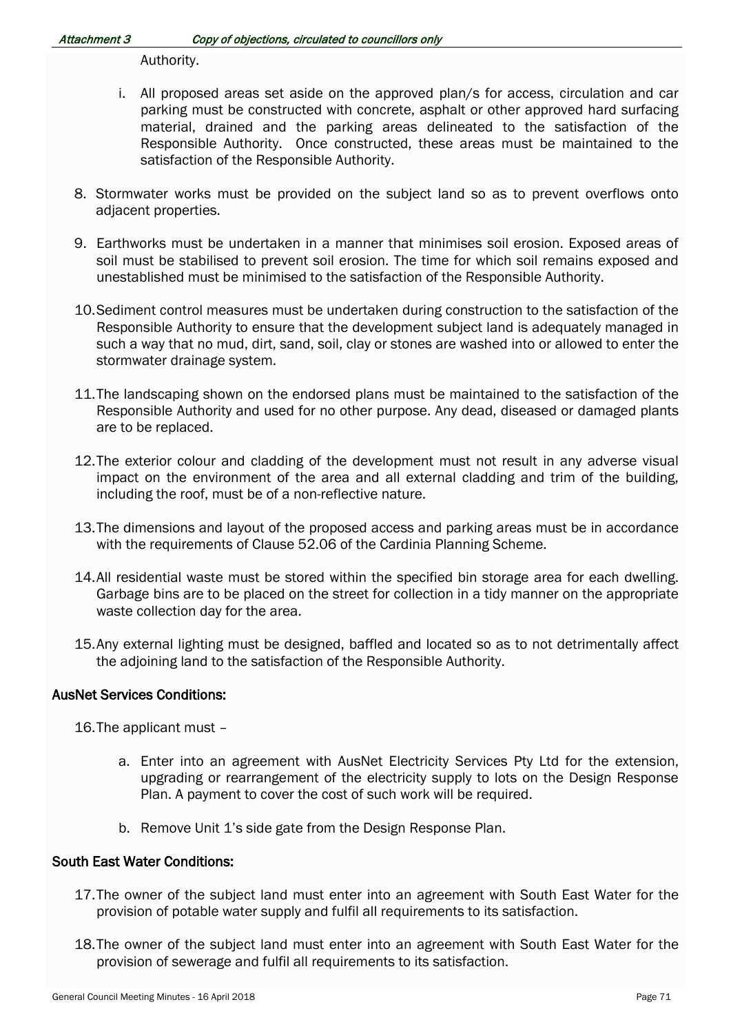Authority.

i. All proposed areas set aside on the approved plan/s for access, circulation and car parking must be constructed with concrete, asphalt or other approved hard surfacing material, drained and the parking areas delineated to the satisfaction of the Responsible Authority. Once constructed, these areas must be maintained to the satisfaction of the Responsible Authority.

8. Stormwater works must be provided on the subject land so as to prevent overflows onto adjacent properties.

9. Earthworks must be undertaken in a manner that minimises soil erosion. Exposed areas of soil must be stabilised to prevent soil erosion. The time for which soil remains exposed and unestablished must be minimised to the satisfaction of the Responsible Authority.

10. Sediment control measures must be undertaken during construction to the satisfaction of the Responsible Authority to ensure that the development subject land is adequately managed in such a way that no mud, dirt, sand, soil, clay or stones are washed into or allowed to enter the stormwater drainage system.

11. The landscaping shown on the endorsed plans must be maintained to the satisfaction of the Responsible Authority and used for no other purpose. Any dead, diseased or damaged plants are to be replaced.

12. The exterior colour and cladding of the development must not result in any adverse visual impact on the environment of the area and all external cladding and trim of the building, including the roof, must be of a non-reflective nature.

13. The dimensions and layout of the proposed access and parking areas must be in accordance with the requirements of Clause 52.06 of the Cardinia Planning Scheme.

14. All residential waste must be stored within the specified bin storage area for each dwelling. Garbage bins are to be placed on the street for collection in a tidy manner on the appropriate waste collection day for the area.

15. Any external lighting must be designed, baffled and located so as to not detrimentally affect the adjoining land to the satisfaction of the Responsible Authority.

**AusNet Services Conditions:**

16. The applicant must –

    a. Enter into an agreement with AusNet Electricity Services Pty Ltd for the extension, upgrading or rearrangement of the electricity supply to lots on the Design Response Plan. A payment to cover the cost of such work will be required.

    b. Remove Unit 1's side gate from the Design Response Plan.

**South East Water Conditions:**

17. The owner of the subject land must enter into an agreement with South East Water for the provision of potable water supply and fulfil all requirements to its satisfaction.

18. The owner of the subject land must enter into an agreement with South East Water for the provision of sewerage and fulfil all requirements to its satisfaction.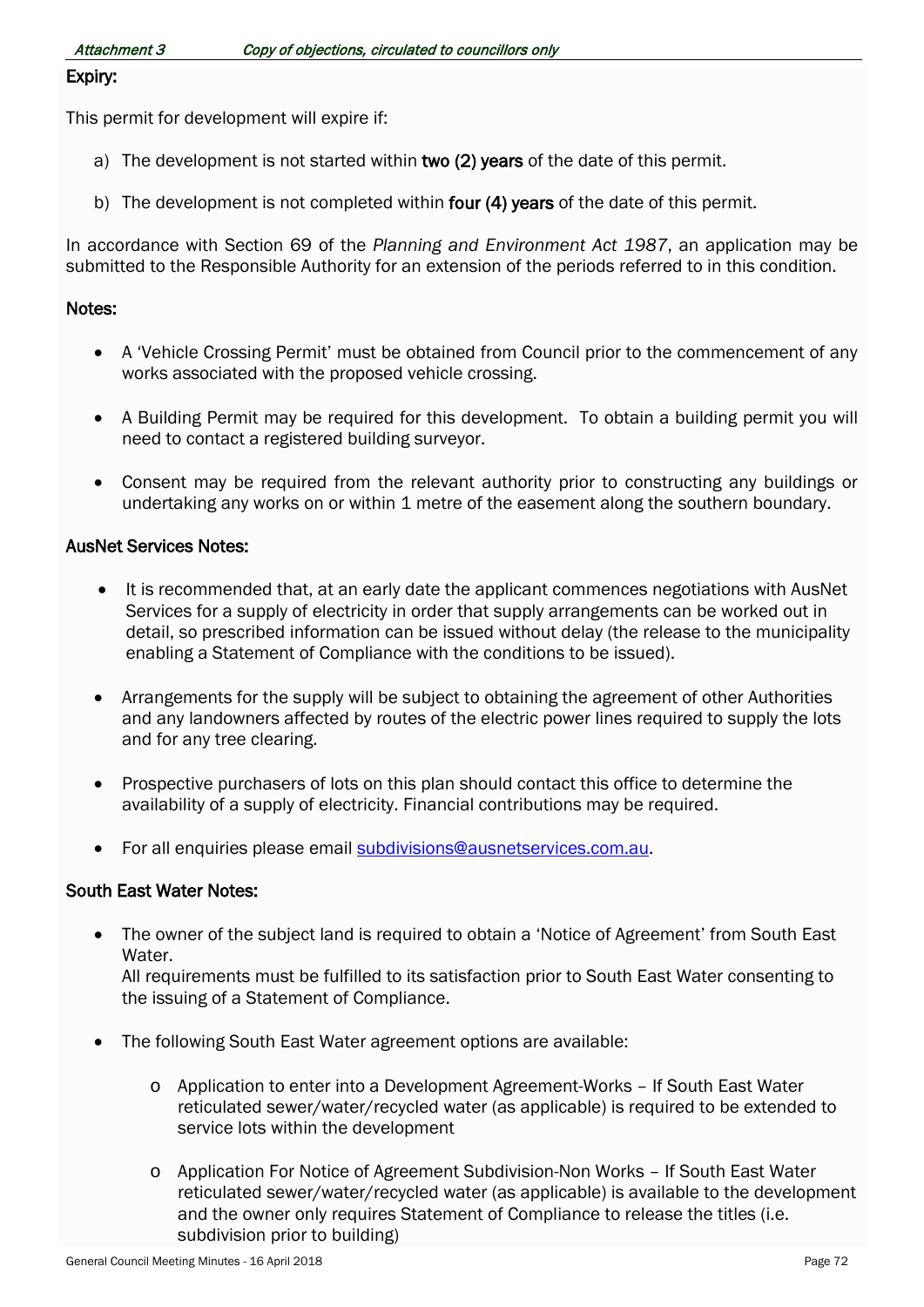**Expiry:**

This permit for development will expire if:

a) The development is not started within **two (2) years** of the date of this permit.

b) The development is not completed within **four (4) years** of the date of this permit.

In accordance with Section 69 of the *Planning and Environment Act 1987*, an application may be submitted to the Responsible Authority for an extension of the periods referred to in this condition.

**Notes:**

- A 'Vehicle Crossing Permit' must be obtained from Council prior to the commencement of any works associated with the proposed vehicle crossing.
- A Building Permit may be required for this development. To obtain a building permit you will need to contact a registered building surveyor.
- Consent may be required from the relevant authority prior to constructing any buildings or undertaking any works on or within 1 metre of the easement along the southern boundary.

**AusNet Services Notes:**

- It is recommended that, at an early date the applicant commences negotiations with AusNet Services for a supply of electricity in order that supply arrangements can be worked out in detail, so prescribed information can be issued without delay (the release to the municipality enabling a Statement of Compliance with the conditions to be issued).
- Arrangements for the supply will be subject to obtaining the agreement of other Authorities and any landowners affected by routes of the electric power lines required to supply the lots and for any tree clearing.
- Prospective purchasers of lots on this plan should contact this office to determine the availability of a supply of electricity. Financial contributions may be required.
- For all enquiries please email subdivisions@ausnetservices.com.au.

**South East Water Notes:**

- The owner of the subject land is required to obtain a 'Notice of Agreement' from South East Water.
  All requirements must be fulfilled to its satisfaction prior to South East Water consenting to the issuing of a Statement of Compliance.
- The following South East Water agreement options are available:
  - Application to enter into a Development Agreement-Works – If South East Water reticulated sewer/water/recycled water (as applicable) is required to be extended to service lots within the development
  - Application For Notice of Agreement Subdivision-Non Works – If South East Water reticulated sewer/water/recycled water (as applicable) is available to the development and the owner only requires Statement of Compliance to release the titles (i.e. subdivision prior to building)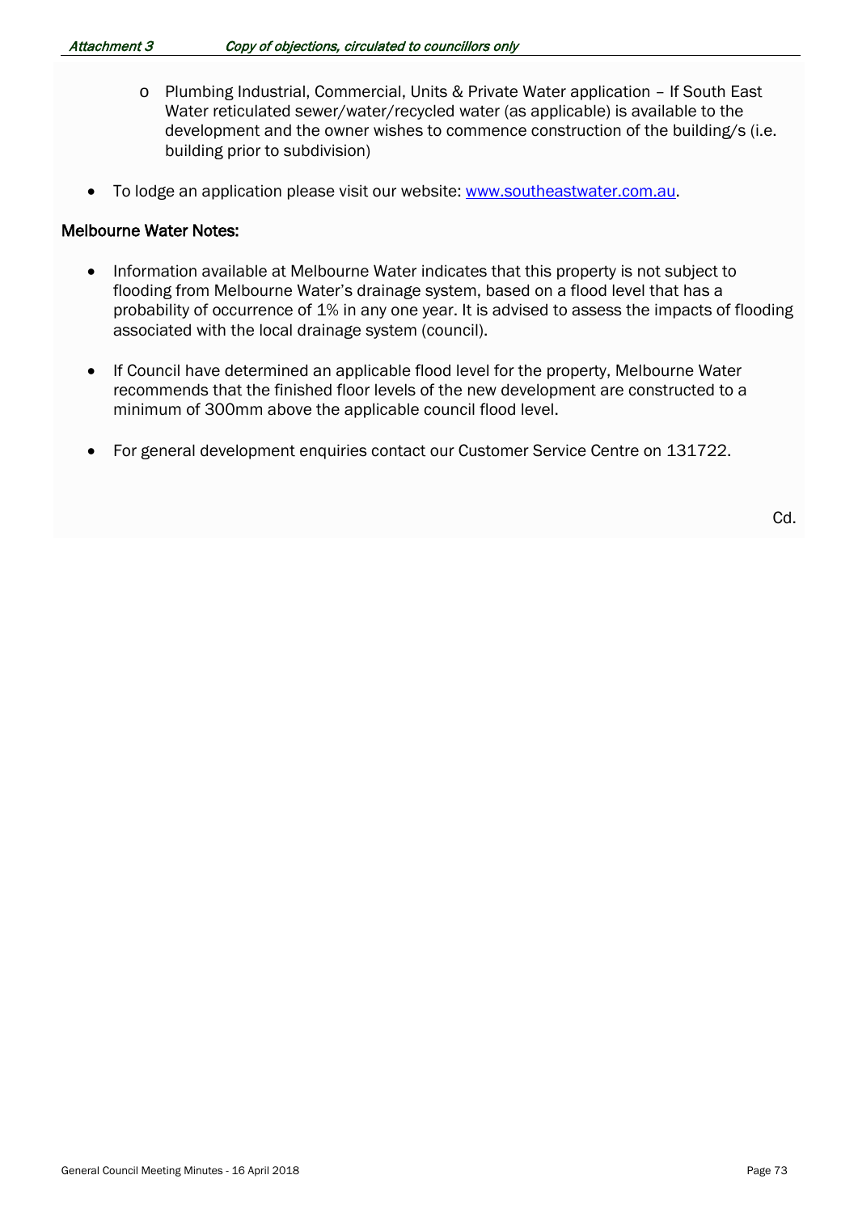- Plumbing Industrial, Commercial, Units & Private Water application – If South East Water reticulated sewer/water/recycled water (as applicable) is available to the development and the owner wishes to commence construction of the building/s (i.e. building prior to subdivision)

- To lodge an application please visit our website: [www.southeastwater.com.au](www.southeastwater.com.au).

**Melbourne Water Notes:**

- Information available at Melbourne Water indicates that this property is not subject to flooding from Melbourne Water's drainage system, based on a flood level that has a probability of occurrence of 1% in any one year. It is advised to assess the impacts of flooding associated with the local drainage system (council).

- If Council have determined an applicable flood level for the property, Melbourne Water recommends that the finished floor levels of the new development are constructed to a minimum of 300mm above the applicable council flood level.

- For general development enquiries contact our Customer Service Centre on 131722.

Cd.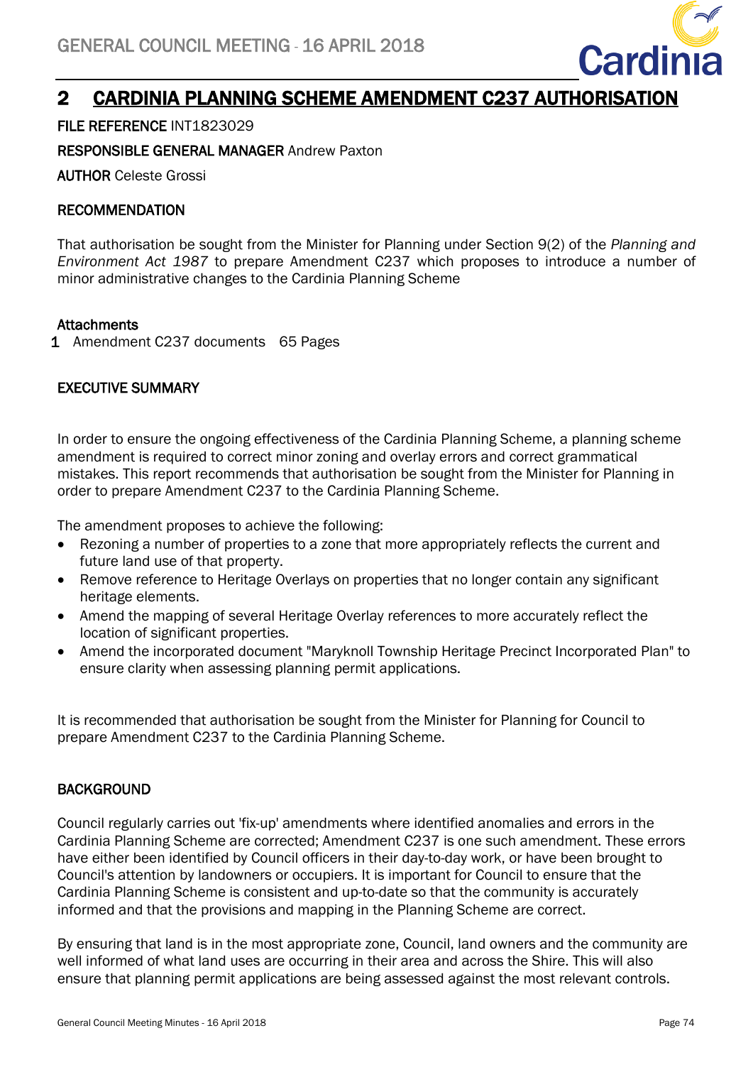# 2 CARDINIA PLANNING SCHEME AMENDMENT C237 AUTHORISATION

**FILE REFERENCE** INT1823029

**RESPONSIBLE GENERAL MANAGER** Andrew Paxton

**AUTHOR** Celeste Grossi

## RECOMMENDATION

That authorisation be sought from the Minister for Planning under Section 9(2) of the *Planning and Environment Act 1987* to prepare Amendment C237 which proposes to introduce a number of minor administrative changes to the Cardinia Planning Scheme

**Attachments**

1 Amendment C237 documents 65 Pages

## EXECUTIVE SUMMARY

In order to ensure the ongoing effectiveness of the Cardinia Planning Scheme, a planning scheme amendment is required to correct minor zoning and overlay errors and correct grammatical mistakes. This report recommends that authorisation be sought from the Minister for Planning in order to prepare Amendment C237 to the Cardinia Planning Scheme.

The amendment proposes to achieve the following:

- Rezoning a number of properties to a zone that more appropriately reflects the current and future land use of that property.
- Remove reference to Heritage Overlays on properties that no longer contain any significant heritage elements.
- Amend the mapping of several Heritage Overlay references to more accurately reflect the location of significant properties.
- Amend the incorporated document "Maryknoll Township Heritage Precinct Incorporated Plan" to ensure clarity when assessing planning permit applications.

It is recommended that authorisation be sought from the Minister for Planning for Council to prepare Amendment C237 to the Cardinia Planning Scheme.

## BACKGROUND

Council regularly carries out 'fix-up' amendments where identified anomalies and errors in the Cardinia Planning Scheme are corrected; Amendment C237 is one such amendment. These errors have either been identified by Council officers in their day-to-day work, or have been brought to Council's attention by landowners or occupiers. It is important for Council to ensure that the Cardinia Planning Scheme is consistent and up-to-date so that the community is accurately informed and that the provisions and mapping in the Planning Scheme are correct.

By ensuring that land is in the most appropriate zone, Council, land owners and the community are well informed of what land uses are occurring in their area and across the Shire. This will also ensure that planning permit applications are being assessed against the most relevant controls.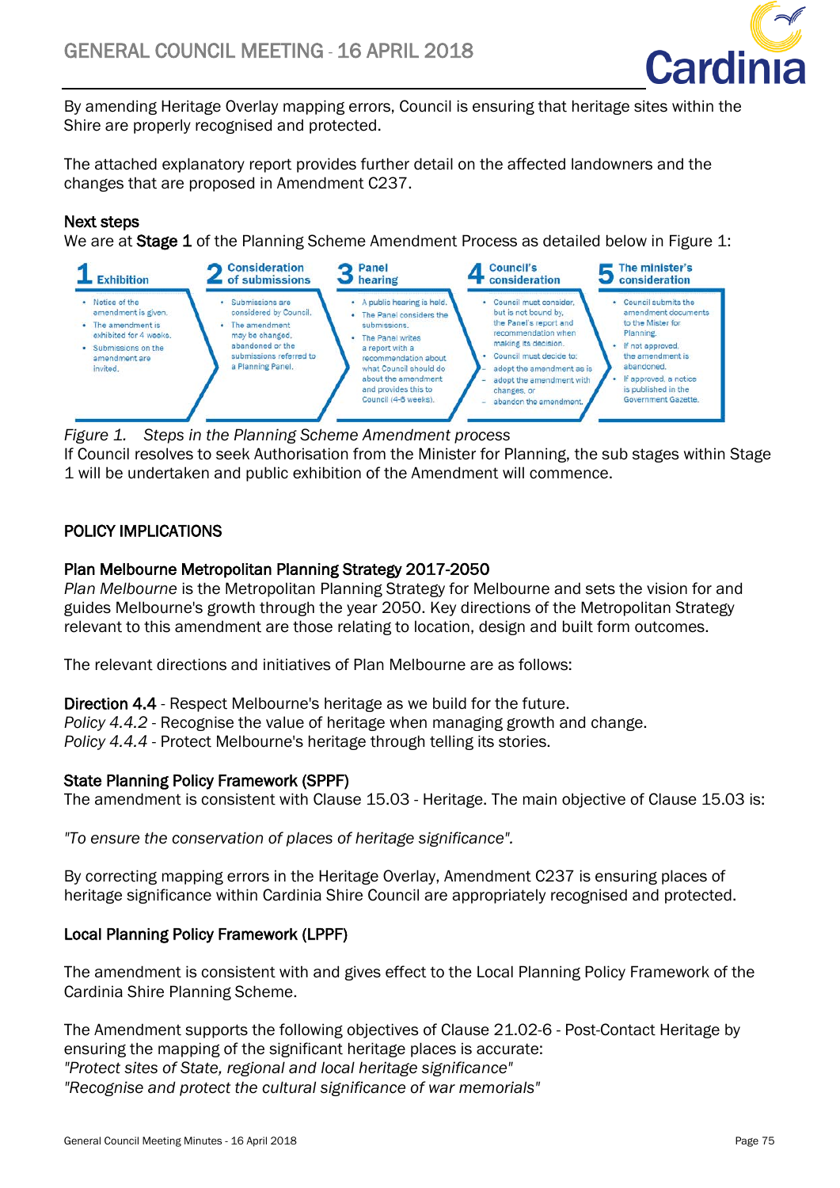By amending Heritage Overlay mapping errors, Council is ensuring that heritage sites within the Shire are properly recognised and protected.

The attached explanatory report provides further detail on the affected landowners and the changes that are proposed in Amendment C237.

**Next steps**

We are at **Stage 1** of the Planning Scheme Amendment Process as detailed below in Figure 1:

| 1 Exhibition | 2 Consideration of submissions | 3 Panel hearing | 4 Council's consideration | 5 The minister's consideration |
|---|---|---|---|---|
| • Notice of the amendment is given. • The amendment is exhibited for 4 weeks. • Submissions on the amendment are invited. | • Submissions are considered by Council. • The amendment may be changed, abandoned or the submissions referred to a Planning Panel. | • A public hearing is held. • The Panel considers the submissions. • The Panel writes a report with a recommendation about what Council should do about the amendment and provides this to Council (4-6 weeks). | • Council must consider, but is not bound by, the Panel's report and recommendation when making its decision. • Council must decide to: – adopt the amendment as is – adopt the amendment with changes, or – abandon the amendment. | • Council submits the amendment documents to the Mister for Planning. • If not approved, the amendment is abandoned. • If approved, a notice is published in the Government Gazette. |

*Figure 1. Steps in the Planning Scheme Amendment process*

If Council resolves to seek Authorisation from the Minister for Planning, the sub stages within Stage 1 will be undertaken and public exhibition of the Amendment will commence.

## POLICY IMPLICATIONS

### Plan Melbourne Metropolitan Planning Strategy 2017-2050

*Plan Melbourne* is the Metropolitan Planning Strategy for Melbourne and sets the vision for and guides Melbourne's growth through the year 2050. Key directions of the Metropolitan Strategy relevant to this amendment are those relating to location, design and built form outcomes.

The relevant directions and initiatives of Plan Melbourne are as follows:

**Direction 4.4** - Respect Melbourne's heritage as we build for the future.
*Policy 4.4.2* - Recognise the value of heritage when managing growth and change.
*Policy 4.4.4* - Protect Melbourne's heritage through telling its stories.

### State Planning Policy Framework (SPPF)

The amendment is consistent with Clause 15.03 - Heritage. The main objective of Clause 15.03 is:

*"To ensure the conservation of places of heritage significance".*

By correcting mapping errors in the Heritage Overlay, Amendment C237 is ensuring places of heritage significance within Cardinia Shire Council are appropriately recognised and protected.

### Local Planning Policy Framework (LPPF)

The amendment is consistent with and gives effect to the Local Planning Policy Framework of the Cardinia Shire Planning Scheme.

The Amendment supports the following objectives of Clause 21.02-6 - Post-Contact Heritage by ensuring the mapping of the significant heritage places is accurate:
*"Protect sites of State, regional and local heritage significance"*
*"Recognise and protect the cultural significance of war memorials"*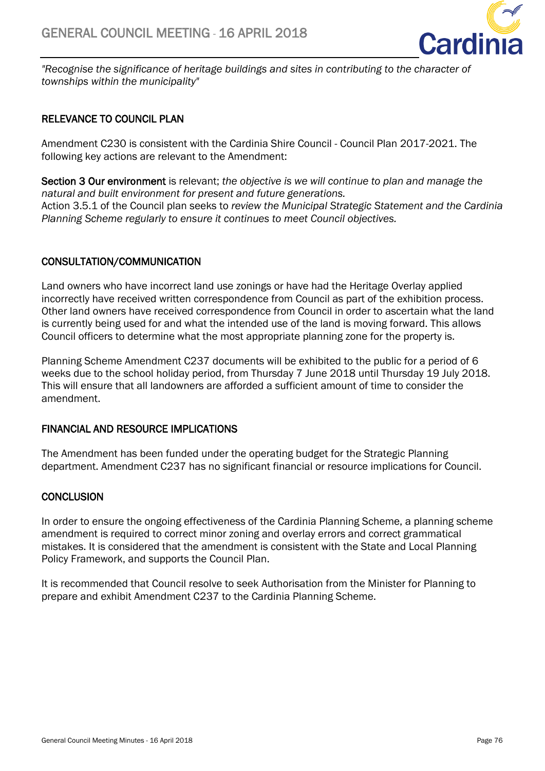*"Recognise the significance of heritage buildings and sites in contributing to the character of townships within the municipality"*

## RELEVANCE TO COUNCIL PLAN

Amendment C230 is consistent with the Cardinia Shire Council - Council Plan 2017-2021. The following key actions are relevant to the Amendment:

**Section 3 Our environment** is relevant; *the objective is we will continue to plan and manage the natural and built environment for present and future generations.*
Action 3.5.1 of the Council plan seeks to *review the Municipal Strategic Statement and the Cardinia Planning Scheme regularly to ensure it continues to meet Council objectives.*

## CONSULTATION/COMMUNICATION

Land owners who have incorrect land use zonings or have had the Heritage Overlay applied incorrectly have received written correspondence from Council as part of the exhibition process. Other land owners have received correspondence from Council in order to ascertain what the land is currently being used for and what the intended use of the land is moving forward. This allows Council officers to determine what the most appropriate planning zone for the property is.

Planning Scheme Amendment C237 documents will be exhibited to the public for a period of 6 weeks due to the school holiday period, from Thursday 7 June 2018 until Thursday 19 July 2018. This will ensure that all landowners are afforded a sufficient amount of time to consider the amendment.

## FINANCIAL AND RESOURCE IMPLICATIONS

The Amendment has been funded under the operating budget for the Strategic Planning department. Amendment C237 has no significant financial or resource implications for Council.

## CONCLUSION

In order to ensure the ongoing effectiveness of the Cardinia Planning Scheme, a planning scheme amendment is required to correct minor zoning and overlay errors and correct grammatical mistakes. It is considered that the amendment is consistent with the State and Local Planning Policy Framework, and supports the Council Plan.

It is recommended that Council resolve to seek Authorisation from the Minister for Planning to prepare and exhibit Amendment C237 to the Cardinia Planning Scheme.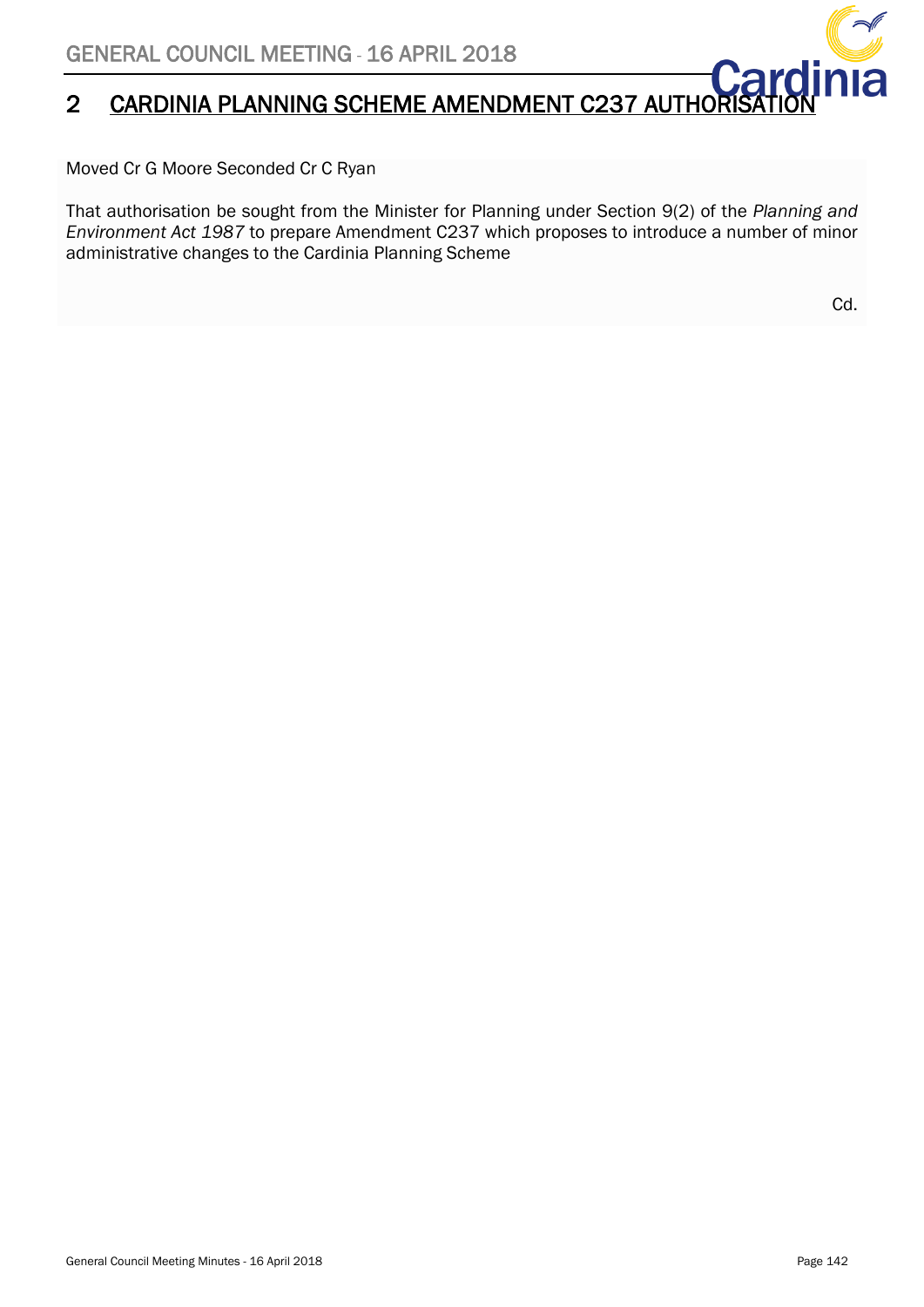## 2 CARDINIA PLANNING SCHEME AMENDMENT C237 AUTHORISATION

Moved Cr G Moore Seconded Cr C Ryan

That authorisation be sought from the Minister for Planning under Section 9(2) of the *Planning and Environment Act 1987* to prepare Amendment C237 which proposes to introduce a number of minor administrative changes to the Cardinia Planning Scheme

Cd.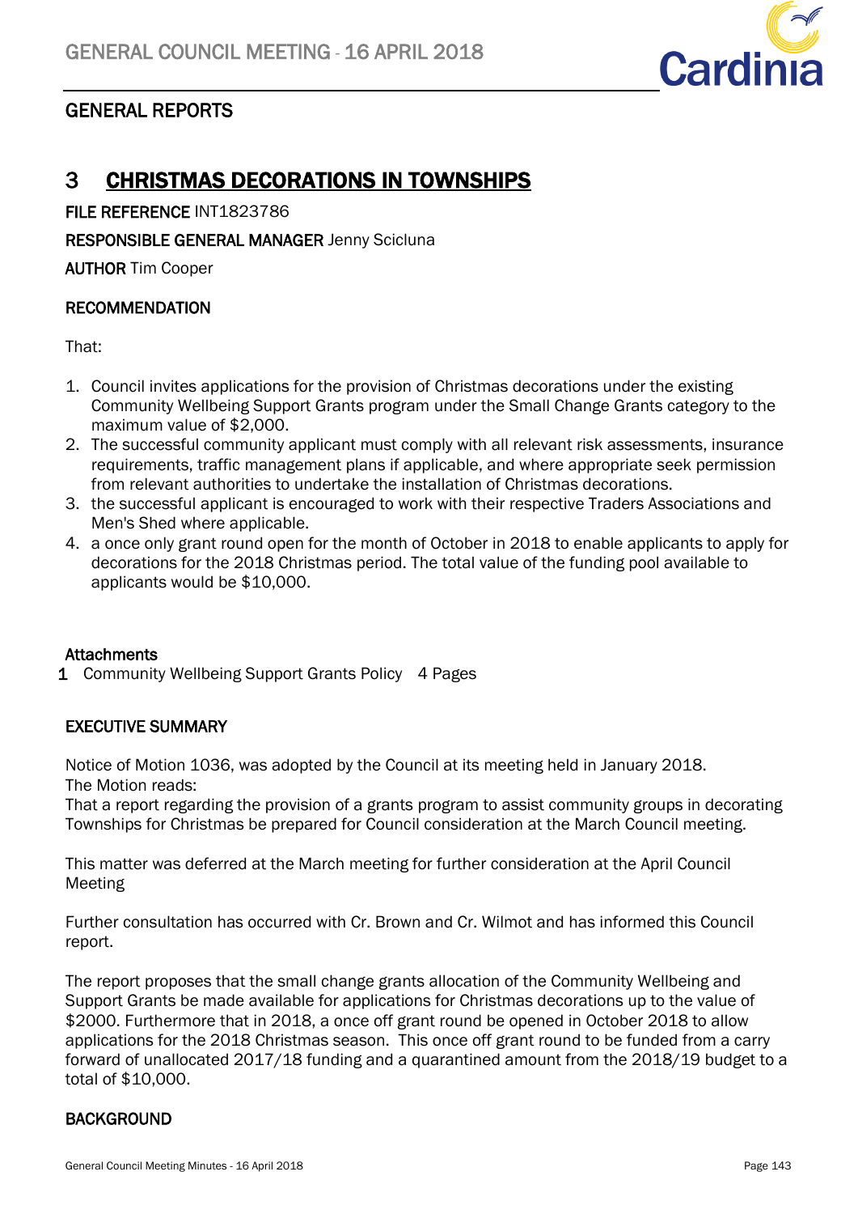## GENERAL REPORTS

# 3 CHRISTMAS DECORATIONS IN TOWNSHIPS

**FILE REFERENCE** INT1823786

**RESPONSIBLE GENERAL MANAGER** Jenny Scicluna

**AUTHOR** Tim Cooper

### RECOMMENDATION

That:

1. Council invites applications for the provision of Christmas decorations under the existing Community Wellbeing Support Grants program under the Small Change Grants category to the maximum value of $2,000.
2. The successful community applicant must comply with all relevant risk assessments, insurance requirements, traffic management plans if applicable, and where appropriate seek permission from relevant authorities to undertake the installation of Christmas decorations.
3. the successful applicant is encouraged to work with their respective Traders Associations and Men's Shed where applicable.
4. a once only grant round open for the month of October in 2018 to enable applicants to apply for decorations for the 2018 Christmas period. The total value of the funding pool available to applicants would be $10,000.

**Attachments**

1 Community Wellbeing Support Grants Policy 4 Pages

### EXECUTIVE SUMMARY

Notice of Motion 1036, was adopted by the Council at its meeting held in January 2018.
The Motion reads:
That a report regarding the provision of a grants program to assist community groups in decorating Townships for Christmas be prepared for Council consideration at the March Council meeting.

This matter was deferred at the March meeting for further consideration at the April Council Meeting

Further consultation has occurred with Cr. Brown and Cr. Wilmot and has informed this Council report.

The report proposes that the small change grants allocation of the Community Wellbeing and Support Grants be made available for applications for Christmas decorations up to the value of $2000. Furthermore that in 2018, a once off grant round be opened in October 2018 to allow applications for the 2018 Christmas season. This once off grant round to be funded from a carry forward of unallocated 2017/18 funding and a quarantined amount from the 2018/19 budget to a total of $10,000.

### BACKGROUND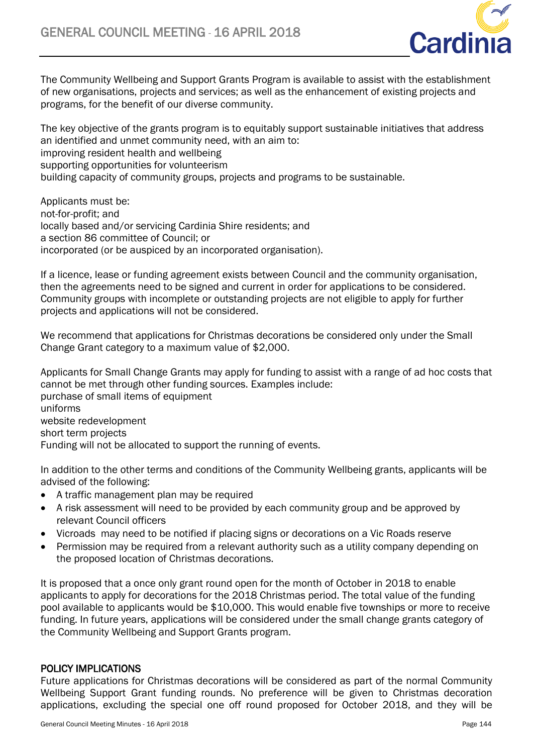The Community Wellbeing and Support Grants Program is available to assist with the establishment of new organisations, projects and services; as well as the enhancement of existing projects and programs, for the benefit of our diverse community.

The key objective of the grants program is to equitably support sustainable initiatives that address an identified and unmet community need, with an aim to:
improving resident health and wellbeing
supporting opportunities for volunteerism
building capacity of community groups, projects and programs to be sustainable.

Applicants must be:
not-for-profit; and
locally based and/or servicing Cardinia Shire residents; and
a section 86 committee of Council; or
incorporated (or be auspiced by an incorporated organisation).

If a licence, lease or funding agreement exists between Council and the community organisation, then the agreements need to be signed and current in order for applications to be considered. Community groups with incomplete or outstanding projects are not eligible to apply for further projects and applications will not be considered.

We recommend that applications for Christmas decorations be considered only under the Small Change Grant category to a maximum value of $2,000.

Applicants for Small Change Grants may apply for funding to assist with a range of ad hoc costs that cannot be met through other funding sources. Examples include:
purchase of small items of equipment
uniforms
website redevelopment
short term projects
Funding will not be allocated to support the running of events.

In addition to the other terms and conditions of the Community Wellbeing grants, applicants will be advised of the following:

- A traffic management plan may be required
- A risk assessment will need to be provided by each community group and be approved by relevant Council officers
- Vicroads may need to be notified if placing signs or decorations on a Vic Roads reserve
- Permission may be required from a relevant authority such as a utility company depending on the proposed location of Christmas decorations.

It is proposed that a once only grant round open for the month of October in 2018 to enable applicants to apply for decorations for the 2018 Christmas period. The total value of the funding pool available to applicants would be $10,000. This would enable five townships or more to receive funding. In future years, applications will be considered under the small change grants category of the Community Wellbeing and Support Grants program.

## POLICY IMPLICATIONS

Future applications for Christmas decorations will be considered as part of the normal Community Wellbeing Support Grant funding rounds. No preference will be given to Christmas decoration applications, excluding the special one off round proposed for October 2018, and they will be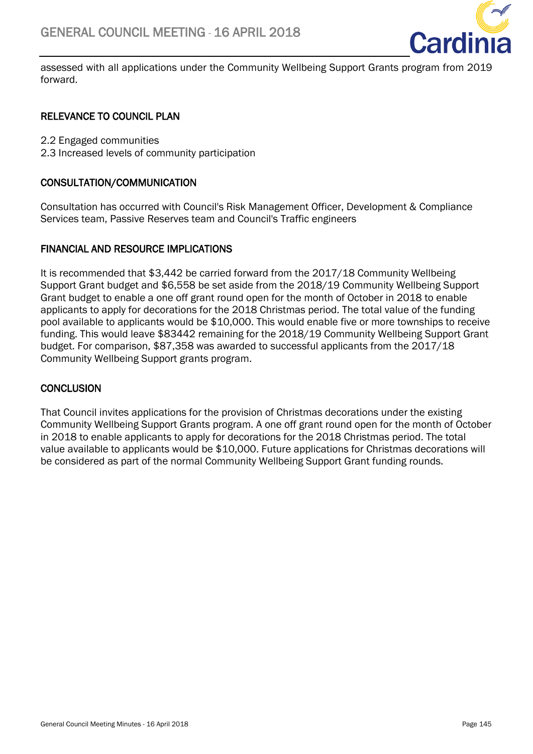assessed with all applications under the Community Wellbeing Support Grants program from 2019 forward.

## RELEVANCE TO COUNCIL PLAN

2.2 Engaged communities
2.3 Increased levels of community participation

## CONSULTATION/COMMUNICATION

Consultation has occurred with Council's Risk Management Officer, Development & Compliance Services team, Passive Reserves team and Council's Traffic engineers

## FINANCIAL AND RESOURCE IMPLICATIONS

It is recommended that $3,442 be carried forward from the 2017/18 Community Wellbeing Support Grant budget and $6,558 be set aside from the 2018/19 Community Wellbeing Support Grant budget to enable a one off grant round open for the month of October in 2018 to enable applicants to apply for decorations for the 2018 Christmas period. The total value of the funding pool available to applicants would be $10,000. This would enable five or more townships to receive funding. This would leave $83442 remaining for the 2018/19 Community Wellbeing Support Grant budget. For comparison, $87,358 was awarded to successful applicants from the 2017/18 Community Wellbeing Support grants program.

## CONCLUSION

That Council invites applications for the provision of Christmas decorations under the existing Community Wellbeing Support Grants program. A one off grant round open for the month of October in 2018 to enable applicants to apply for decorations for the 2018 Christmas period. The total value available to applicants would be $10,000. Future applications for Christmas decorations will be considered as part of the normal Community Wellbeing Support Grant funding rounds.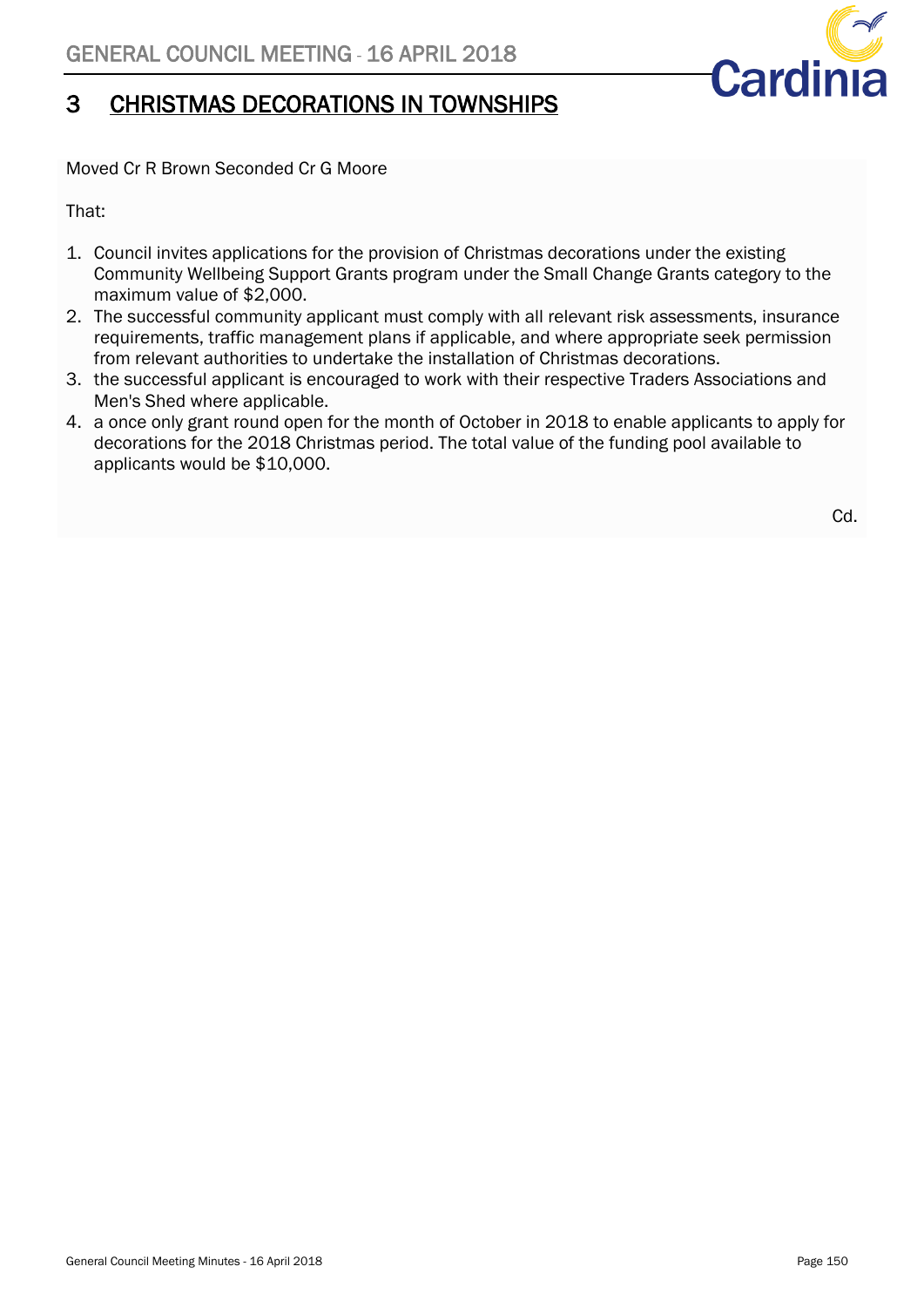# 3 CHRISTMAS DECORATIONS IN TOWNSHIPS

Moved Cr R Brown Seconded Cr G Moore

That:

1. Council invites applications for the provision of Christmas decorations under the existing Community Wellbeing Support Grants program under the Small Change Grants category to the maximum value of $2,000.
2. The successful community applicant must comply with all relevant risk assessments, insurance requirements, traffic management plans if applicable, and where appropriate seek permission from relevant authorities to undertake the installation of Christmas decorations.
3. the successful applicant is encouraged to work with their respective Traders Associations and Men's Shed where applicable.
4. a once only grant round open for the month of October in 2018 to enable applicants to apply for decorations for the 2018 Christmas period. The total value of the funding pool available to applicants would be $10,000.

Cd.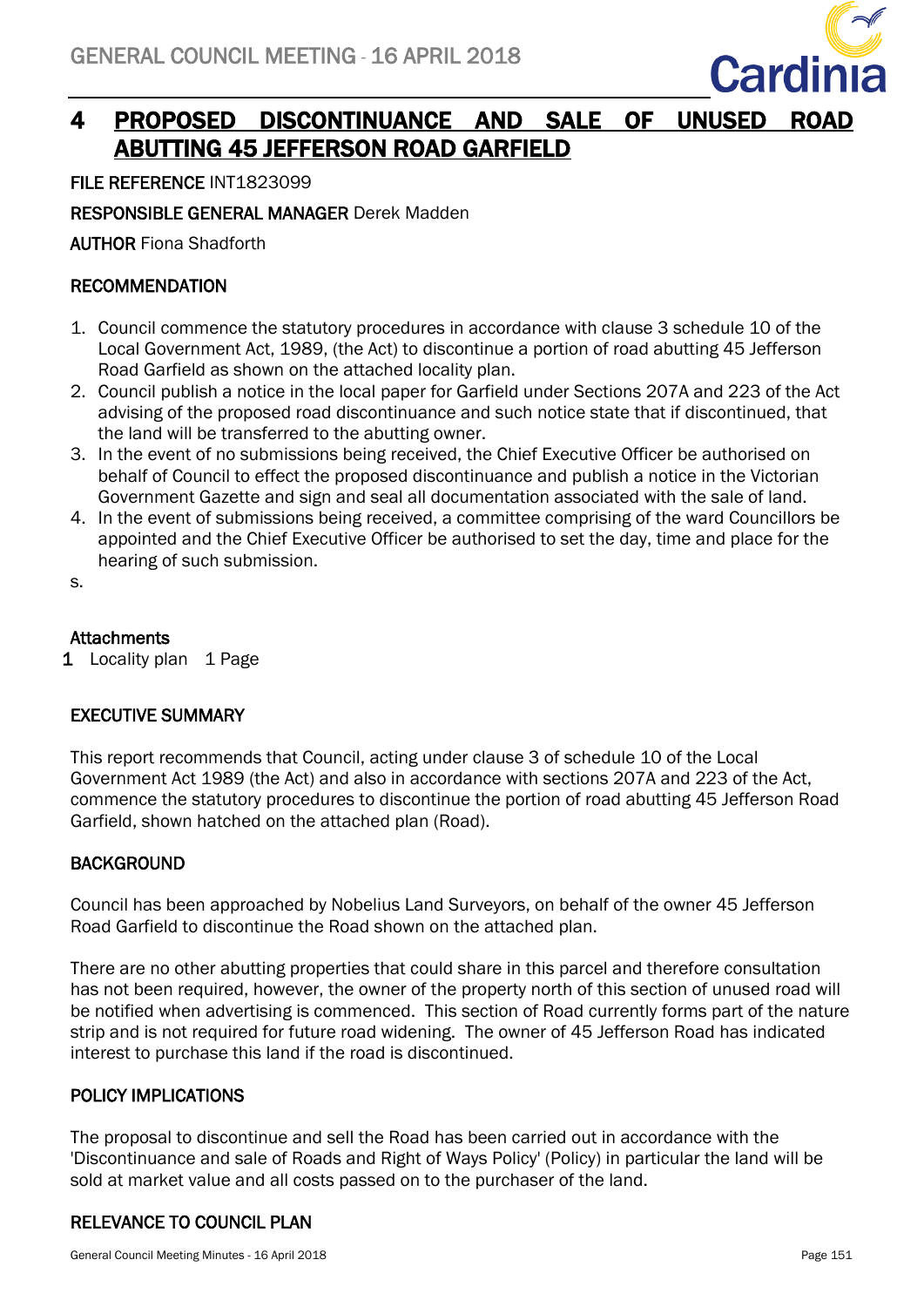# 4 PROPOSED DISCONTINUANCE AND SALE OF UNUSED ROAD ABUTTING 45 JEFFERSON ROAD GARFIELD

**FILE REFERENCE** INT1823099

**RESPONSIBLE GENERAL MANAGER** Derek Madden

**AUTHOR** Fiona Shadforth

## RECOMMENDATION

1. Council commence the statutory procedures in accordance with clause 3 schedule 10 of the Local Government Act, 1989, (the Act) to discontinue a portion of road abutting 45 Jefferson Road Garfield as shown on the attached locality plan.
2. Council publish a notice in the local paper for Garfield under Sections 207A and 223 of the Act advising of the proposed road discontinuance and such notice state that if discontinued, that the land will be transferred to the abutting owner.
3. In the event of no submissions being received, the Chief Executive Officer be authorised on behalf of Council to effect the proposed discontinuance and publish a notice in the Victorian Government Gazette and sign and seal all documentation associated with the sale of land.
4. In the event of submissions being received, a committee comprising of the ward Councillors be appointed and the Chief Executive Officer be authorised to set the day, time and place for the hearing of such submission.

s.

## Attachments

1 Locality plan 1 Page

## EXECUTIVE SUMMARY

This report recommends that Council, acting under clause 3 of schedule 10 of the Local Government Act 1989 (the Act) and also in accordance with sections 207A and 223 of the Act, commence the statutory procedures to discontinue the portion of road abutting 45 Jefferson Road Garfield, shown hatched on the attached plan (Road).

## BACKGROUND

Council has been approached by Nobelius Land Surveyors, on behalf of the owner 45 Jefferson Road Garfield to discontinue the Road shown on the attached plan.

There are no other abutting properties that could share in this parcel and therefore consultation has not been required, however, the owner of the property north of this section of unused road will be notified when advertising is commenced. This section of Road currently forms part of the nature strip and is not required for future road widening. The owner of 45 Jefferson Road has indicated interest to purchase this land if the road is discontinued.

## POLICY IMPLICATIONS

The proposal to discontinue and sell the Road has been carried out in accordance with the 'Discontinuance and sale of Roads and Right of Ways Policy' (Policy) in particular the land will be sold at market value and all costs passed on to the purchaser of the land.

## RELEVANCE TO COUNCIL PLAN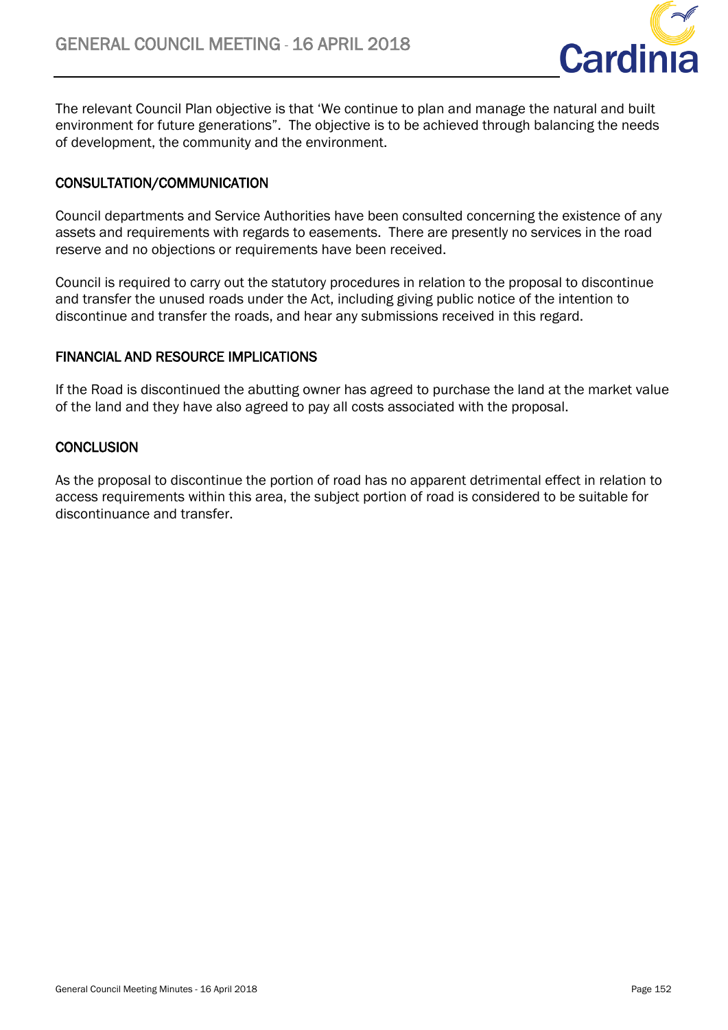The relevant Council Plan objective is that 'We continue to plan and manage the natural and built environment for future generations". The objective is to be achieved through balancing the needs of development, the community and the environment.

## CONSULTATION/COMMUNICATION

Council departments and Service Authorities have been consulted concerning the existence of any assets and requirements with regards to easements. There are presently no services in the road reserve and no objections or requirements have been received.

Council is required to carry out the statutory procedures in relation to the proposal to discontinue and transfer the unused roads under the Act, including giving public notice of the intention to discontinue and transfer the roads, and hear any submissions received in this regard.

## FINANCIAL AND RESOURCE IMPLICATIONS

If the Road is discontinued the abutting owner has agreed to purchase the land at the market value of the land and they have also agreed to pay all costs associated with the proposal.

## CONCLUSION

As the proposal to discontinue the portion of road has no apparent detrimental effect in relation to access requirements within this area, the subject portion of road is considered to be suitable for discontinuance and transfer.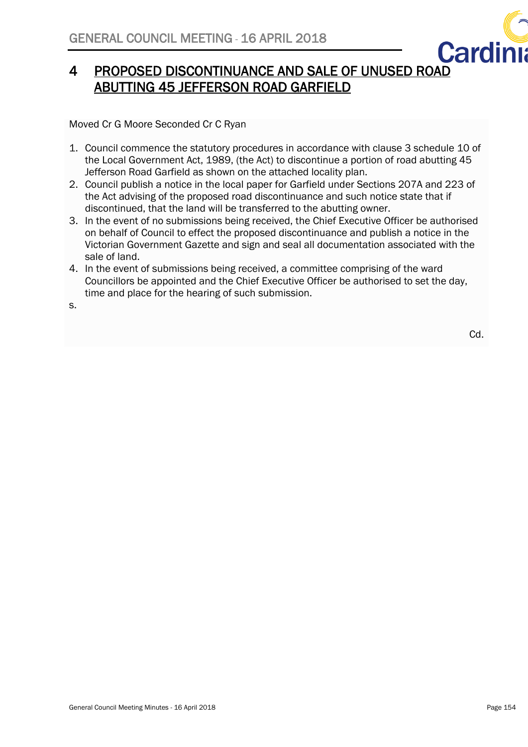# 4 PROPOSED DISCONTINUANCE AND SALE OF UNUSED ROAD ABUTTING 45 JEFFERSON ROAD GARFIELD

Moved Cr G Moore Seconded Cr C Ryan

1. Council commence the statutory procedures in accordance with clause 3 schedule 10 of the Local Government Act, 1989, (the Act) to discontinue a portion of road abutting 45 Jefferson Road Garfield as shown on the attached locality plan.
2. Council publish a notice in the local paper for Garfield under Sections 207A and 223 of the Act advising of the proposed road discontinuance and such notice state that if discontinued, that the land will be transferred to the abutting owner.
3. In the event of no submissions being received, the Chief Executive Officer be authorised on behalf of Council to effect the proposed discontinuance and publish a notice in the Victorian Government Gazette and sign and seal all documentation associated with the sale of land.
4. In the event of submissions being received, a committee comprising of the ward Councillors be appointed and the Chief Executive Officer be authorised to set the day, time and place for the hearing of such submission.

s.

Cd.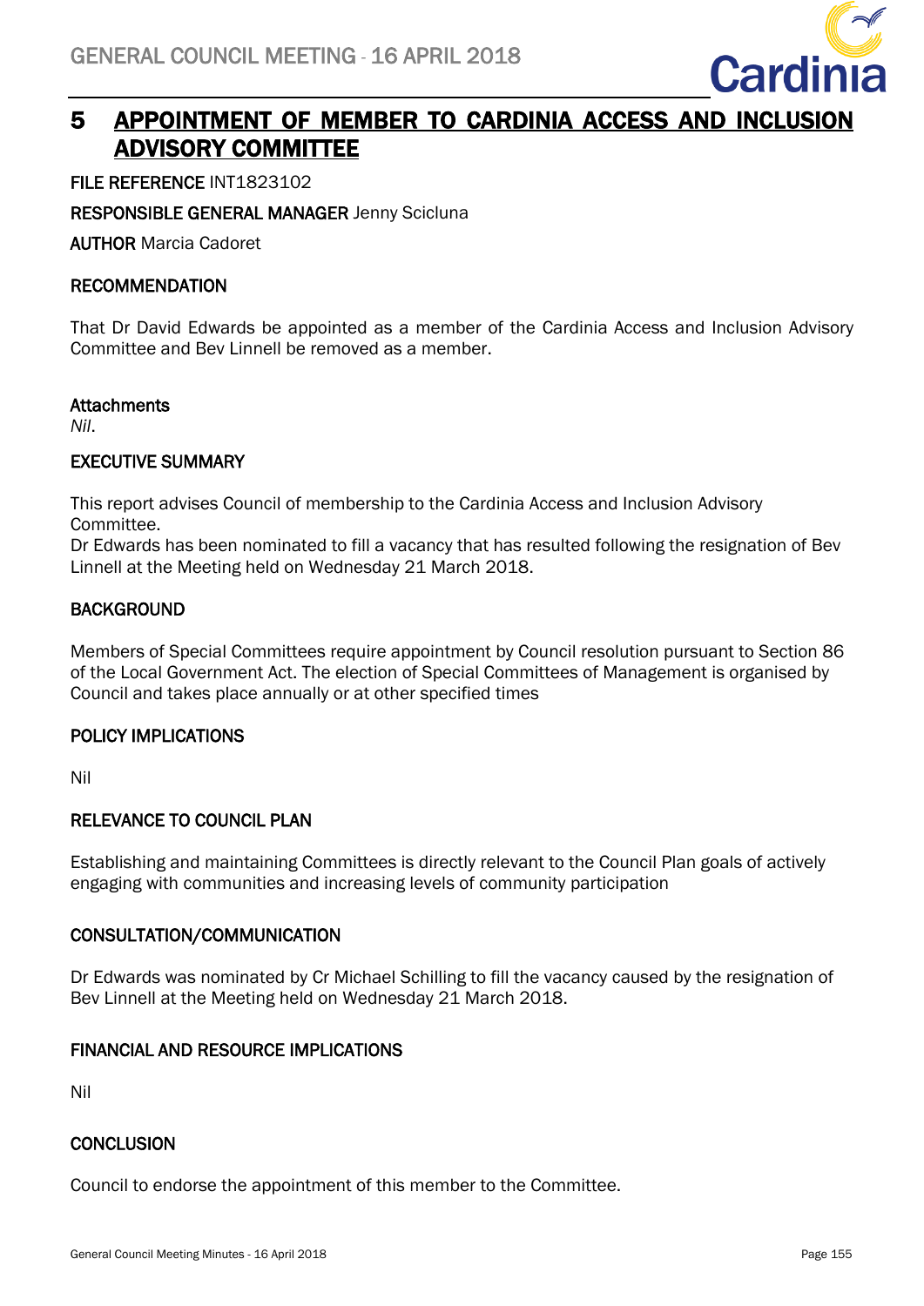# 5 APPOINTMENT OF MEMBER TO CARDINIA ACCESS AND INCLUSION ADVISORY COMMITTEE

**FILE REFERENCE** INT1823102

**RESPONSIBLE GENERAL MANAGER** Jenny Scicluna

**AUTHOR** Marcia Cadoret

## RECOMMENDATION

That Dr David Edwards be appointed as a member of the Cardinia Access and Inclusion Advisory Committee and Bev Linnell be removed as a member.

**Attachments**
*Nil*.

## EXECUTIVE SUMMARY

This report advises Council of membership to the Cardinia Access and Inclusion Advisory Committee.
Dr Edwards has been nominated to fill a vacancy that has resulted following the resignation of Bev Linnell at the Meeting held on Wednesday 21 March 2018.

## BACKGROUND

Members of Special Committees require appointment by Council resolution pursuant to Section 86 of the Local Government Act. The election of Special Committees of Management is organised by Council and takes place annually or at other specified times

## POLICY IMPLICATIONS

Nil

## RELEVANCE TO COUNCIL PLAN

Establishing and maintaining Committees is directly relevant to the Council Plan goals of actively engaging with communities and increasing levels of community participation

## CONSULTATION/COMMUNICATION

Dr Edwards was nominated by Cr Michael Schilling to fill the vacancy caused by the resignation of Bev Linnell at the Meeting held on Wednesday 21 March 2018.

## FINANCIAL AND RESOURCE IMPLICATIONS

Nil

## CONCLUSION

Council to endorse the appointment of this member to the Committee.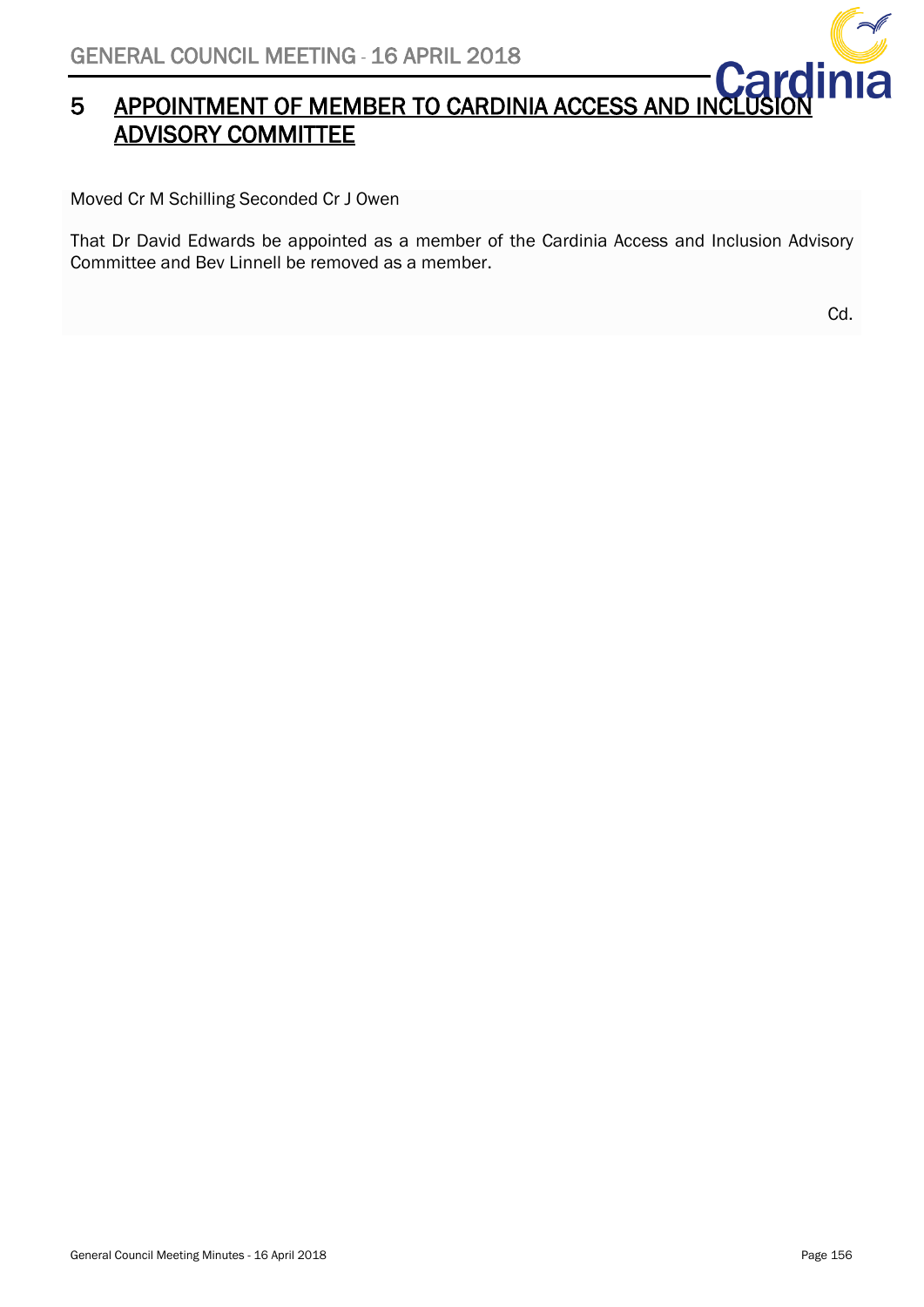# 5 APPOINTMENT OF MEMBER TO CARDINIA ACCESS AND INCLUSION ADVISORY COMMITTEE

Moved Cr M Schilling Seconded Cr J Owen

That Dr David Edwards be appointed as a member of the Cardinia Access and Inclusion Advisory Committee and Bev Linnell be removed as a member.

Cd.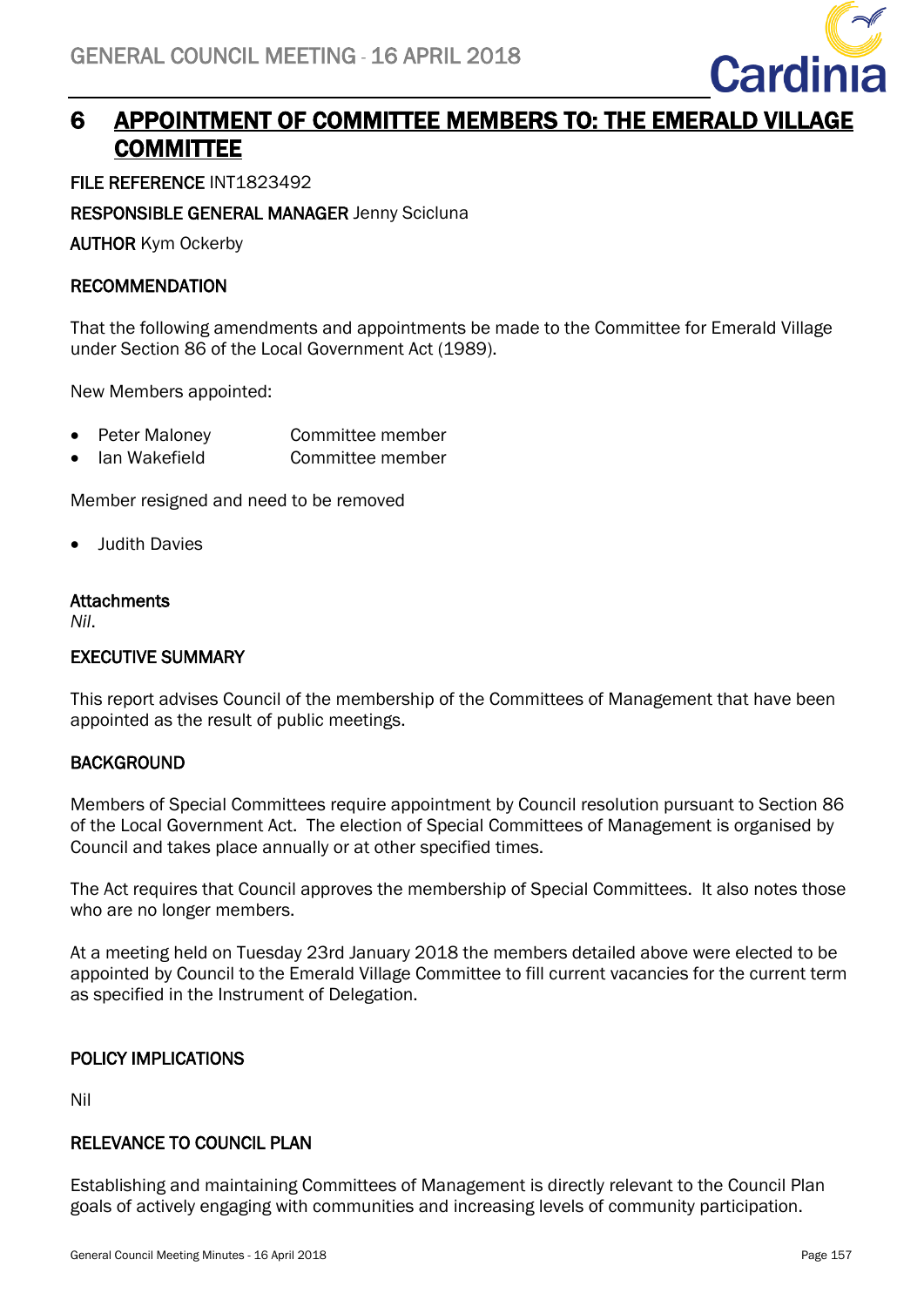# 6 APPOINTMENT OF COMMITTEE MEMBERS TO: THE EMERALD VILLAGE COMMITTEE

**FILE REFERENCE** INT1823492

**RESPONSIBLE GENERAL MANAGER** Jenny Scicluna

**AUTHOR** Kym Ockerby

## RECOMMENDATION

That the following amendments and appointments be made to the Committee for Emerald Village under Section 86 of the Local Government Act (1989).

New Members appointed:

- Peter Maloney    Committee member
- Ian Wakefield    Committee member

Member resigned and need to be removed

- Judith Davies

**Attachments**

*Nil*.

## EXECUTIVE SUMMARY

This report advises Council of the membership of the Committees of Management that have been appointed as the result of public meetings.

## BACKGROUND

Members of Special Committees require appointment by Council resolution pursuant to Section 86 of the Local Government Act. The election of Special Committees of Management is organised by Council and takes place annually or at other specified times.

The Act requires that Council approves the membership of Special Committees. It also notes those who are no longer members.

At a meeting held on Tuesday 23rd January 2018 the members detailed above were elected to be appointed by Council to the Emerald Village Committee to fill current vacancies for the current term as specified in the Instrument of Delegation.

## POLICY IMPLICATIONS

Nil

## RELEVANCE TO COUNCIL PLAN

Establishing and maintaining Committees of Management is directly relevant to the Council Plan goals of actively engaging with communities and increasing levels of community participation.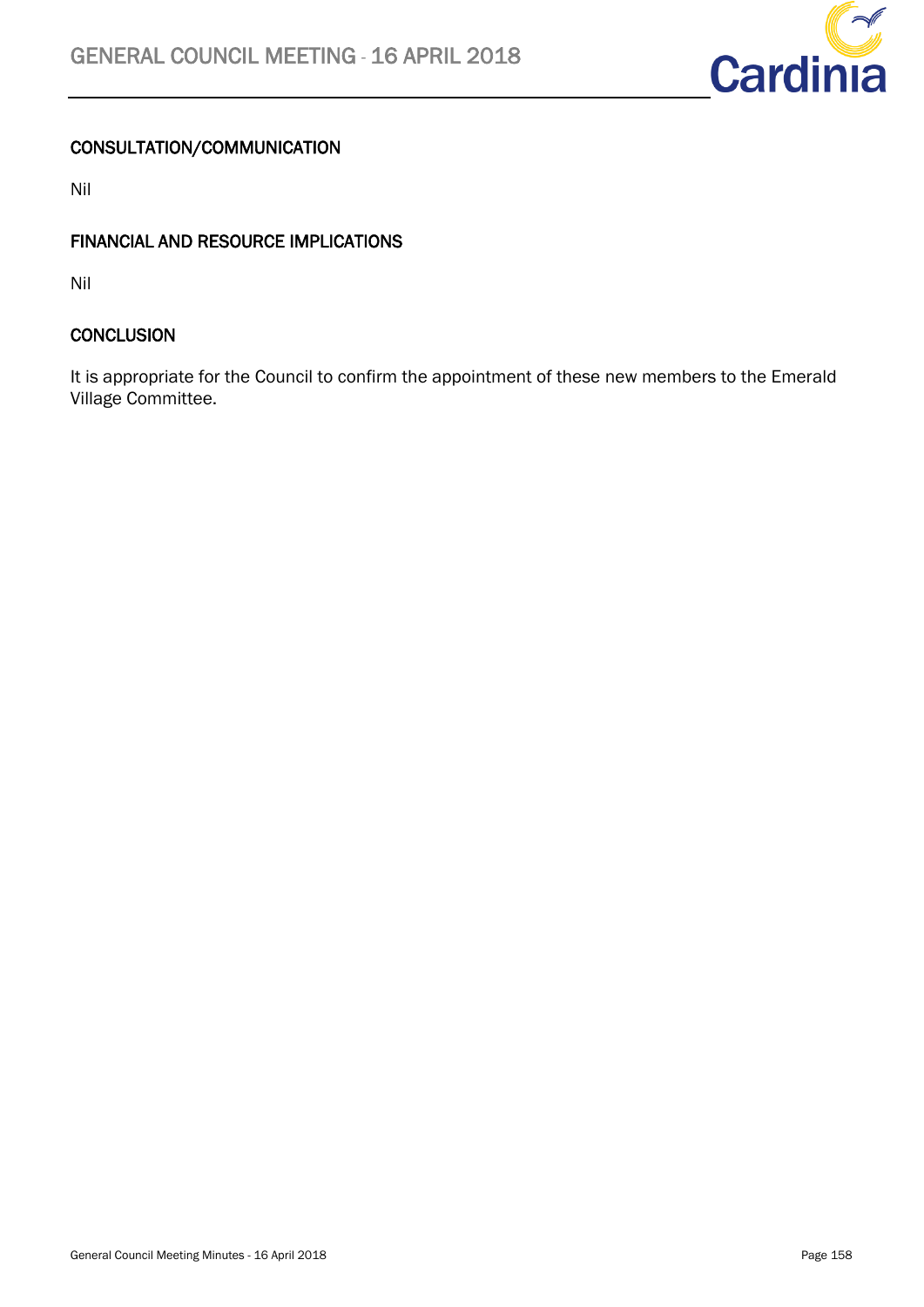### CONSULTATION/COMMUNICATION

Nil

### FINANCIAL AND RESOURCE IMPLICATIONS

Nil

### CONCLUSION

It is appropriate for the Council to confirm the appointment of these new members to the Emerald Village Committee.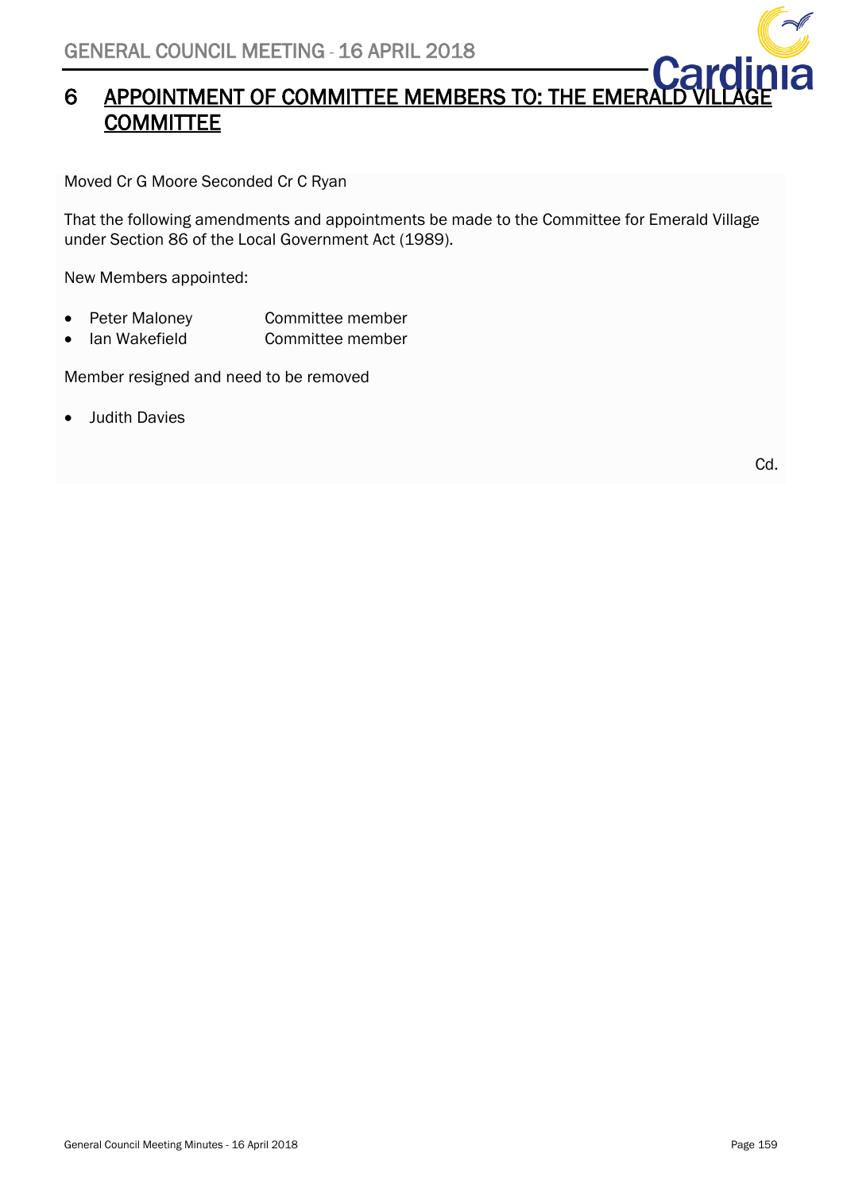# 6 APPOINTMENT OF COMMITTEE MEMBERS TO: THE EMERALD VILLAGE COMMITTEE

Moved Cr G Moore Seconded Cr C Ryan

That the following amendments and appointments be made to the Committee for Emerald Village under Section 86 of the Local Government Act (1989).

New Members appointed:

- Peter Maloney Committee member
- Ian Wakefield Committee member

Member resigned and need to be removed

- Judith Davies

Cd.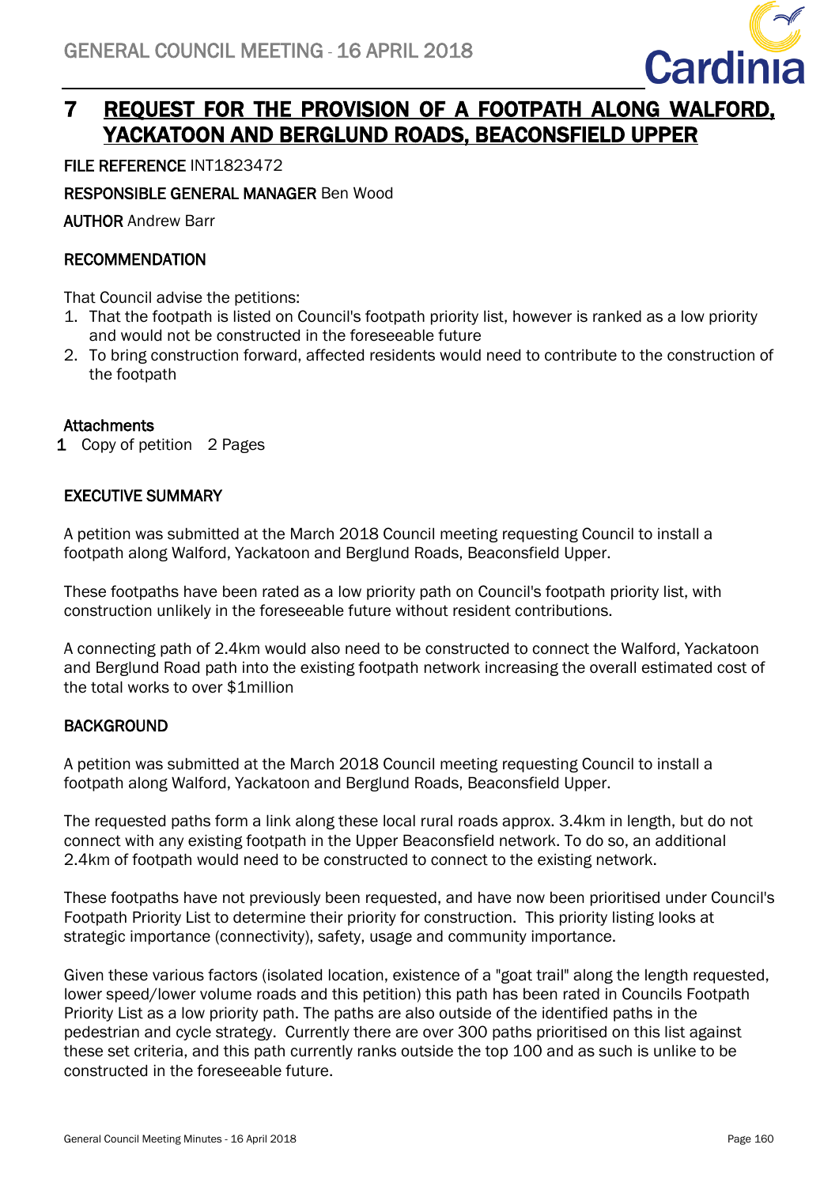# 7 REQUEST FOR THE PROVISION OF A FOOTPATH ALONG WALFORD, YACKATOON AND BERGLUND ROADS, BEACONSFIELD UPPER

**FILE REFERENCE** INT1823472

**RESPONSIBLE GENERAL MANAGER** Ben Wood

**AUTHOR** Andrew Barr

## RECOMMENDATION

That Council advise the petitions:

1. That the footpath is listed on Council's footpath priority list, however is ranked as a low priority and would not be constructed in the foreseeable future
2. To bring construction forward, affected residents would need to contribute to the construction of the footpath

**Attachments**

1 Copy of petition 2 Pages

## EXECUTIVE SUMMARY

A petition was submitted at the March 2018 Council meeting requesting Council to install a footpath along Walford, Yackatoon and Berglund Roads, Beaconsfield Upper.

These footpaths have been rated as a low priority path on Council's footpath priority list, with construction unlikely in the foreseeable future without resident contributions.

A connecting path of 2.4km would also need to be constructed to connect the Walford, Yackatoon and Berglund Road path into the existing footpath network increasing the overall estimated cost of the total works to over $1million

## BACKGROUND

A petition was submitted at the March 2018 Council meeting requesting Council to install a footpath along Walford, Yackatoon and Berglund Roads, Beaconsfield Upper.

The requested paths form a link along these local rural roads approx. 3.4km in length, but do not connect with any existing footpath in the Upper Beaconsfield network. To do so, an additional 2.4km of footpath would need to be constructed to connect to the existing network.

These footpaths have not previously been requested, and have now been prioritised under Council's Footpath Priority List to determine their priority for construction. This priority listing looks at strategic importance (connectivity), safety, usage and community importance.

Given these various factors (isolated location, existence of a "goat trail" along the length requested, lower speed/lower volume roads and this petition) this path has been rated in Councils Footpath Priority List as a low priority path. The paths are also outside of the identified paths in the pedestrian and cycle strategy. Currently there are over 300 paths prioritised on this list against these set criteria, and this path currently ranks outside the top 100 and as such is unlike to be constructed in the foreseeable future.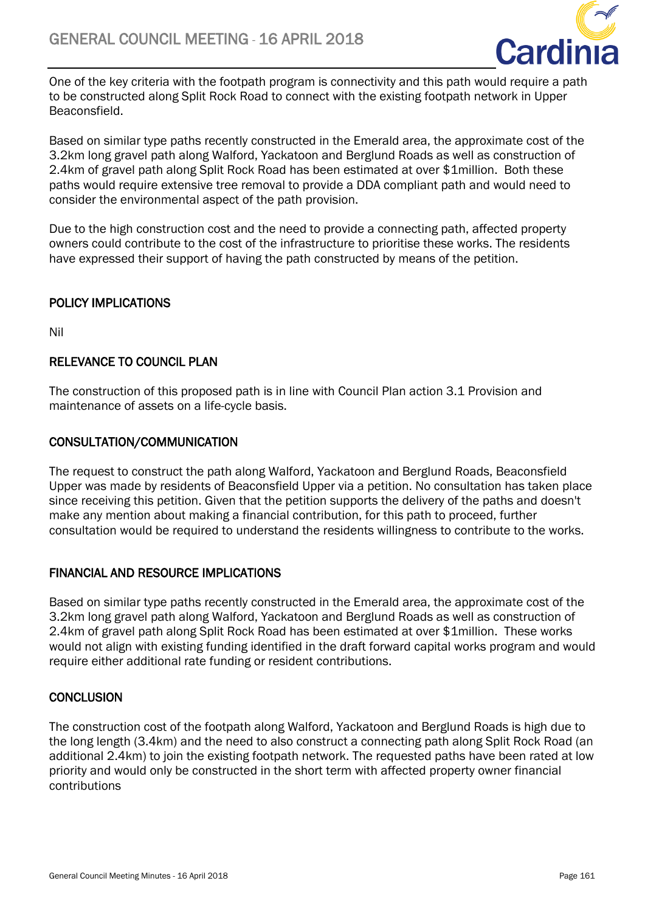One of the key criteria with the footpath program is connectivity and this path would require a path to be constructed along Split Rock Road to connect with the existing footpath network in Upper Beaconsfield.

Based on similar type paths recently constructed in the Emerald area, the approximate cost of the 3.2km long gravel path along Walford, Yackatoon and Berglund Roads as well as construction of 2.4km of gravel path along Split Rock Road has been estimated at over $1million. Both these paths would require extensive tree removal to provide a DDA compliant path and would need to consider the environmental aspect of the path provision.

Due to the high construction cost and the need to provide a connecting path, affected property owners could contribute to the cost of the infrastructure to prioritise these works. The residents have expressed their support of having the path constructed by means of the petition.

## POLICY IMPLICATIONS

Nil

## RELEVANCE TO COUNCIL PLAN

The construction of this proposed path is in line with Council Plan action 3.1 Provision and maintenance of assets on a life-cycle basis.

## CONSULTATION/COMMUNICATION

The request to construct the path along Walford, Yackatoon and Berglund Roads, Beaconsfield Upper was made by residents of Beaconsfield Upper via a petition. No consultation has taken place since receiving this petition. Given that the petition supports the delivery of the paths and doesn't make any mention about making a financial contribution, for this path to proceed, further consultation would be required to understand the residents willingness to contribute to the works.

## FINANCIAL AND RESOURCE IMPLICATIONS

Based on similar type paths recently constructed in the Emerald area, the approximate cost of the 3.2km long gravel path along Walford, Yackatoon and Berglund Roads as well as construction of 2.4km of gravel path along Split Rock Road has been estimated at over $1million. These works would not align with existing funding identified in the draft forward capital works program and would require either additional rate funding or resident contributions.

## CONCLUSION

The construction cost of the footpath along Walford, Yackatoon and Berglund Roads is high due to the long length (3.4km) and the need to also construct a connecting path along Split Rock Road (an additional 2.4km) to join the existing footpath network. The requested paths have been rated at low priority and would only be constructed in the short term with affected property owner financial contributions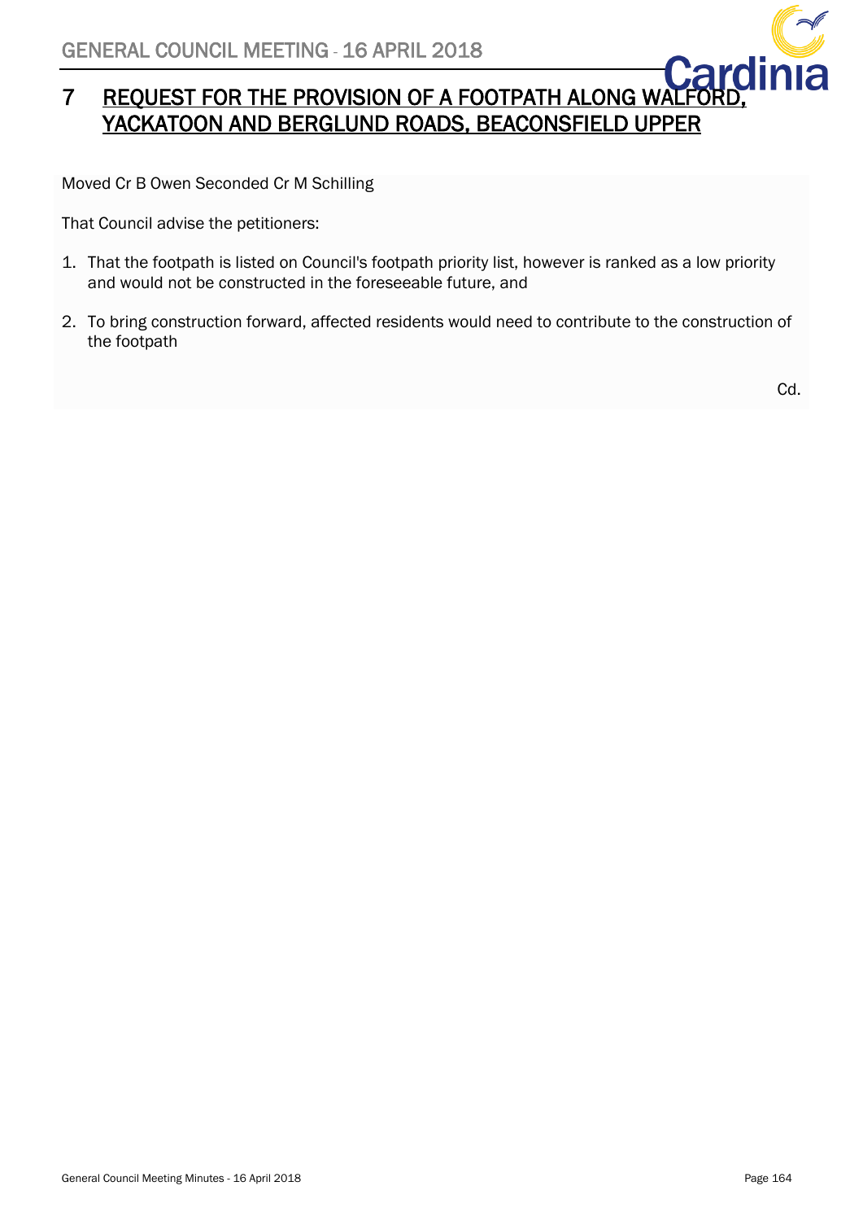# 7 REQUEST FOR THE PROVISION OF A FOOTPATH ALONG WALFORD, YACKATOON AND BERGLUND ROADS, BEACONSFIELD UPPER

Moved Cr B Owen Seconded Cr M Schilling

That Council advise the petitioners:

1. That the footpath is listed on Council's footpath priority list, however is ranked as a low priority and would not be constructed in the foreseeable future, and
2. To bring construction forward, affected residents would need to contribute to the construction of the footpath

Cd.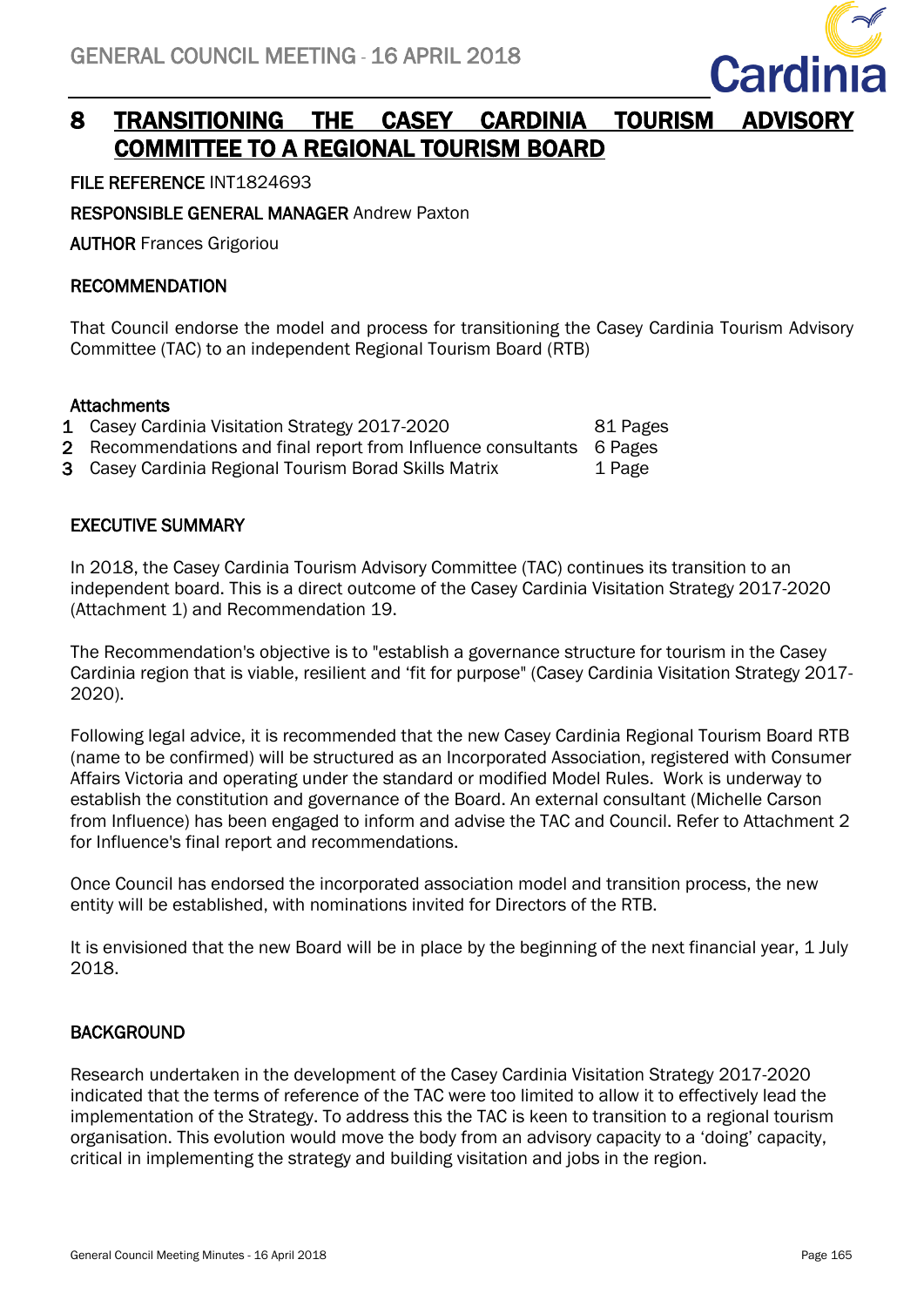# 8 TRANSITIONING THE CASEY CARDINIA TOURISM ADVISORY COMMITTEE TO A REGIONAL TOURISM BOARD

**FILE REFERENCE** INT1824693

**RESPONSIBLE GENERAL MANAGER** Andrew Paxton

**AUTHOR** Frances Grigoriou

**RECOMMENDATION**

That Council endorse the model and process for transitioning the Casey Cardinia Tourism Advisory Committee (TAC) to an independent Regional Tourism Board (RTB)

**Attachments**

| | | |
|---|---|---|
| 1 | Casey Cardinia Visitation Strategy 2017-2020 | 81 Pages |
| 2 | Recommendations and final report from Influence consultants | 6 Pages |
| 3 | Casey Cardinia Regional Tourism Borad Skills Matrix | 1 Page |

**EXECUTIVE SUMMARY**

In 2018, the Casey Cardinia Tourism Advisory Committee (TAC) continues its transition to an independent board. This is a direct outcome of the Casey Cardinia Visitation Strategy 2017-2020 (Attachment 1) and Recommendation 19.

The Recommendation's objective is to "establish a governance structure for tourism in the Casey Cardinia region that is viable, resilient and 'fit for purpose" (Casey Cardinia Visitation Strategy 2017-2020).

Following legal advice, it is recommended that the new Casey Cardinia Regional Tourism Board RTB (name to be confirmed) will be structured as an Incorporated Association, registered with Consumer Affairs Victoria and operating under the standard or modified Model Rules. Work is underway to establish the constitution and governance of the Board. An external consultant (Michelle Carson from Influence) has been engaged to inform and advise the TAC and Council. Refer to Attachment 2 for Influence's final report and recommendations.

Once Council has endorsed the incorporated association model and transition process, the new entity will be established, with nominations invited for Directors of the RTB.

It is envisioned that the new Board will be in place by the beginning of the next financial year, 1 July 2018.

**BACKGROUND**

Research undertaken in the development of the Casey Cardinia Visitation Strategy 2017-2020 indicated that the terms of reference of the TAC were too limited to allow it to effectively lead the implementation of the Strategy. To address this the TAC is keen to transition to a regional tourism organisation. This evolution would move the body from an advisory capacity to a 'doing' capacity, critical in implementing the strategy and building visitation and jobs in the region.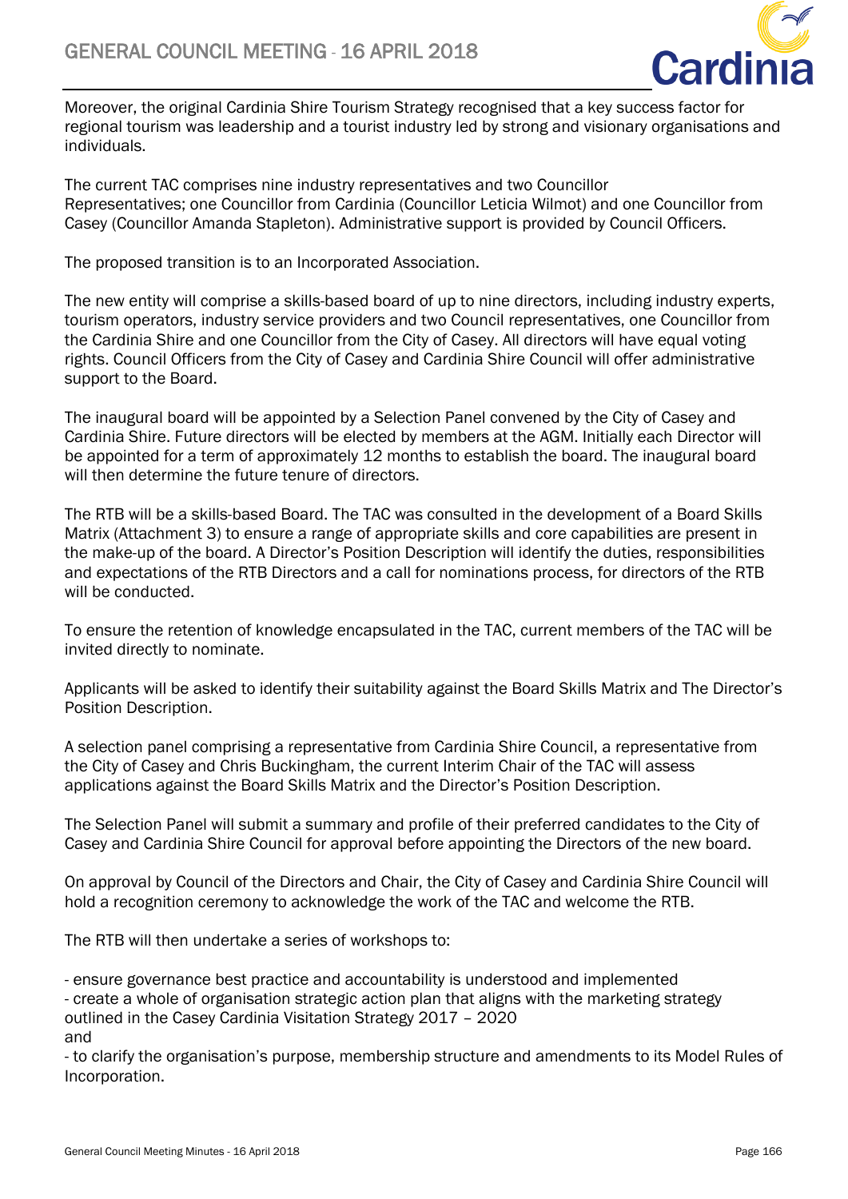Moreover, the original Cardinia Shire Tourism Strategy recognised that a key success factor for regional tourism was leadership and a tourist industry led by strong and visionary organisations and individuals.

The current TAC comprises nine industry representatives and two Councillor Representatives; one Councillor from Cardinia (Councillor Leticia Wilmot) and one Councillor from Casey (Councillor Amanda Stapleton). Administrative support is provided by Council Officers.

The proposed transition is to an Incorporated Association.

The new entity will comprise a skills-based board of up to nine directors, including industry experts, tourism operators, industry service providers and two Council representatives, one Councillor from the Cardinia Shire and one Councillor from the City of Casey. All directors will have equal voting rights. Council Officers from the City of Casey and Cardinia Shire Council will offer administrative support to the Board.

The inaugural board will be appointed by a Selection Panel convened by the City of Casey and Cardinia Shire. Future directors will be elected by members at the AGM. Initially each Director will be appointed for a term of approximately 12 months to establish the board. The inaugural board will then determine the future tenure of directors.

The RTB will be a skills-based Board. The TAC was consulted in the development of a Board Skills Matrix (Attachment 3) to ensure a range of appropriate skills and core capabilities are present in the make-up of the board. A Director's Position Description will identify the duties, responsibilities and expectations of the RTB Directors and a call for nominations process, for directors of the RTB will be conducted.

To ensure the retention of knowledge encapsulated in the TAC, current members of the TAC will be invited directly to nominate.

Applicants will be asked to identify their suitability against the Board Skills Matrix and The Director's Position Description.

A selection panel comprising a representative from Cardinia Shire Council, a representative from the City of Casey and Chris Buckingham, the current Interim Chair of the TAC will assess applications against the Board Skills Matrix and the Director's Position Description.

The Selection Panel will submit a summary and profile of their preferred candidates to the City of Casey and Cardinia Shire Council for approval before appointing the Directors of the new board.

On approval by Council of the Directors and Chair, the City of Casey and Cardinia Shire Council will hold a recognition ceremony to acknowledge the work of the TAC and welcome the RTB.

The RTB will then undertake a series of workshops to:

- ensure governance best practice and accountability is understood and implemented
- create a whole of organisation strategic action plan that aligns with the marketing strategy outlined in the Casey Cardinia Visitation Strategy 2017 – 2020
and
- to clarify the organisation's purpose, membership structure and amendments to its Model Rules of Incorporation.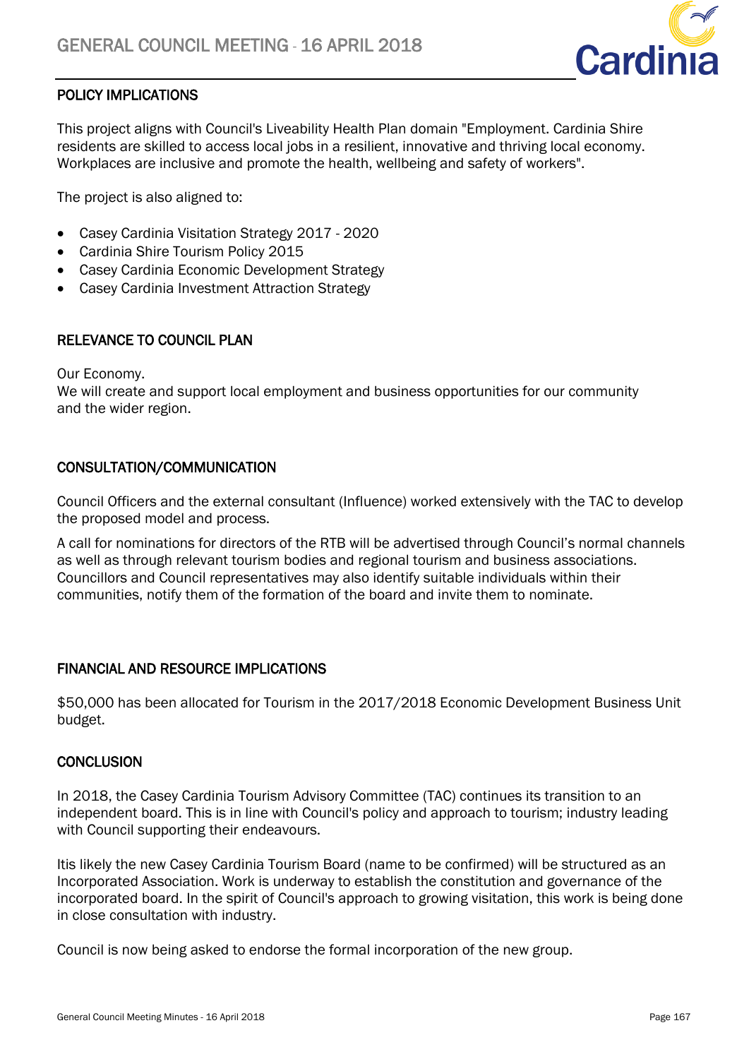## POLICY IMPLICATIONS

This project aligns with Council's Liveability Health Plan domain "Employment. Cardinia Shire residents are skilled to access local jobs in a resilient, innovative and thriving local economy. Workplaces are inclusive and promote the health, wellbeing and safety of workers".

The project is also aligned to:

- Casey Cardinia Visitation Strategy 2017 - 2020
- Cardinia Shire Tourism Policy 2015
- Casey Cardinia Economic Development Strategy
- Casey Cardinia Investment Attraction Strategy

## RELEVANCE TO COUNCIL PLAN

Our Economy.
We will create and support local employment and business opportunities for our community and the wider region.

## CONSULTATION/COMMUNICATION

Council Officers and the external consultant (Influence) worked extensively with the TAC to develop the proposed model and process.

A call for nominations for directors of the RTB will be advertised through Council's normal channels as well as through relevant tourism bodies and regional tourism and business associations. Councillors and Council representatives may also identify suitable individuals within their communities, notify them of the formation of the board and invite them to nominate.

## FINANCIAL AND RESOURCE IMPLICATIONS

$50,000 has been allocated for Tourism in the 2017/2018 Economic Development Business Unit budget.

## CONCLUSION

In 2018, the Casey Cardinia Tourism Advisory Committee (TAC) continues its transition to an independent board. This is in line with Council's policy and approach to tourism; industry leading with Council supporting their endeavours.

Itis likely the new Casey Cardinia Tourism Board (name to be confirmed) will be structured as an Incorporated Association. Work is underway to establish the constitution and governance of the incorporated board. In the spirit of Council's approach to growing visitation, this work is being done in close consultation with industry.

Council is now being asked to endorse the formal incorporation of the new group.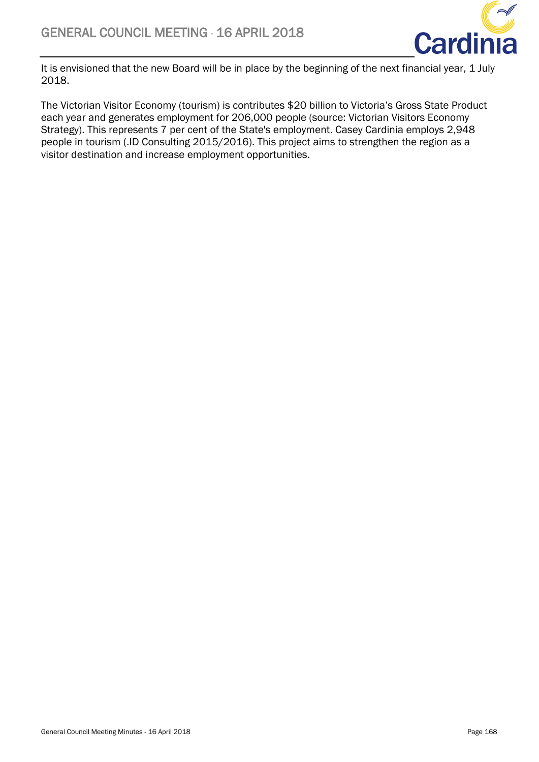It is envisioned that the new Board will be in place by the beginning of the next financial year, 1 July 2018.

The Victorian Visitor Economy (tourism) is contributes $20 billion to Victoria's Gross State Product each year and generates employment for 206,000 people (source: Victorian Visitors Economy Strategy). This represents 7 per cent of the State's employment. Casey Cardinia employs 2,948 people in tourism (.ID Consulting 2015/2016). This project aims to strengthen the region as a visitor destination and increase employment opportunities.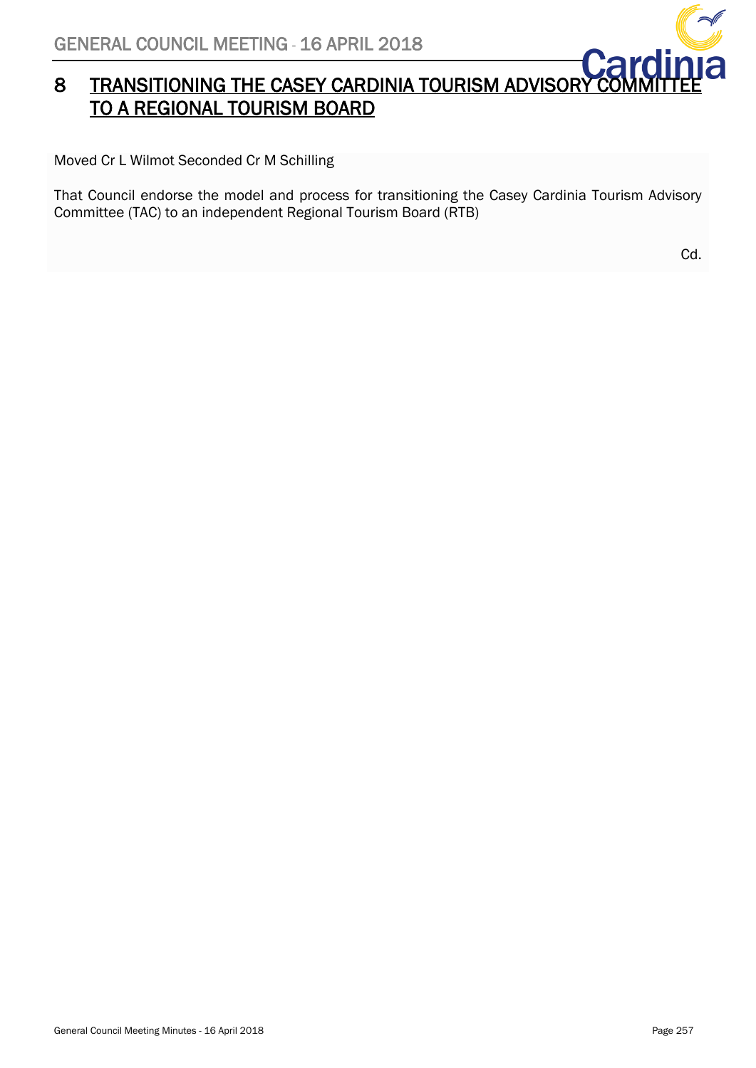## 8 TRANSITIONING THE CASEY CARDINIA TOURISM ADVISORY COMMITTEE TO A REGIONAL TOURISM BOARD

Moved Cr L Wilmot Seconded Cr M Schilling

That Council endorse the model and process for transitioning the Casey Cardinia Tourism Advisory Committee (TAC) to an independent Regional Tourism Board (RTB)

Cd.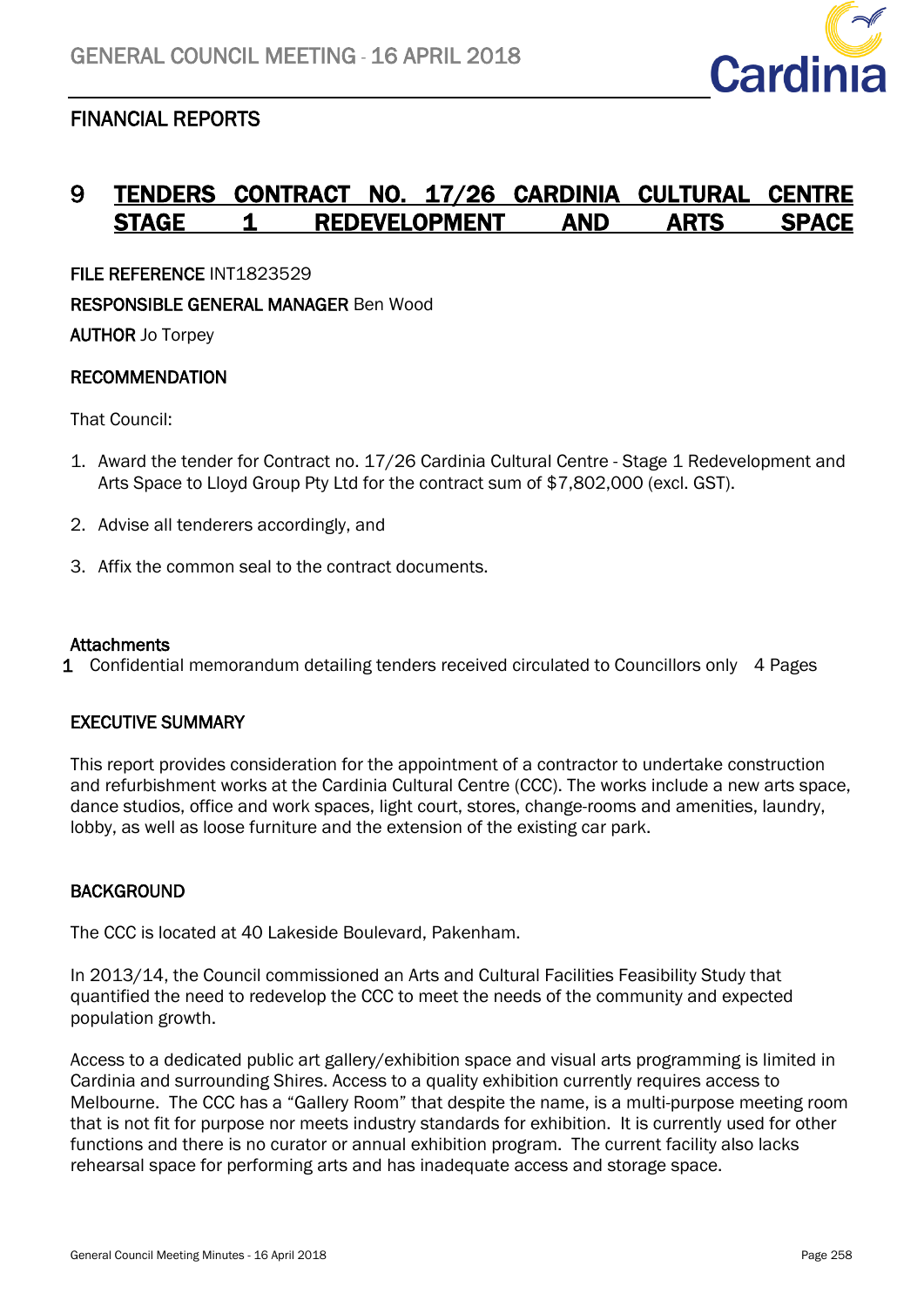## FINANCIAL REPORTS

# 9 TENDERS CONTRACT NO. 17/26 CARDINIA CULTURAL CENTRE STAGE 1 REDEVELOPMENT AND ARTS SPACE

**FILE REFERENCE** INT1823529

**RESPONSIBLE GENERAL MANAGER** Ben Wood

**AUTHOR** Jo Torpey

### RECOMMENDATION

That Council:

1. Award the tender for Contract no. 17/26 Cardinia Cultural Centre - Stage 1 Redevelopment and Arts Space to Lloyd Group Pty Ltd for the contract sum of $7,802,000 (excl. GST).
2. Advise all tenderers accordingly, and
3. Affix the common seal to the contract documents.

### Attachments

1 Confidential memorandum detailing tenders received circulated to Councillors only 4 Pages

### EXECUTIVE SUMMARY

This report provides consideration for the appointment of a contractor to undertake construction and refurbishment works at the Cardinia Cultural Centre (CCC). The works include a new arts space, dance studios, office and work spaces, light court, stores, change-rooms and amenities, laundry, lobby, as well as loose furniture and the extension of the existing car park.

### BACKGROUND

The CCC is located at 40 Lakeside Boulevard, Pakenham.

In 2013/14, the Council commissioned an Arts and Cultural Facilities Feasibility Study that quantified the need to redevelop the CCC to meet the needs of the community and expected population growth.

Access to a dedicated public art gallery/exhibition space and visual arts programming is limited in Cardinia and surrounding Shires. Access to a quality exhibition currently requires access to Melbourne. The CCC has a "Gallery Room" that despite the name, is a multi-purpose meeting room that is not fit for purpose nor meets industry standards for exhibition. It is currently used for other functions and there is no curator or annual exhibition program. The current facility also lacks rehearsal space for performing arts and has inadequate access and storage space.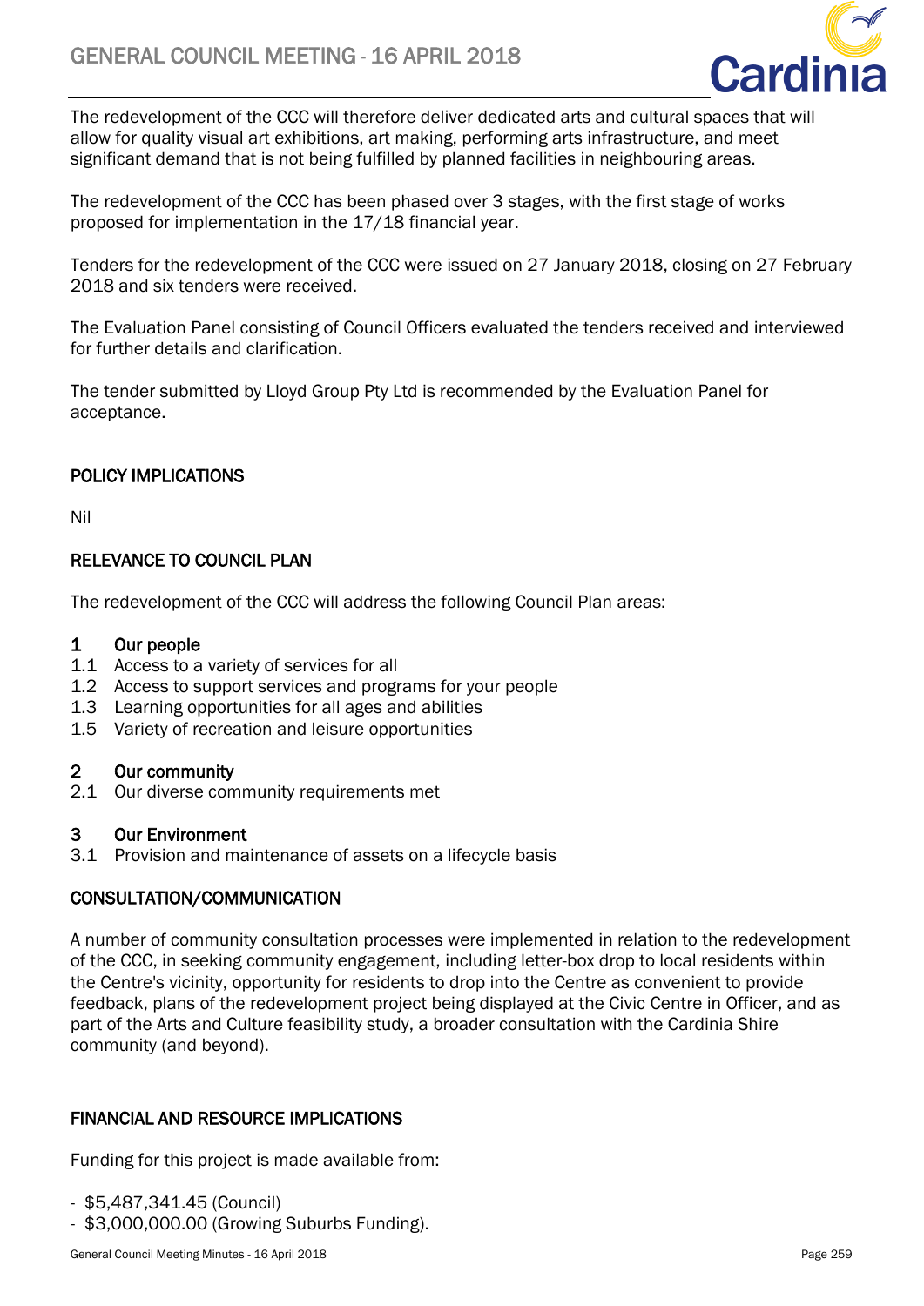The redevelopment of the CCC will therefore deliver dedicated arts and cultural spaces that will allow for quality visual art exhibitions, art making, performing arts infrastructure, and meet significant demand that is not being fulfilled by planned facilities in neighbouring areas.

The redevelopment of the CCC has been phased over 3 stages, with the first stage of works proposed for implementation in the 17/18 financial year.

Tenders for the redevelopment of the CCC were issued on 27 January 2018, closing on 27 February 2018 and six tenders were received.

The Evaluation Panel consisting of Council Officers evaluated the tenders received and interviewed for further details and clarification.

The tender submitted by Lloyd Group Pty Ltd is recommended by the Evaluation Panel for acceptance.

## POLICY IMPLICATIONS

Nil

## RELEVANCE TO COUNCIL PLAN

The redevelopment of the CCC will address the following Council Plan areas:

**1 Our people**
1.1 Access to a variety of services for all
1.2 Access to support services and programs for your people
1.3 Learning opportunities for all ages and abilities
1.5 Variety of recreation and leisure opportunities

**2 Our community**
2.1 Our diverse community requirements met

**3 Our Environment**
3.1 Provision and maintenance of assets on a lifecycle basis

## CONSULTATION/COMMUNICATION

A number of community consultation processes were implemented in relation to the redevelopment of the CCC, in seeking community engagement, including letter-box drop to local residents within the Centre's vicinity, opportunity for residents to drop into the Centre as convenient to provide feedback, plans of the redevelopment project being displayed at the Civic Centre in Officer, and as part of the Arts and Culture feasibility study, a broader consultation with the Cardinia Shire community (and beyond).

## FINANCIAL AND RESOURCE IMPLICATIONS

Funding for this project is made available from:

- $5,487,341.45 (Council)
- $3,000,000.00 (Growing Suburbs Funding).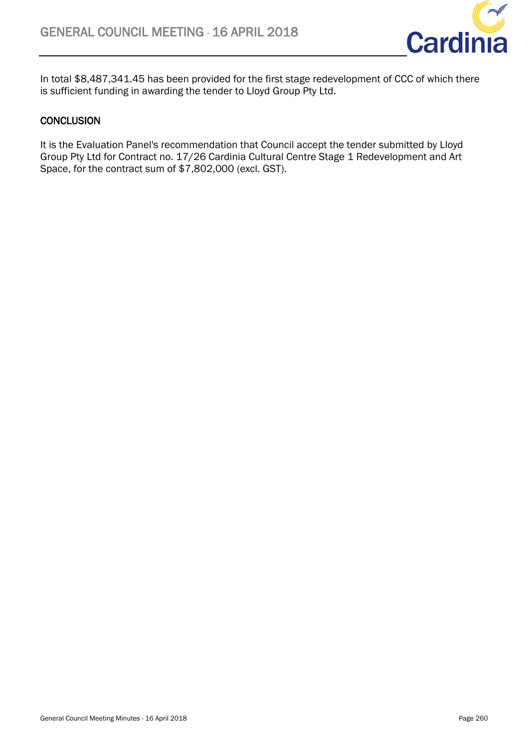In total $8,487,341.45 has been provided for the first stage redevelopment of CCC of which there is sufficient funding in awarding the tender to Lloyd Group Pty Ltd.

## CONCLUSION

It is the Evaluation Panel's recommendation that Council accept the tender submitted by Lloyd Group Pty Ltd for Contract no. 17/26 Cardinia Cultural Centre Stage 1 Redevelopment and Art Space, for the contract sum of $7,802,000 (excl. GST).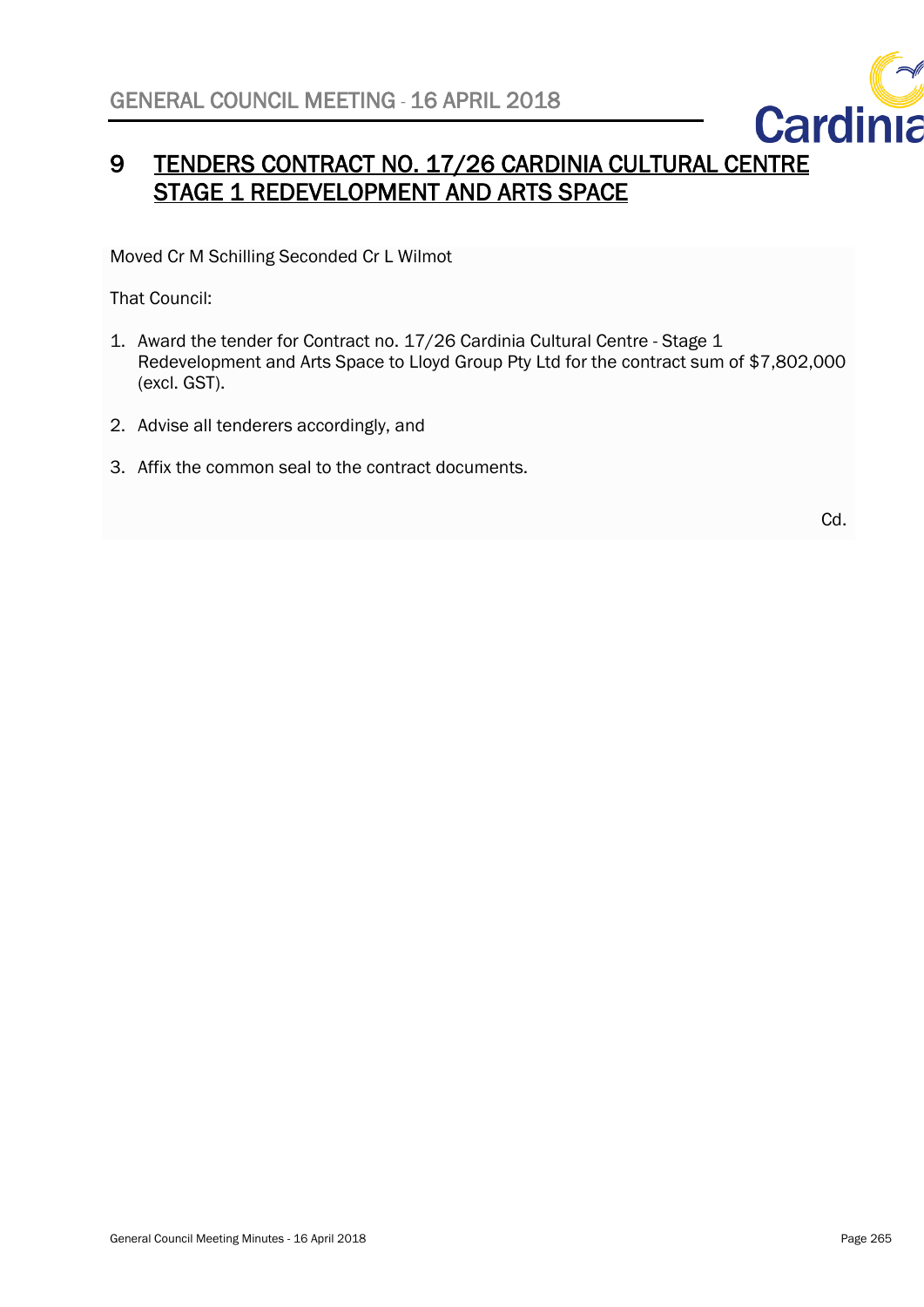# 9 TENDERS CONTRACT NO. 17/26 CARDINIA CULTURAL CENTRE STAGE 1 REDEVELOPMENT AND ARTS SPACE

Moved Cr M Schilling Seconded Cr L Wilmot

That Council:

1. Award the tender for Contract no. 17/26 Cardinia Cultural Centre - Stage 1 Redevelopment and Arts Space to Lloyd Group Pty Ltd for the contract sum of $7,802,000 (excl. GST).
2. Advise all tenderers accordingly, and
3. Affix the common seal to the contract documents.

Cd.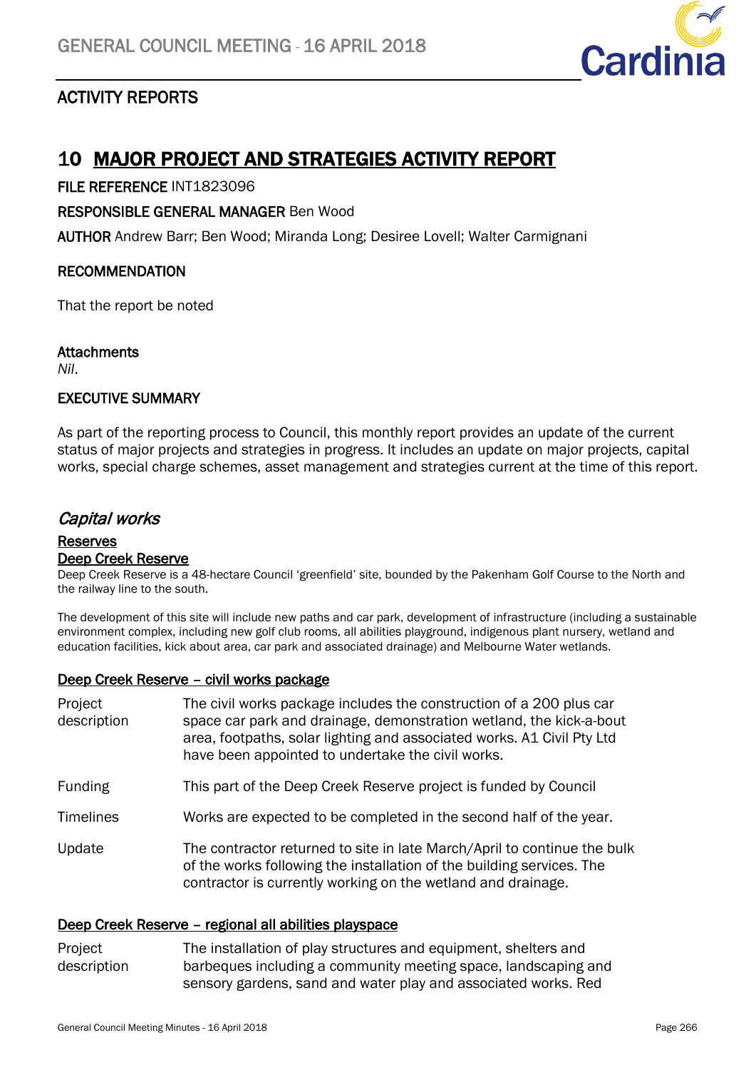## ACTIVITY REPORTS

# 10 MAJOR PROJECT AND STRATEGIES ACTIVITY REPORT

**FILE REFERENCE** INT1823096

**RESPONSIBLE GENERAL MANAGER** Ben Wood

**AUTHOR** Andrew Barr; Ben Wood; Miranda Long; Desiree Lovell; Walter Carmignani

**RECOMMENDATION**

That the report be noted

**Attachments**

*Nil.*

**EXECUTIVE SUMMARY**

As part of the reporting process to Council, this monthly report provides an update of the current status of major projects and strategies in progress. It includes an update on major projects, capital works, special charge schemes, asset management and strategies current at the time of this report.

## *Capital works*

### Reserves

### Deep Creek Reserve

Deep Creek Reserve is a 48-hectare Council 'greenfield' site, bounded by the Pakenham Golf Course to the North and the railway line to the south.

The development of this site will include new paths and car park, development of infrastructure (including a sustainable environment complex, including new golf club rooms, all abilities playground, indigenous plant nursery, wetland and education facilities, kick about area, car park and associated drainage) and Melbourne Water wetlands.

#### Deep Creek Reserve – civil works package

| | |
|---|---|
| Project description | The civil works package includes the construction of a 200 plus car space car park and drainage, demonstration wetland, the kick-a-bout area, footpaths, solar lighting and associated works. A1 Civil Pty Ltd have been appointed to undertake the civil works. |
| Funding | This part of the Deep Creek Reserve project is funded by Council |
| Timelines | Works are expected to be completed in the second half of the year. |
| Update | The contractor returned to site in late March/April to continue the bulk of the works following the installation of the building services. The contractor is currently working on the wetland and drainage. |

#### Deep Creek Reserve – regional all abilities playspace

| | |
|---|---|
| Project description | The installation of play structures and equipment, shelters and barbeques including a community meeting space, landscaping and sensory gardens, sand and water play and associated works. Red |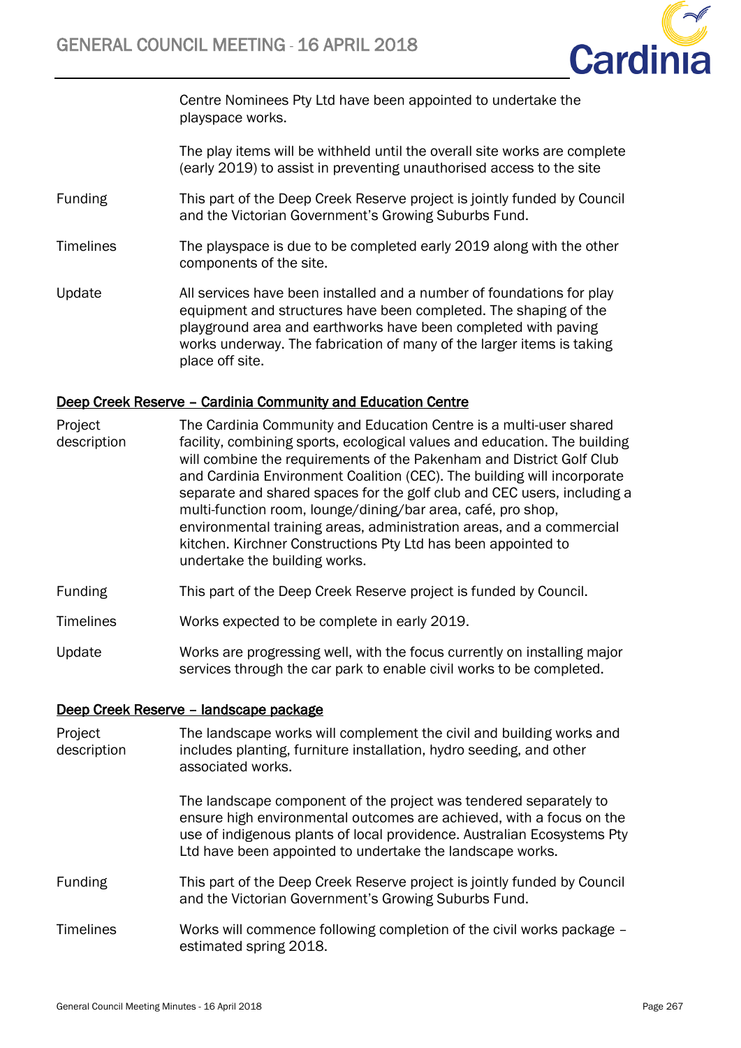Centre Nominees Pty Ltd have been appointed to undertake the playspace works.

The play items will be withheld until the overall site works are complete (early 2019) to assist in preventing unauthorised access to the site

| | |
|---|---|
| Funding | This part of the Deep Creek Reserve project is jointly funded by Council and the Victorian Government's Growing Suburbs Fund. |
| Timelines | The playspace is due to be completed early 2019 along with the other components of the site. |
| Update | All services have been installed and a number of foundations for play equipment and structures have been completed. The shaping of the playground area and earthworks have been completed with paving works underway. The fabrication of many of the larger items is taking place off site. |

**Deep Creek Reserve – Cardinia Community and Education Centre**

| | |
|---|---|
| Project description | The Cardinia Community and Education Centre is a multi-user shared facility, combining sports, ecological values and education. The building will combine the requirements of the Pakenham and District Golf Club and Cardinia Environment Coalition (CEC). The building will incorporate separate and shared spaces for the golf club and CEC users, including a multi-function room, lounge/dining/bar area, café, pro shop, environmental training areas, administration areas, and a commercial kitchen. Kirchner Constructions Pty Ltd has been appointed to undertake the building works. |
| Funding | This part of the Deep Creek Reserve project is funded by Council. |
| Timelines | Works expected to be complete in early 2019. |
| Update | Works are progressing well, with the focus currently on installing major services through the car park to enable civil works to be completed. |

**Deep Creek Reserve – landscape package**

| | |
|---|---|
| Project description | The landscape works will complement the civil and building works and includes planting, furniture installation, hydro seeding, and other associated works.<br><br>The landscape component of the project was tendered separately to ensure high environmental outcomes are achieved, with a focus on the use of indigenous plants of local providence. Australian Ecosystems Pty Ltd have been appointed to undertake the landscape works. |
| Funding | This part of the Deep Creek Reserve project is jointly funded by Council and the Victorian Government's Growing Suburbs Fund. |
| Timelines | Works will commence following completion of the civil works package – estimated spring 2018. |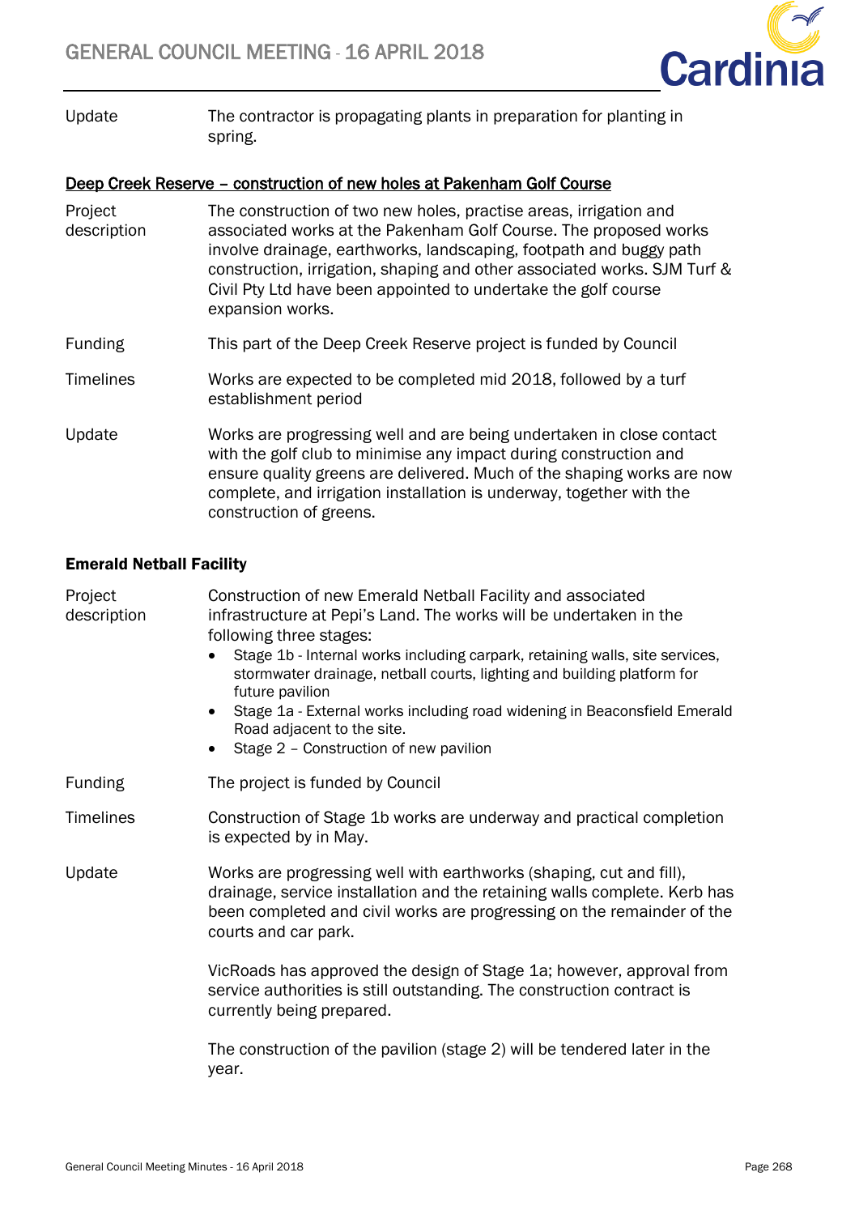| | |
|---|---|
| Update | The contractor is propagating plants in preparation for planting in spring. |

**Deep Creek Reserve – construction of new holes at Pakenham Golf Course**

| | |
|---|---|
| Project description | The construction of two new holes, practise areas, irrigation and associated works at the Pakenham Golf Course. The proposed works involve drainage, earthworks, landscaping, footpath and buggy path construction, irrigation, shaping and other associated works. SJM Turf & Civil Pty Ltd have been appointed to undertake the golf course expansion works. |
| Funding | This part of the Deep Creek Reserve project is funded by Council |
| Timelines | Works are expected to be completed mid 2018, followed by a turf establishment period |
| Update | Works are progressing well and are being undertaken in close contact with the golf club to minimise any impact during construction and ensure quality greens are delivered. Much of the shaping works are now complete, and irrigation installation is underway, together with the construction of greens. |

**Emerald Netball Facility**

Project description: Construction of new Emerald Netball Facility and associated infrastructure at Pepi's Land. The works will be undertaken in the following three stages:

- Stage 1b - Internal works including carpark, retaining walls, site services, stormwater drainage, netball courts, lighting and building platform for future pavilion
- Stage 1a - External works including road widening in Beaconsfield Emerald Road adjacent to the site.
- Stage 2 – Construction of new pavilion

Funding: The project is funded by Council

Timelines: Construction of Stage 1b works are underway and practical completion is expected by in May.

Update: Works are progressing well with earthworks (shaping, cut and fill), drainage, service installation and the retaining walls complete. Kerb has been completed and civil works are progressing on the remainder of the courts and car park.

VicRoads has approved the design of Stage 1a; however, approval from service authorities is still outstanding. The construction contract is currently being prepared.

The construction of the pavilion (stage 2) will be tendered later in the year.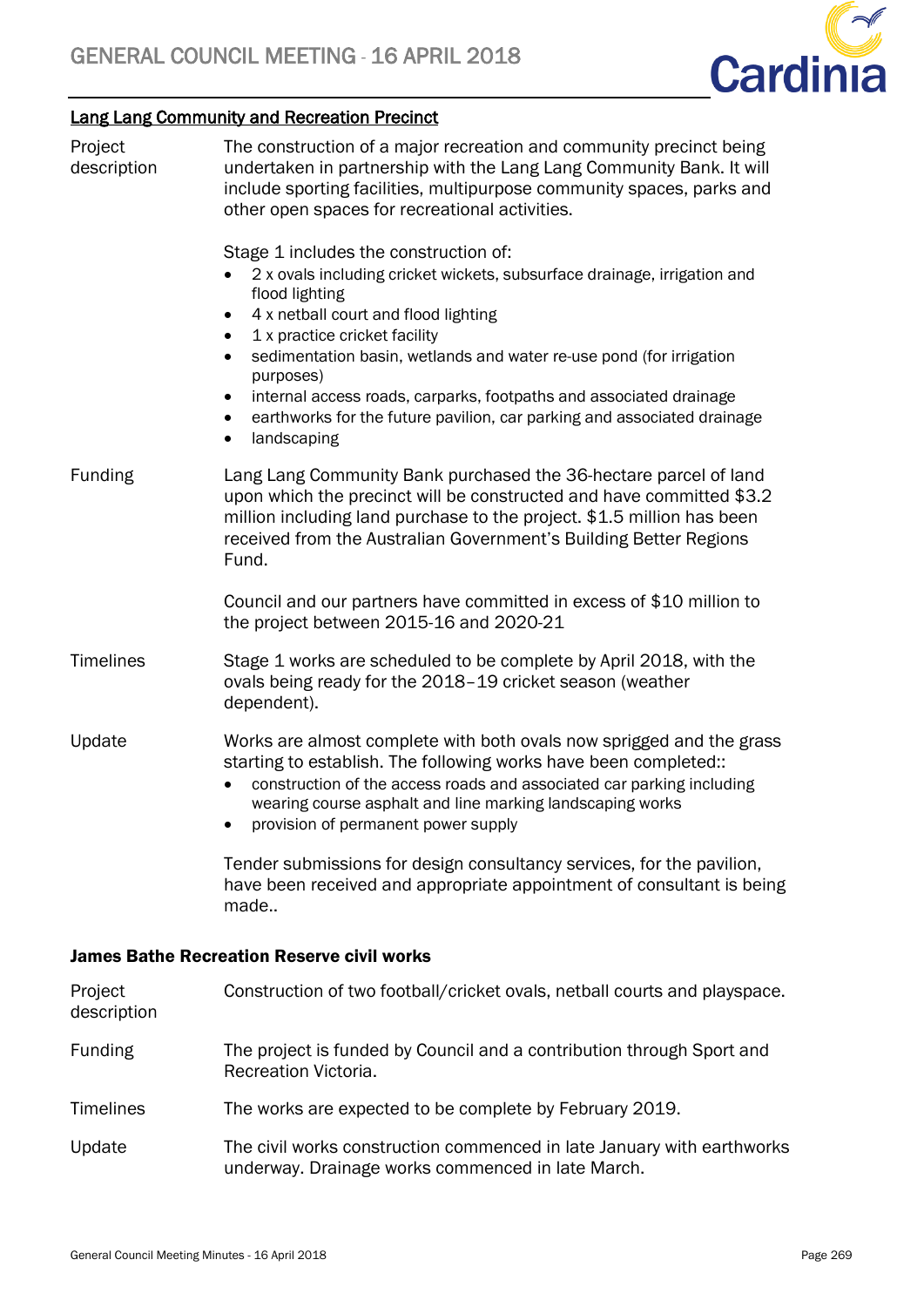## Lang Lang Community and Recreation Precinct

| | |
|---|---|
| Project description | The construction of a major recreation and community precinct being undertaken in partnership with the Lang Lang Community Bank. It will include sporting facilities, multipurpose community spaces, parks and other open spaces for recreational activities. |

Stage 1 includes the construction of:

- 2 x ovals including cricket wickets, subsurface drainage, irrigation and flood lighting
- 4 x netball court and flood lighting
- 1 x practice cricket facility
- sedimentation basin, wetlands and water re-use pond (for irrigation purposes)
- internal access roads, carparks, footpaths and associated drainage
- earthworks for the future pavilion, car parking and associated drainage
- landscaping

**Funding**

Lang Lang Community Bank purchased the 36-hectare parcel of land upon which the precinct will be constructed and have committed $3.2 million including land purchase to the project. $1.5 million has been received from the Australian Government's Building Better Regions Fund.

Council and our partners have committed in excess of $10 million to the project between 2015-16 and 2020-21

**Timelines**

Stage 1 works are scheduled to be complete by April 2018, with the ovals being ready for the 2018–19 cricket season (weather dependent).

**Update**

Works are almost complete with both ovals now sprigged and the grass starting to establish. The following works have been completed::

- construction of the access roads and associated car parking including wearing course asphalt and line marking landscaping works
- provision of permanent power supply

Tender submissions for design consultancy services, for the pavilion, have been received and appropriate appointment of consultant is being made..

### James Bathe Recreation Reserve civil works

| | |
|---|---|
| Project description | Construction of two football/cricket ovals, netball courts and playspace. |
| Funding | The project is funded by Council and a contribution through Sport and Recreation Victoria. |
| Timelines | The works are expected to be complete by February 2019. |
| Update | The civil works construction commenced in late January with earthworks underway. Drainage works commenced in late March. |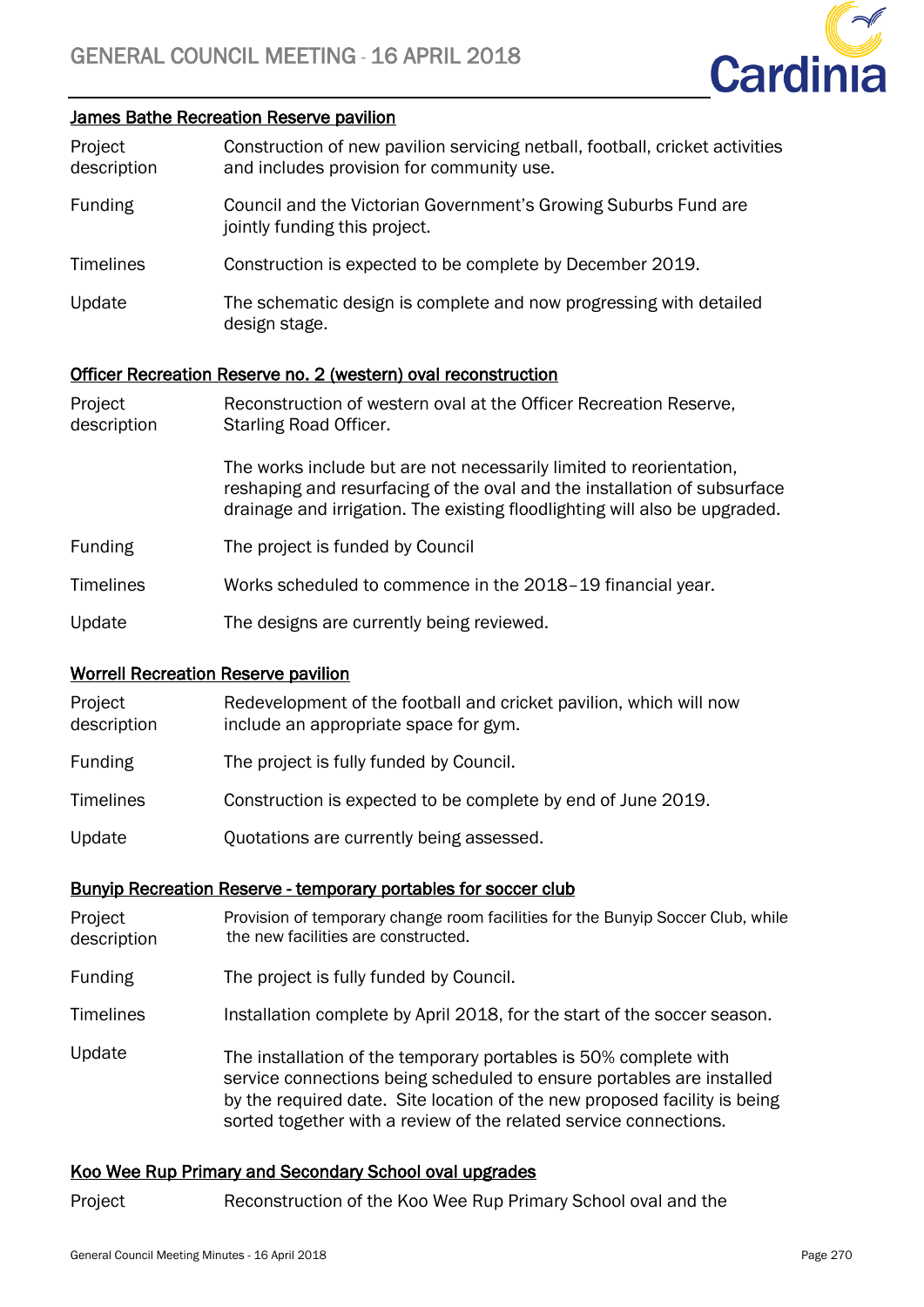### James Bathe Recreation Reserve pavilion

| | |
|---|---|
| Project description | Construction of new pavilion servicing netball, football, cricket activities and includes provision for community use. |
| Funding | Council and the Victorian Government's Growing Suburbs Fund are jointly funding this project. |
| Timelines | Construction is expected to be complete by December 2019. |
| Update | The schematic design is complete and now progressing with detailed design stage. |

### Officer Recreation Reserve no. 2 (western) oval reconstruction

| | |
|---|---|
| Project description | Reconstruction of western oval at the Officer Recreation Reserve, Starling Road Officer.<br><br>The works include but are not necessarily limited to reorientation, reshaping and resurfacing of the oval and the installation of subsurface drainage and irrigation. The existing floodlighting will also be upgraded. |
| Funding | The project is funded by Council |
| Timelines | Works scheduled to commence in the 2018–19 financial year. |
| Update | The designs are currently being reviewed. |

### Worrell Recreation Reserve pavilion

| | |
|---|---|
| Project description | Redevelopment of the football and cricket pavilion, which will now include an appropriate space for gym. |
| Funding | The project is fully funded by Council. |
| Timelines | Construction is expected to be complete by end of June 2019. |
| Update | Quotations are currently being assessed. |

### Bunyip Recreation Reserve - temporary portables for soccer club

| | |
|---|---|
| Project description | Provision of temporary change room facilities for the Bunyip Soccer Club, while the new facilities are constructed. |
| Funding | The project is fully funded by Council. |
| Timelines | Installation complete by April 2018, for the start of the soccer season. |
| Update | The installation of the temporary portables is 50% complete with service connections being scheduled to ensure portables are installed by the required date. Site location of the new proposed facility is being sorted together with a review of the related service connections. |

### Koo Wee Rup Primary and Secondary School oval upgrades

| | |
|---|---|
| Project | Reconstruction of the Koo Wee Rup Primary School oval and the |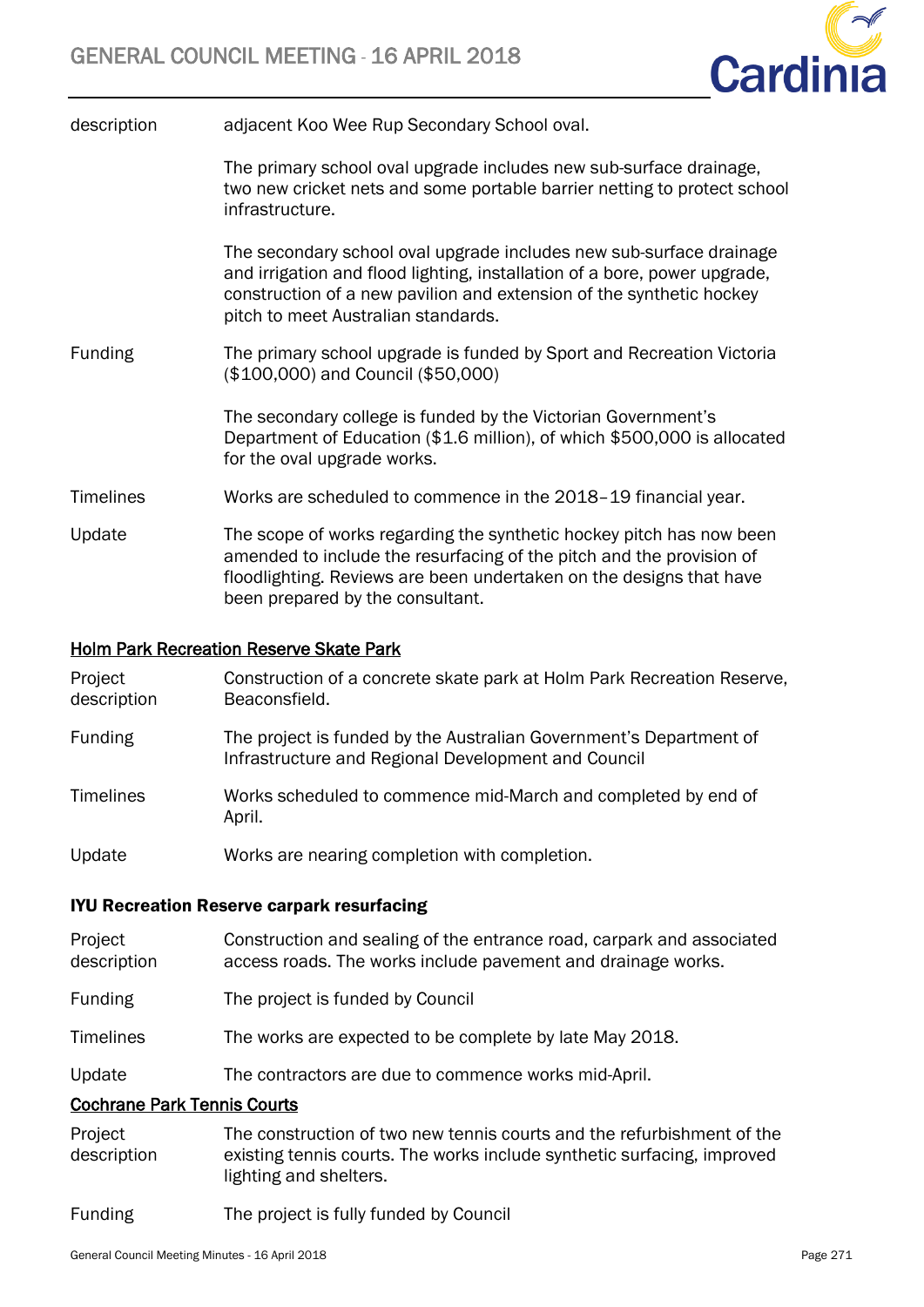| | |
|---|---|
| description | adjacent Koo Wee Rup Secondary School oval. |
| | The primary school oval upgrade includes new sub-surface drainage, two new cricket nets and some portable barrier netting to protect school infrastructure. |
| | The secondary school oval upgrade includes new sub-surface drainage and irrigation and flood lighting, installation of a bore, power upgrade, construction of a new pavilion and extension of the synthetic hockey pitch to meet Australian standards. |
| Funding | The primary school upgrade is funded by Sport and Recreation Victoria ($100,000) and Council ($50,000) |
| | The secondary college is funded by the Victorian Government's Department of Education ($1.6 million), of which $500,000 is allocated for the oval upgrade works. |
| Timelines | Works are scheduled to commence in the 2018–19 financial year. |
| Update | The scope of works regarding the synthetic hockey pitch has now been amended to include the resurfacing of the pitch and the provision of floodlighting. Reviews are been undertaken on the designs that have been prepared by the consultant. |

<u>Holm Park Recreation Reserve Skate Park</u>

| | |
|---|---|
| Project description | Construction of a concrete skate park at Holm Park Recreation Reserve, Beaconsfield. |
| Funding | The project is funded by the Australian Government's Department of Infrastructure and Regional Development and Council |
| Timelines | Works scheduled to commence mid-March and completed by end of April. |
| Update | Works are nearing completion with completion. |

**IYU Recreation Reserve carpark resurfacing**

| | |
|---|---|
| Project description | Construction and sealing of the entrance road, carpark and associated access roads. The works include pavement and drainage works. |
| Funding | The project is funded by Council |
| Timelines | The works are expected to be complete by late May 2018. |
| Update | The contractors are due to commence works mid-April. |

<u>Cochrane Park Tennis Courts</u>

| | |
|---|---|
| Project description | The construction of two new tennis courts and the refurbishment of the existing tennis courts. The works include synthetic surfacing, improved lighting and shelters. |
| Funding | The project is fully funded by Council |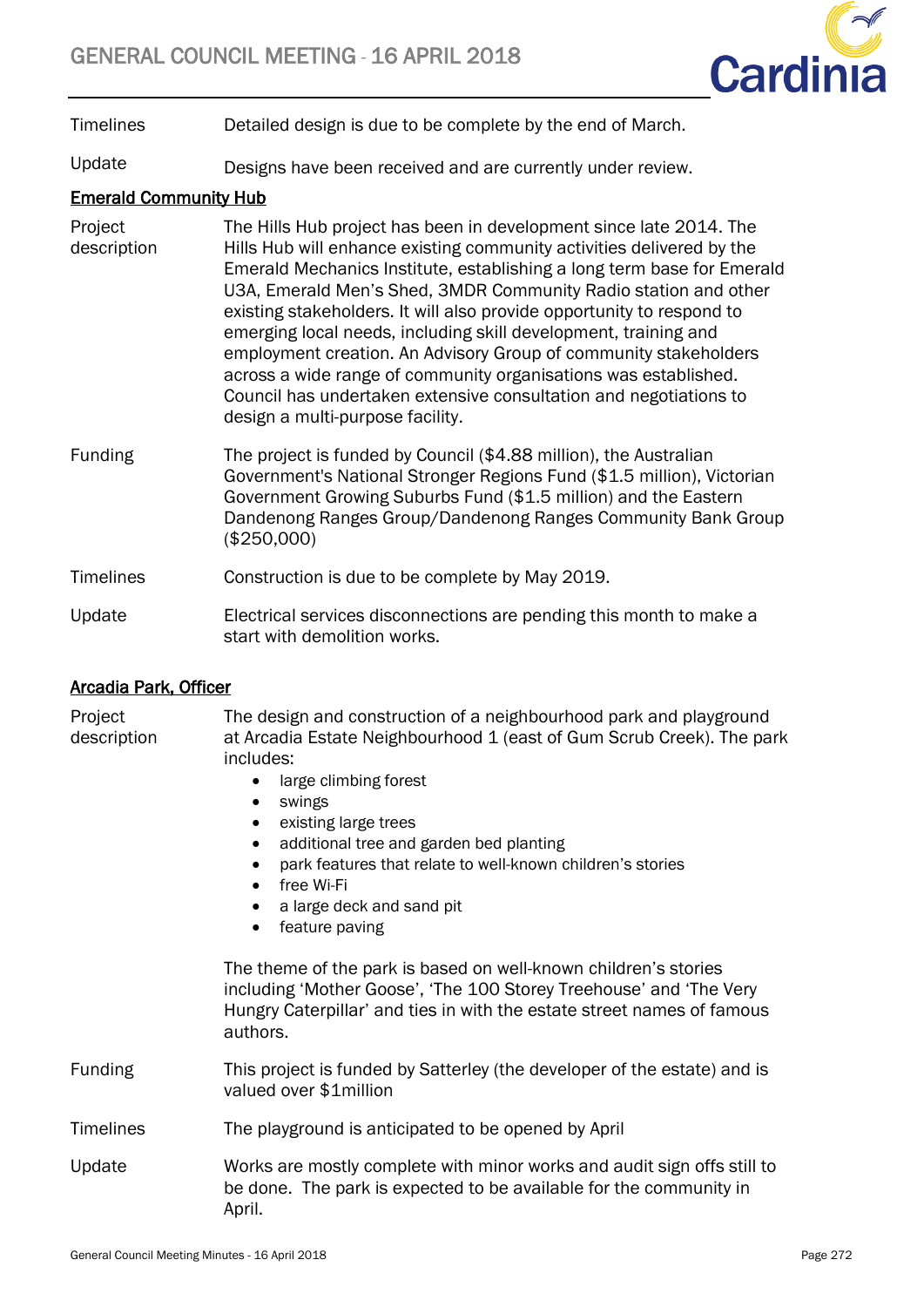| | |
|---|---|
| Timelines | Detailed design is due to be complete by the end of March. |
| Update | Designs have been received and are currently under review. |

**Emerald Community Hub**

| | |
|---|---|
| Project description | The Hills Hub project has been in development since late 2014. The Hills Hub will enhance existing community activities delivered by the Emerald Mechanics Institute, establishing a long term base for Emerald U3A, Emerald Men's Shed, 3MDR Community Radio station and other existing stakeholders. It will also provide opportunity to respond to emerging local needs, including skill development, training and employment creation. An Advisory Group of community stakeholders across a wide range of community organisations was established. Council has undertaken extensive consultation and negotiations to design a multi-purpose facility. |
| Funding | The project is funded by Council ($4.88 million), the Australian Government's National Stronger Regions Fund ($1.5 million), Victorian Government Growing Suburbs Fund ($1.5 million) and the Eastern Dandenong Ranges Group/Dandenong Ranges Community Bank Group ($250,000) |
| Timelines | Construction is due to be complete by May 2019. |
| Update | Electrical services disconnections are pending this month to make a start with demolition works. |

**Arcadia Park, Officer**

| | |
|---|---|
| Project description | The design and construction of a neighbourhood park and playground at Arcadia Estate Neighbourhood 1 (east of Gum Scrub Creek). The park includes:<br>• large climbing forest<br>• swings<br>• existing large trees<br>• additional tree and garden bed planting<br>• park features that relate to well-known children's stories<br>• free Wi-Fi<br>• a large deck and sand pit<br>• feature paving<br><br>The theme of the park is based on well-known children's stories including 'Mother Goose', 'The 100 Storey Treehouse' and 'The Very Hungry Caterpillar' and ties in with the estate street names of famous authors. |
| Funding | This project is funded by Satterley (the developer of the estate) and is valued over $1million |
| Timelines | The playground is anticipated to be opened by April |
| Update | Works are mostly complete with minor works and audit sign offs still to be done. The park is expected to be available for the community in April. |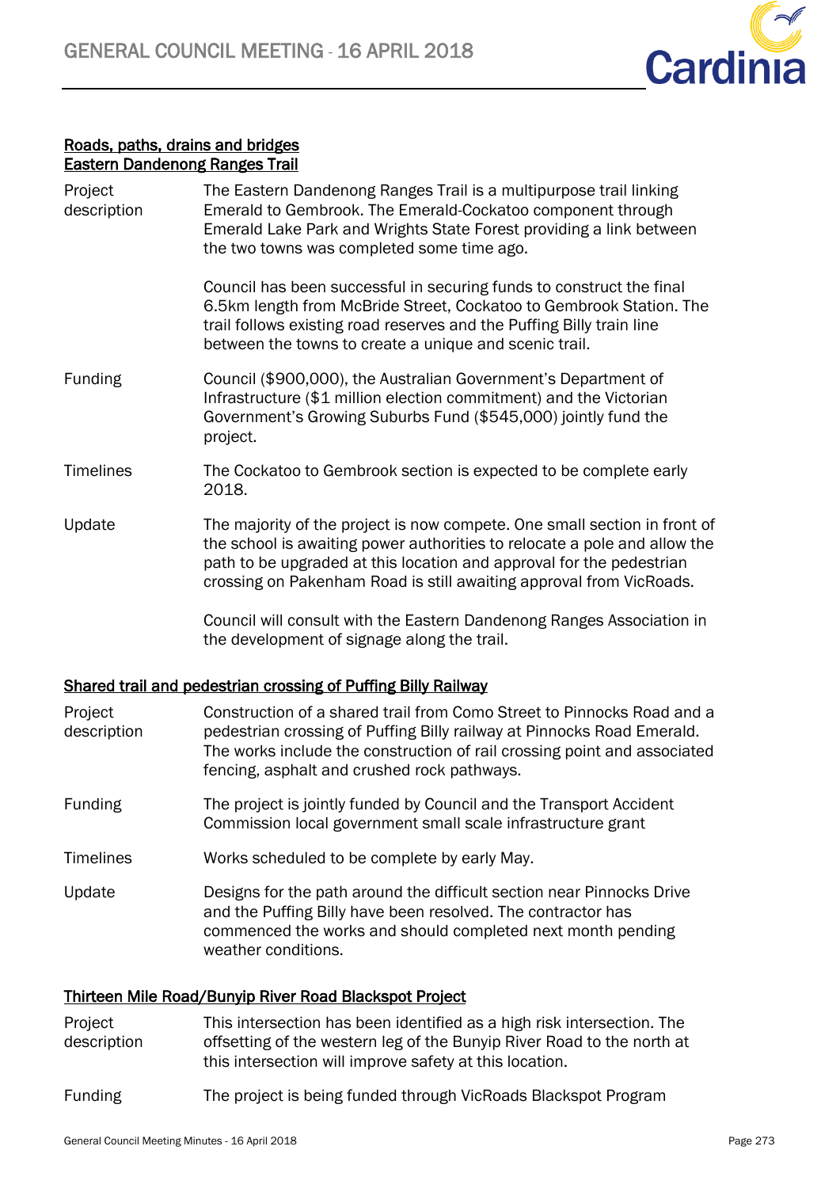**Roads, paths, drains and bridges**

**Eastern Dandenong Ranges Trail**

| | |
|---|---|
| Project description | The Eastern Dandenong Ranges Trail is a multipurpose trail linking Emerald to Gembrook. The Emerald-Cockatoo component through Emerald Lake Park and Wrights State Forest providing a link between the two towns was completed some time ago.<br><br>Council has been successful in securing funds to construct the final 6.5km length from McBride Street, Cockatoo to Gembrook Station. The trail follows existing road reserves and the Puffing Billy train line between the towns to create a unique and scenic trail. |
| Funding | Council ($900,000), the Australian Government's Department of Infrastructure ($1 million election commitment) and the Victorian Government's Growing Suburbs Fund ($545,000) jointly fund the project. |
| Timelines | The Cockatoo to Gembrook section is expected to be complete early 2018. |
| Update | The majority of the project is now compete. One small section in front of the school is awaiting power authorities to relocate a pole and allow the path to be upgraded at this location and approval for the pedestrian crossing on Pakenham Road is still awaiting approval from VicRoads.<br><br>Council will consult with the Eastern Dandenong Ranges Association in the development of signage along the trail. |

**Shared trail and pedestrian crossing of Puffing Billy Railway**

| | |
|---|---|
| Project description | Construction of a shared trail from Como Street to Pinnocks Road and a pedestrian crossing of Puffing Billy railway at Pinnocks Road Emerald. The works include the construction of rail crossing point and associated fencing, asphalt and crushed rock pathways. |
| Funding | The project is jointly funded by Council and the Transport Accident Commission local government small scale infrastructure grant |
| Timelines | Works scheduled to be complete by early May. |
| Update | Designs for the path around the difficult section near Pinnocks Drive and the Puffing Billy have been resolved. The contractor has commenced the works and should completed next month pending weather conditions. |

**Thirteen Mile Road/Bunyip River Road Blackspot Project**

| | |
|---|---|
| Project description | This intersection has been identified as a high risk intersection. The offsetting of the western leg of the Bunyip River Road to the north at this intersection will improve safety at this location. |
| Funding | The project is being funded through VicRoads Blackspot Program |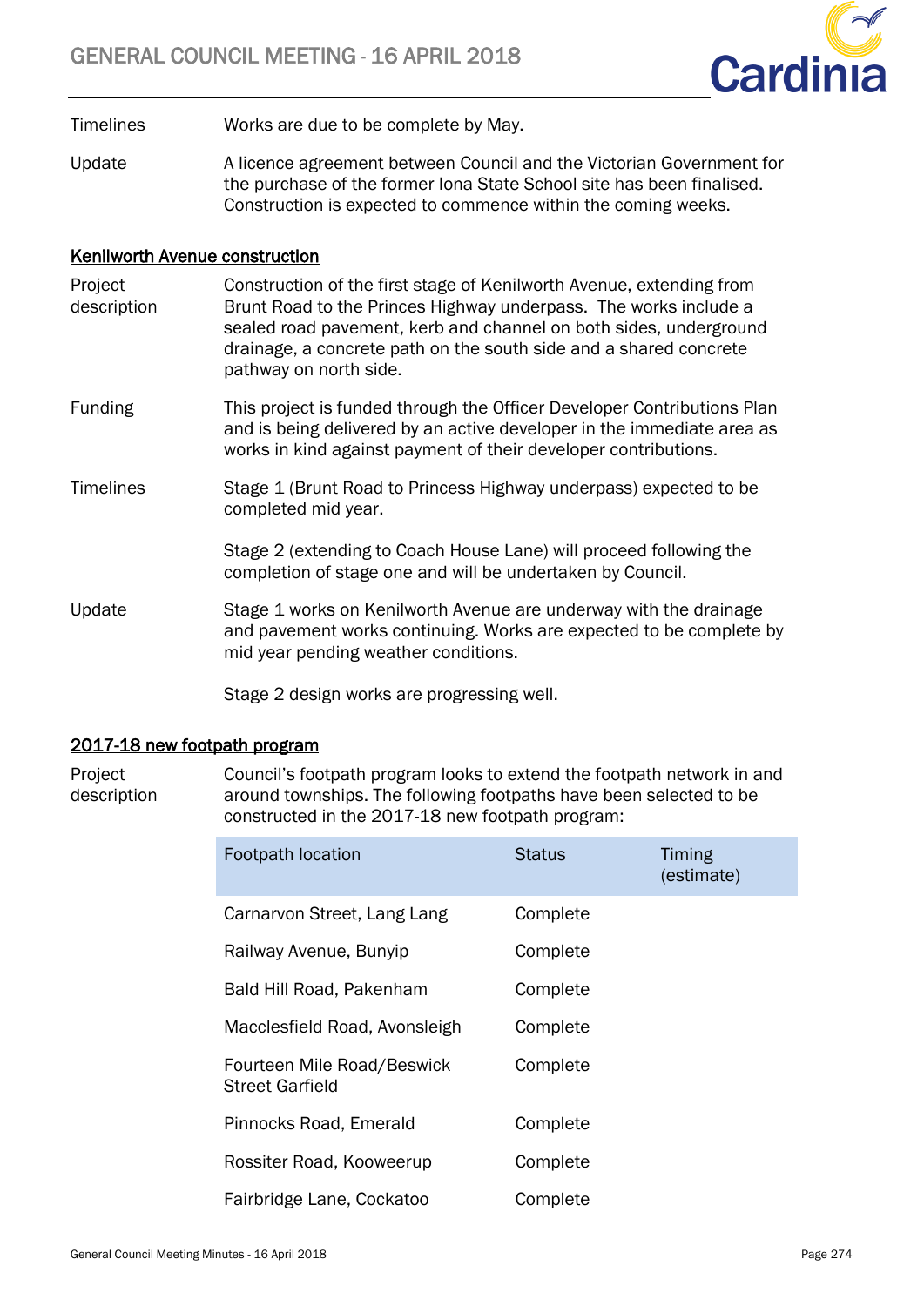| | |
|---|---|
| Timelines | Works are due to be complete by May. |
| Update | A licence agreement between Council and the Victorian Government for the purchase of the former Iona State School site has been finalised. Construction is expected to commence within the coming weeks. |

**Kenilworth Avenue construction**

| | |
|---|---|
| Project description | Construction of the first stage of Kenilworth Avenue, extending from Brunt Road to the Princes Highway underpass. The works include a sealed road pavement, kerb and channel on both sides, underground drainage, a concrete path on the south side and a shared concrete pathway on north side. |
| Funding | This project is funded through the Officer Developer Contributions Plan and is being delivered by an active developer in the immediate area as works in kind against payment of their developer contributions. |
| Timelines | Stage 1 (Brunt Road to Princess Highway underpass) expected to be completed mid year.<br><br>Stage 2 (extending to Coach House Lane) will proceed following the completion of stage one and will be undertaken by Council. |
| Update | Stage 1 works on Kenilworth Avenue are underway with the drainage and pavement works continuing. Works are expected to be complete by mid year pending weather conditions.<br><br>Stage 2 design works are progressing well. |

**2017-18 new footpath program**

Project description: Council's footpath program looks to extend the footpath network in and around townships. The following footpaths have been selected to be constructed in the 2017-18 new footpath program:

| Footpath location | Status | Timing (estimate) |
|---|---|---|
| Carnarvon Street, Lang Lang | Complete | |
| Railway Avenue, Bunyip | Complete | |
| Bald Hill Road, Pakenham | Complete | |
| Macclesfield Road, Avonsleigh | Complete | |
| Fourteen Mile Road/Beswick Street Garfield | Complete | |
| Pinnocks Road, Emerald | Complete | |
| Rossiter Road, Kooweerup | Complete | |
| Fairbridge Lane, Cockatoo | Complete | |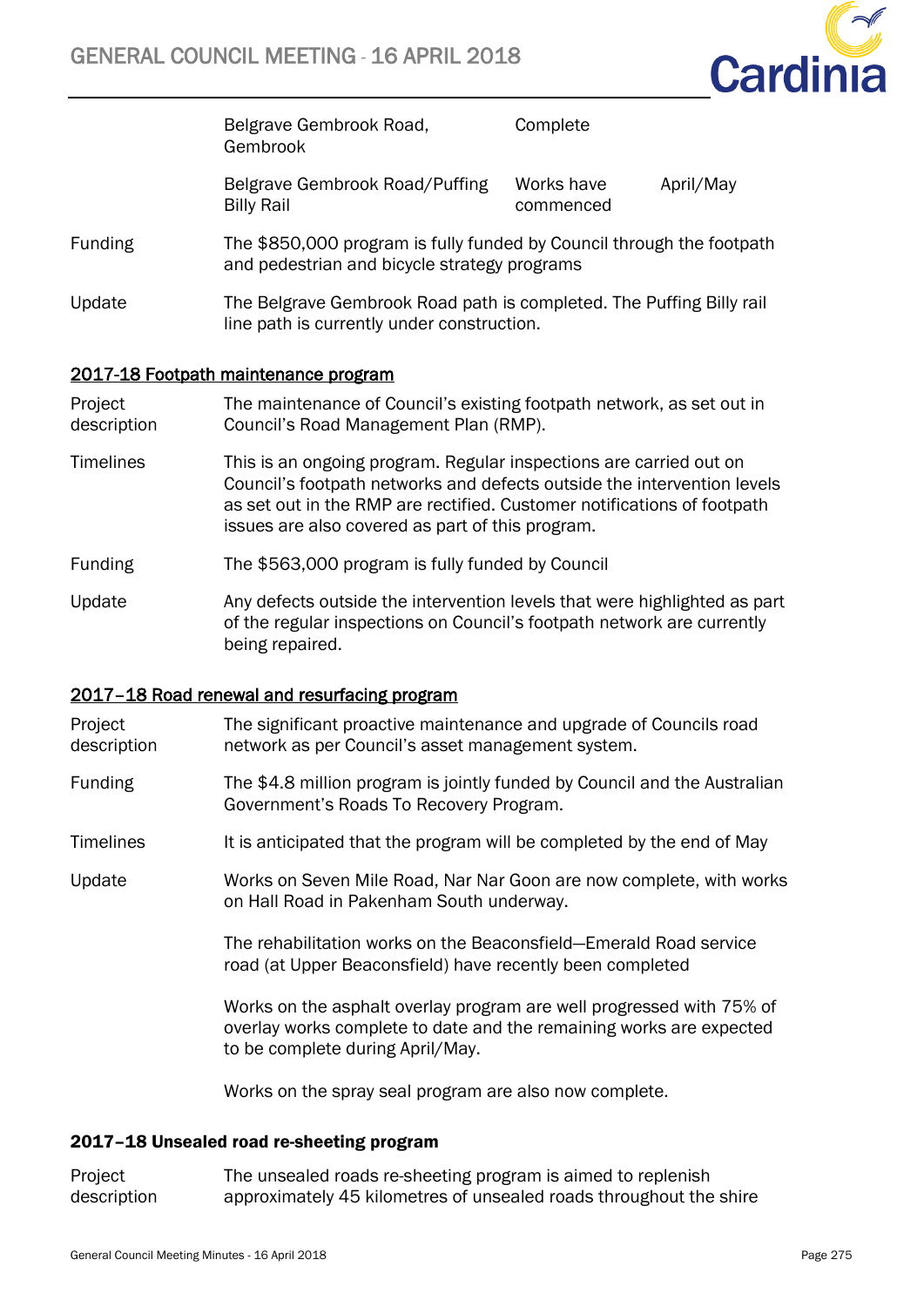| | | | |
|---|---|---|---|
| | Belgrave Gembrook Road, Gembrook | Complete | |
| | Belgrave Gembrook Road/Puffing Billy Rail | Works have commenced | April/May |

| | |
|---|---|
| Funding | The $850,000 program is fully funded by Council through the footpath and pedestrian and bicycle strategy programs |
| Update | The Belgrave Gembrook Road path is completed. The Puffing Billy rail line path is currently under construction. |

## 2017-18 Footpath maintenance program

| | |
|---|---|
| Project description | The maintenance of Council's existing footpath network, as set out in Council's Road Management Plan (RMP). |
| Timelines | This is an ongoing program. Regular inspections are carried out on Council's footpath networks and defects outside the intervention levels as set out in the RMP are rectified. Customer notifications of footpath issues are also covered as part of this program. |
| Funding | The $563,000 program is fully funded by Council |
| Update | Any defects outside the intervention levels that were highlighted as part of the regular inspections on Council's footpath network are currently being repaired. |

## 2017–18 Road renewal and resurfacing program

| | |
|---|---|
| Project description | The significant proactive maintenance and upgrade of Councils road network as per Council's asset management system. |
| Funding | The $4.8 million program is jointly funded by Council and the Australian Government's Roads To Recovery Program. |
| Timelines | It is anticipated that the program will be completed by the end of May |
| Update | Works on Seven Mile Road, Nar Nar Goon are now complete, with works on Hall Road in Pakenham South underway.<br><br>The rehabilitation works on the Beaconsfield—Emerald Road service road (at Upper Beaconsfield) have recently been completed<br><br>Works on the asphalt overlay program are well progressed with 75% of overlay works complete to date and the remaining works are expected to be complete during April/May.<br><br>Works on the spray seal program are also now complete. |

## 2017–18 Unsealed road re-sheeting program

| | |
|---|---|
| Project description | The unsealed roads re-sheeting program is aimed to replenish approximately 45 kilometres of unsealed roads throughout the shire |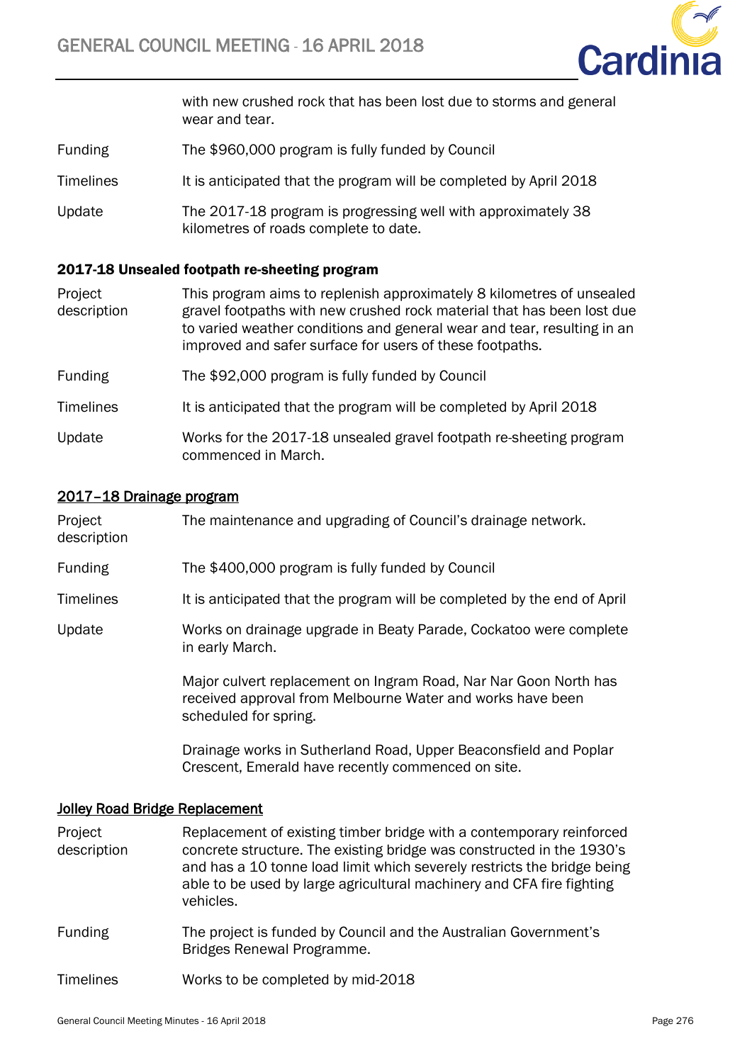with new crushed rock that has been lost due to storms and general wear and tear.

| | |
|---|---|
| Funding | The $960,000 program is fully funded by Council |
| Timelines | It is anticipated that the program will be completed by April 2018 |
| Update | The 2017-18 program is progressing well with approximately 38 kilometres of roads complete to date. |

**2017-18 Unsealed footpath re-sheeting program**

| | |
|---|---|
| Project description | This program aims to replenish approximately 8 kilometres of unsealed gravel footpaths with new crushed rock material that has been lost due to varied weather conditions and general wear and tear, resulting in an improved and safer surface for users of these footpaths. |
| Funding | The $92,000 program is fully funded by Council |
| Timelines | It is anticipated that the program will be completed by April 2018 |
| Update | Works for the 2017-18 unsealed gravel footpath re-sheeting program commenced in March. |

**2017–18 Drainage program**

| | |
|---|---|
| Project description | The maintenance and upgrading of Council's drainage network. |
| Funding | The $400,000 program is fully funded by Council |
| Timelines | It is anticipated that the program will be completed by the end of April |
| Update | Works on drainage upgrade in Beaty Parade, Cockatoo were complete in early March.<br><br>Major culvert replacement on Ingram Road, Nar Nar Goon North has received approval from Melbourne Water and works have been scheduled for spring.<br><br>Drainage works in Sutherland Road, Upper Beaconsfield and Poplar Crescent, Emerald have recently commenced on site. |

**Jolley Road Bridge Replacement**

| | |
|---|---|
| Project description | Replacement of existing timber bridge with a contemporary reinforced concrete structure. The existing bridge was constructed in the 1930's and has a 10 tonne load limit which severely restricts the bridge being able to be used by large agricultural machinery and CFA fire fighting vehicles. |
| Funding | The project is funded by Council and the Australian Government's Bridges Renewal Programme. |
| Timelines | Works to be completed by mid-2018 |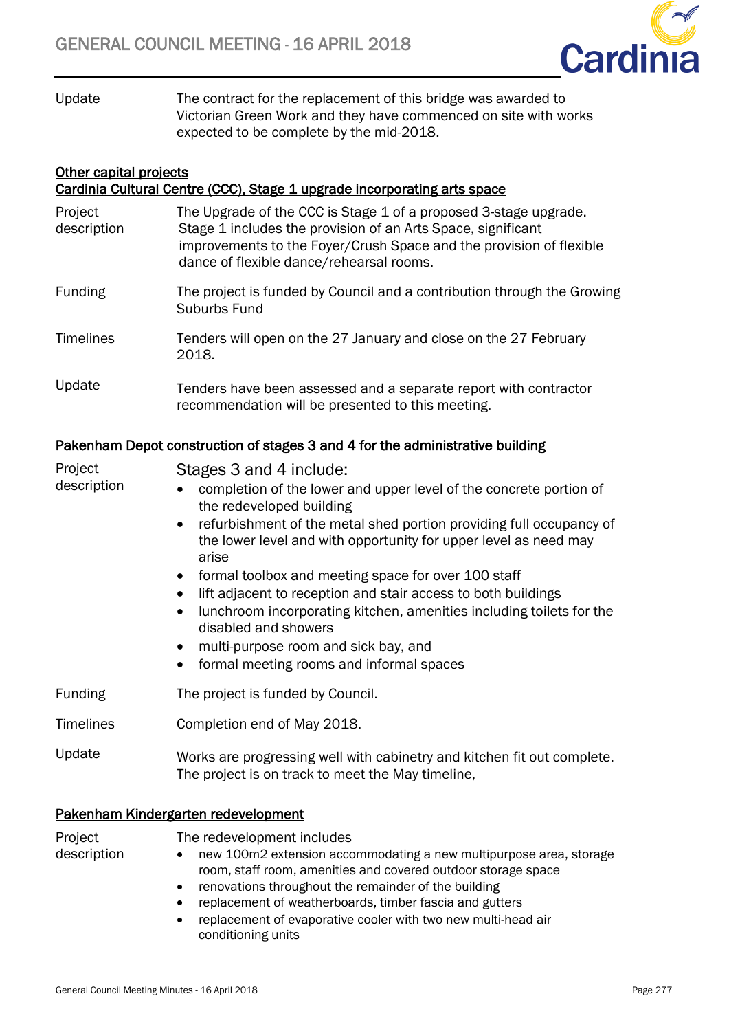Update — The contract for the replacement of this bridge was awarded to Victorian Green Work and they have commenced on site with works expected to be complete by the mid-2018.

## Other capital projects

### Cardinia Cultural Centre (CCC), Stage 1 upgrade incorporating arts space

**Project description** — The Upgrade of the CCC is Stage 1 of a proposed 3-stage upgrade. Stage 1 includes the provision of an Arts Space, significant improvements to the Foyer/Crush Space and the provision of flexible dance of flexible dance/rehearsal rooms.

**Funding** — The project is funded by Council and a contribution through the Growing Suburbs Fund

**Timelines** — Tenders will open on the 27 January and close on the 27 February 2018.

**Update** — Tenders have been assessed and a separate report with contractor recommendation will be presented to this meeting.

### Pakenham Depot construction of stages 3 and 4 for the administrative building

**Project description** — Stages 3 and 4 include:

- completion of the lower and upper level of the concrete portion of the redeveloped building
- refurbishment of the metal shed portion providing full occupancy of the lower level and with opportunity for upper level as need may arise
- formal toolbox and meeting space for over 100 staff
- lift adjacent to reception and stair access to both buildings
- lunchroom incorporating kitchen, amenities including toilets for the disabled and showers
- multi-purpose room and sick bay, and
- formal meeting rooms and informal spaces

**Funding** — The project is funded by Council.

**Timelines** — Completion end of May 2018.

**Update** — Works are progressing well with cabinetry and kitchen fit out complete. The project is on track to meet the May timeline,

### Pakenham Kindergarten redevelopment

**Project description** — The redevelopment includes

- new 100m2 extension accommodating a new multipurpose area, storage room, staff room, amenities and covered outdoor storage space
- renovations throughout the remainder of the building
- replacement of weatherboards, timber fascia and gutters
- replacement of evaporative cooler with two new multi-head air conditioning units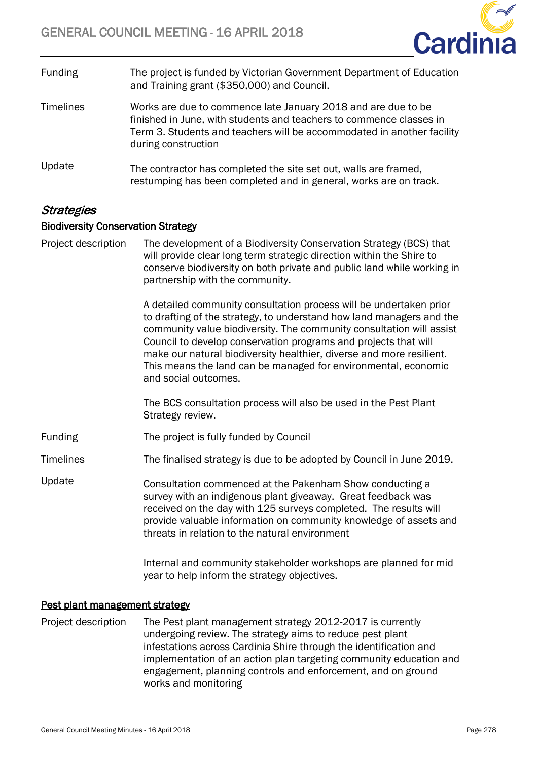| | |
|---|---|
| Funding | The project is funded by Victorian Government Department of Education and Training grant ($350,000) and Council. |
| Timelines | Works are due to commence late January 2018 and are due to be finished in June, with students and teachers to commence classes in Term 3. Students and teachers will be accommodated in another facility during construction |
| Update | The contractor has completed the site set out, walls are framed, restumping has been completed and in general, works are on track. |

## *Strategies*

### Biodiversity Conservation Strategy

| | |
|---|---|
| Project description | The development of a Biodiversity Conservation Strategy (BCS) that will provide clear long term strategic direction within the Shire to conserve biodiversity on both private and public land while working in partnership with the community.<br><br>A detailed community consultation process will be undertaken prior to drafting of the strategy, to understand how land managers and the community value biodiversity. The community consultation will assist Council to develop conservation programs and projects that will make our natural biodiversity healthier, diverse and more resilient. This means the land can be managed for environmental, economic and social outcomes.<br><br>The BCS consultation process will also be used in the Pest Plant Strategy review. |
| Funding | The project is fully funded by Council |
| Timelines | The finalised strategy is due to be adopted by Council in June 2019. |
| Update | Consultation commenced at the Pakenham Show conducting a survey with an indigenous plant giveaway. Great feedback was received on the day with 125 surveys completed. The results will provide valuable information on community knowledge of assets and threats in relation to the natural environment<br><br>Internal and community stakeholder workshops are planned for mid year to help inform the strategy objectives. |

### Pest plant management strategy

| | |
|---|---|
| Project description | The Pest plant management strategy 2012-2017 is currently undergoing review. The strategy aims to reduce pest plant infestations across Cardinia Shire through the identification and implementation of an action plan targeting community education and engagement, planning controls and enforcement, and on ground works and monitoring |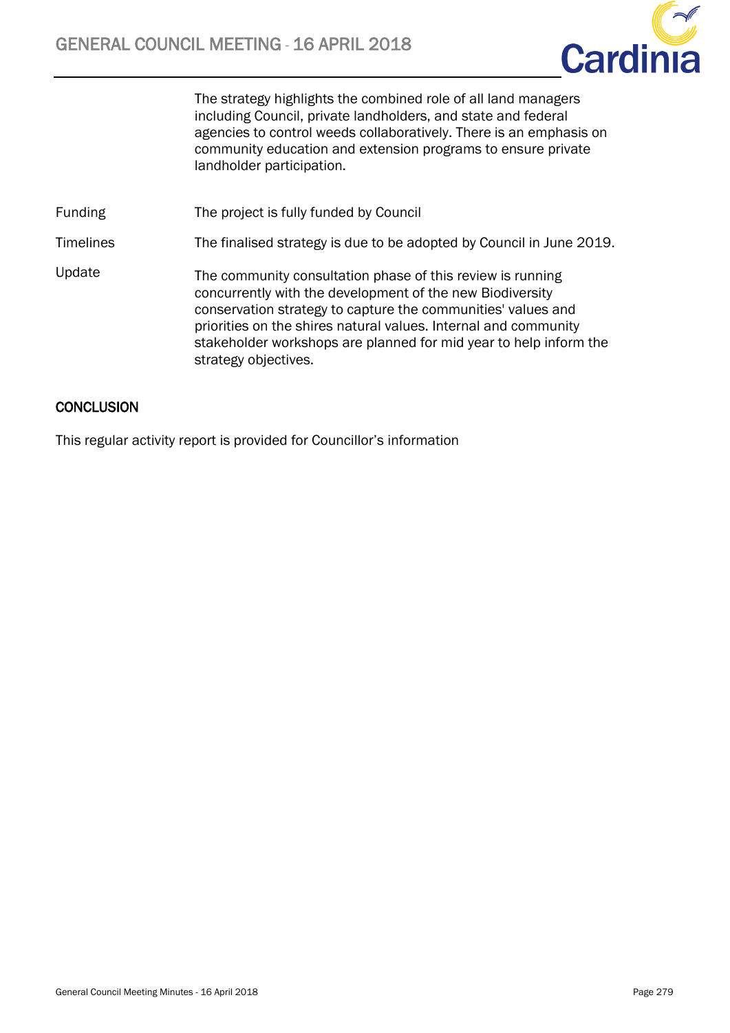| | |
|---|---|
| | The strategy highlights the combined role of all land managers including Council, private landholders, and state and federal agencies to control weeds collaboratively. There is an emphasis on community education and extension programs to ensure private landholder participation. |
| Funding | The project is fully funded by Council |
| Timelines | The finalised strategy is due to be adopted by Council in June 2019. |
| Update | The community consultation phase of this review is running concurrently with the development of the new Biodiversity conservation strategy to capture the communities' values and priorities on the shires natural values. Internal and community stakeholder workshops are planned for mid year to help inform the strategy objectives. |

## CONCLUSION

This regular activity report is provided for Councillor's information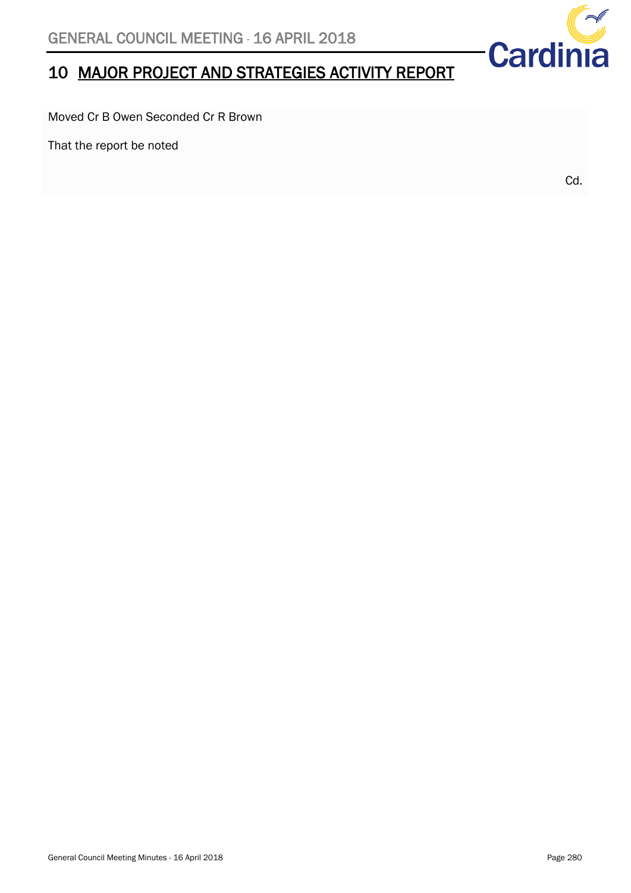# 10 MAJOR PROJECT AND STRATEGIES ACTIVITY REPORT

Moved Cr B Owen Seconded Cr R Brown

That the report be noted

Cd.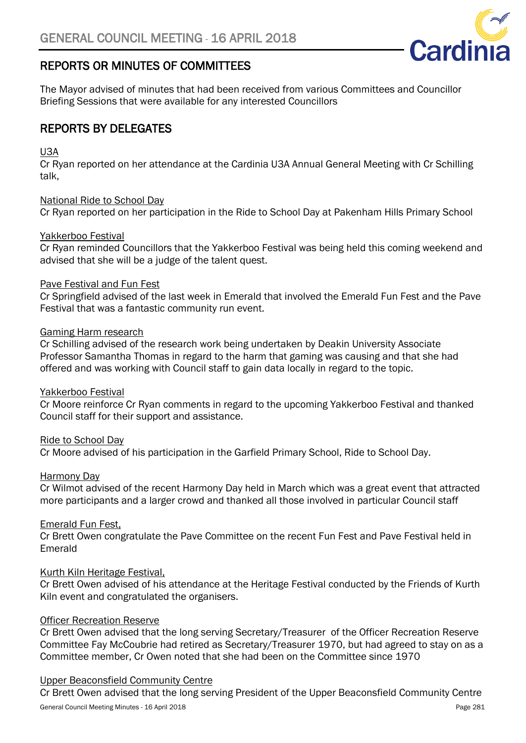## REPORTS OR MINUTES OF COMMITTEES

The Mayor advised of minutes that had been received from various Committees and Councillor Briefing Sessions that were available for any interested Councillors

## REPORTS BY DELEGATES

U3A
Cr Ryan reported on her attendance at the Cardinia U3A Annual General Meeting with Cr Schilling talk,

National Ride to School Day
Cr Ryan reported on her participation in the Ride to School Day at Pakenham Hills Primary School

Yakkerboo Festival
Cr Ryan reminded Councillors that the Yakkerboo Festival was being held this coming weekend and advised that she will be a judge of the talent quest.

Pave Festival and Fun Fest
Cr Springfield advised of the last week in Emerald that involved the Emerald Fun Fest and the Pave Festival that was a fantastic community run event.

Gaming Harm research
Cr Schilling advised of the research work being undertaken by Deakin University Associate Professor Samantha Thomas in regard to the harm that gaming was causing and that she had offered and was working with Council staff to gain data locally in regard to the topic.

Yakkerboo Festival
Cr Moore reinforce Cr Ryan comments in regard to the upcoming Yakkerboo Festival and thanked Council staff for their support and assistance.

Ride to School Day
Cr Moore advised of his participation in the Garfield Primary School, Ride to School Day.

Harmony Day
Cr Wilmot advised of the recent Harmony Day held in March which was a great event that attracted more participants and a larger crowd and thanked all those involved in particular Council staff

Emerald Fun Fest,
Cr Brett Owen congratulate the Pave Committee on the recent Fun Fest and Pave Festival held in Emerald

Kurth Kiln Heritage Festival,
Cr Brett Owen advised of his attendance at the Heritage Festival conducted by the Friends of Kurth Kiln event and congratulated the organisers.

Officer Recreation Reserve
Cr Brett Owen advised that the long serving Secretary/Treasurer of the Officer Recreation Reserve Committee Fay McCoubrie had retired as Secretary/Treasurer 1970, but had agreed to stay on as a Committee member, Cr Owen noted that she had been on the Committee since 1970

Upper Beaconsfield Community Centre
Cr Brett Owen advised that the long serving President of the Upper Beaconsfield Community Centre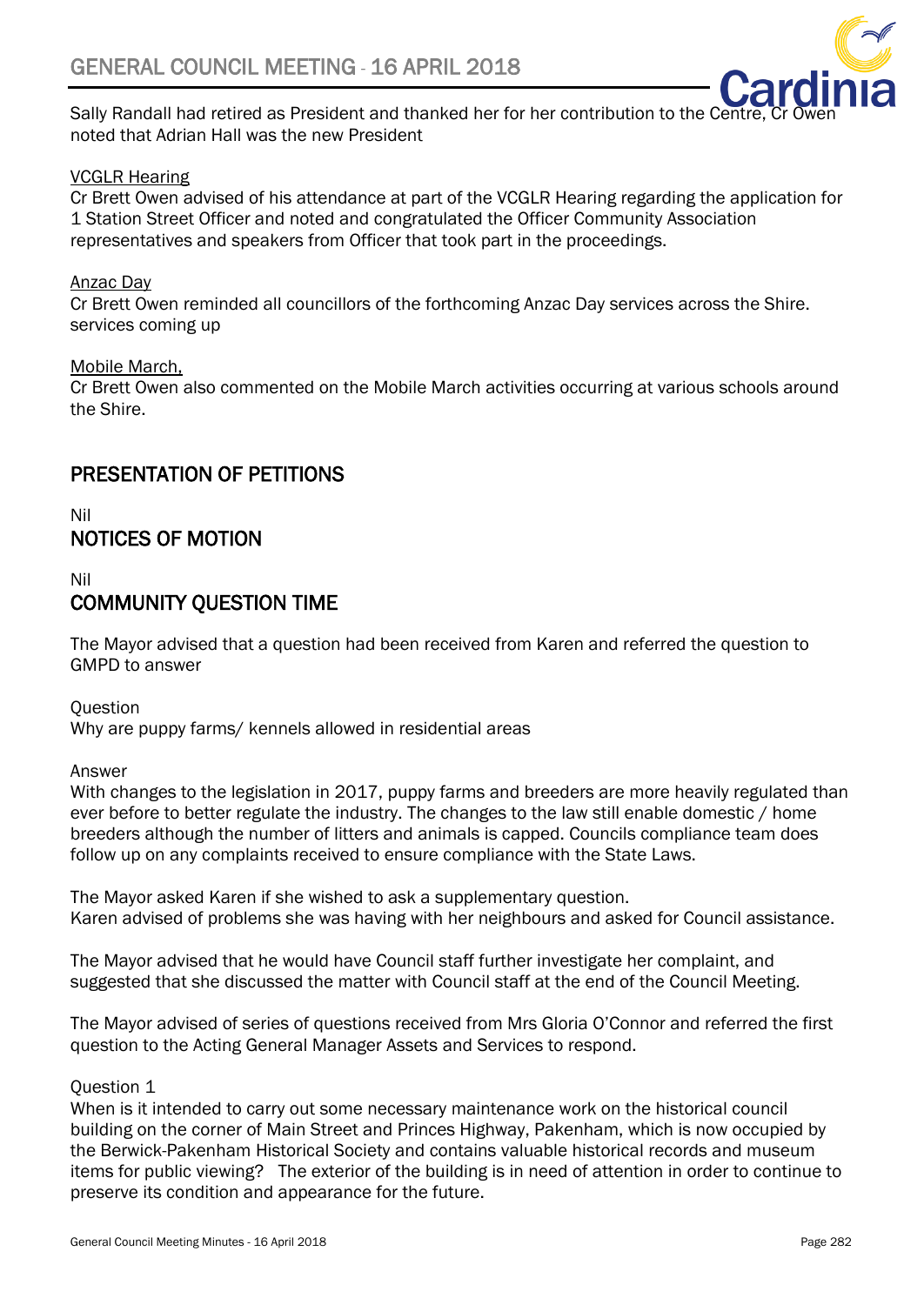Sally Randall had retired as President and thanked her for her contribution to the Centre, Cr Owen noted that Adrian Hall was the new President

VCGLR Hearing
Cr Brett Owen advised of his attendance at part of the VCGLR Hearing regarding the application for 1 Station Street Officer and noted and congratulated the Officer Community Association representatives and speakers from Officer that took part in the proceedings.

Anzac Day
Cr Brett Owen reminded all councillors of the forthcoming Anzac Day services across the Shire. services coming up

Mobile March,
Cr Brett Owen also commented on the Mobile March activities occurring at various schools around the Shire.

## PRESENTATION OF PETITIONS

Nil

## NOTICES OF MOTION

Nil

## COMMUNITY QUESTION TIME

The Mayor advised that a question had been received from Karen and referred the question to GMPD to answer

Question
Why are puppy farms/ kennels allowed in residential areas

Answer
With changes to the legislation in 2017, puppy farms and breeders are more heavily regulated than ever before to better regulate the industry. The changes to the law still enable domestic / home breeders although the number of litters and animals is capped. Councils compliance team does follow up on any complaints received to ensure compliance with the State Laws.

The Mayor asked Karen if she wished to ask a supplementary question.
Karen advised of problems she was having with her neighbours and asked for Council assistance.

The Mayor advised that he would have Council staff further investigate her complaint, and suggested that she discussed the matter with Council staff at the end of the Council Meeting.

The Mayor advised of series of questions received from Mrs Gloria O'Connor and referred the first question to the Acting General Manager Assets and Services to respond.

Question 1
When is it intended to carry out some necessary maintenance work on the historical council building on the corner of Main Street and Princes Highway, Pakenham, which is now occupied by the Berwick-Pakenham Historical Society and contains valuable historical records and museum items for public viewing? The exterior of the building is in need of attention in order to continue to preserve its condition and appearance for the future.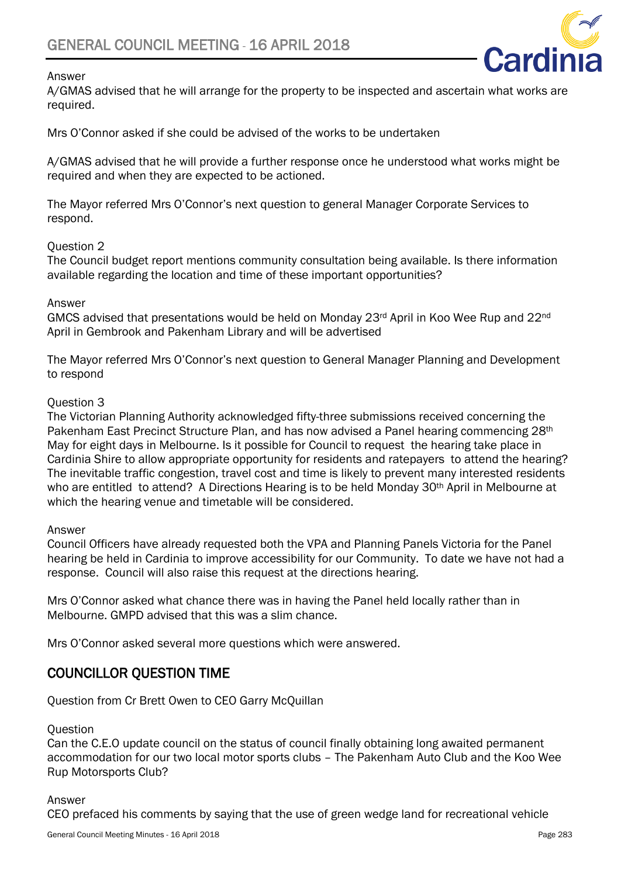Answer

A/GMAS advised that he will arrange for the property to be inspected and ascertain what works are required.

Mrs O'Connor asked if she could be advised of the works to be undertaken

A/GMAS advised that he will provide a further response once he understood what works might be required and when they are expected to be actioned.

The Mayor referred Mrs O'Connor's next question to general Manager Corporate Services to respond.

Question 2

The Council budget report mentions community consultation being available. Is there information available regarding the location and time of these important opportunities?

Answer

GMCS advised that presentations would be held on Monday 23rd April in Koo Wee Rup and 22nd April in Gembrook and Pakenham Library and will be advertised

The Mayor referred Mrs O'Connor's next question to General Manager Planning and Development to respond

Question 3

The Victorian Planning Authority acknowledged fifty-three submissions received concerning the Pakenham East Precinct Structure Plan, and has now advised a Panel hearing commencing 28th May for eight days in Melbourne. Is it possible for Council to request the hearing take place in Cardinia Shire to allow appropriate opportunity for residents and ratepayers to attend the hearing? The inevitable traffic congestion, travel cost and time is likely to prevent many interested residents who are entitled to attend? A Directions Hearing is to be held Monday 30th April in Melbourne at which the hearing venue and timetable will be considered.

Answer

Council Officers have already requested both the VPA and Planning Panels Victoria for the Panel hearing be held in Cardinia to improve accessibility for our Community. To date we have not had a response. Council will also raise this request at the directions hearing.

Mrs O'Connor asked what chance there was in having the Panel held locally rather than in Melbourne. GMPD advised that this was a slim chance.

Mrs O'Connor asked several more questions which were answered.

## COUNCILLOR QUESTION TIME

Question from Cr Brett Owen to CEO Garry McQuillan

Question

Can the C.E.O update council on the status of council finally obtaining long awaited permanent accommodation for our two local motor sports clubs – The Pakenham Auto Club and the Koo Wee Rup Motorsports Club?

Answer

CEO prefaced his comments by saying that the use of green wedge land for recreational vehicle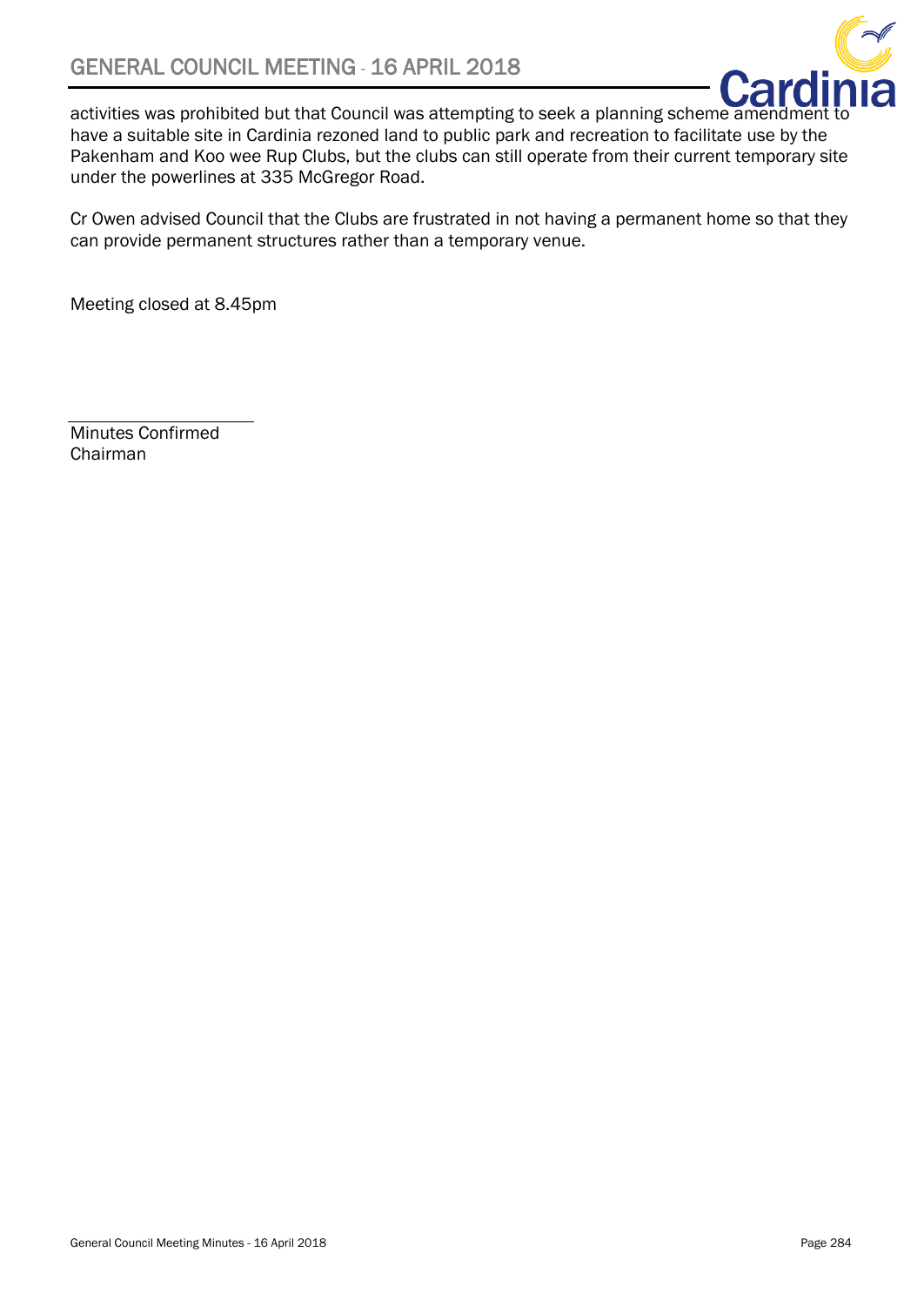activities was prohibited but that Council was attempting to seek a planning scheme amendment to have a suitable site in Cardinia rezoned land to public park and recreation to facilitate use by the Pakenham and Koo wee Rup Clubs, but the clubs can still operate from their current temporary site under the powerlines at 335 McGregor Road.

Cr Owen advised Council that the Clubs are frustrated in not having a permanent home so that they can provide permanent structures rather than a temporary venue.

Meeting closed at 8.45pm

Minutes Confirmed
Chairman